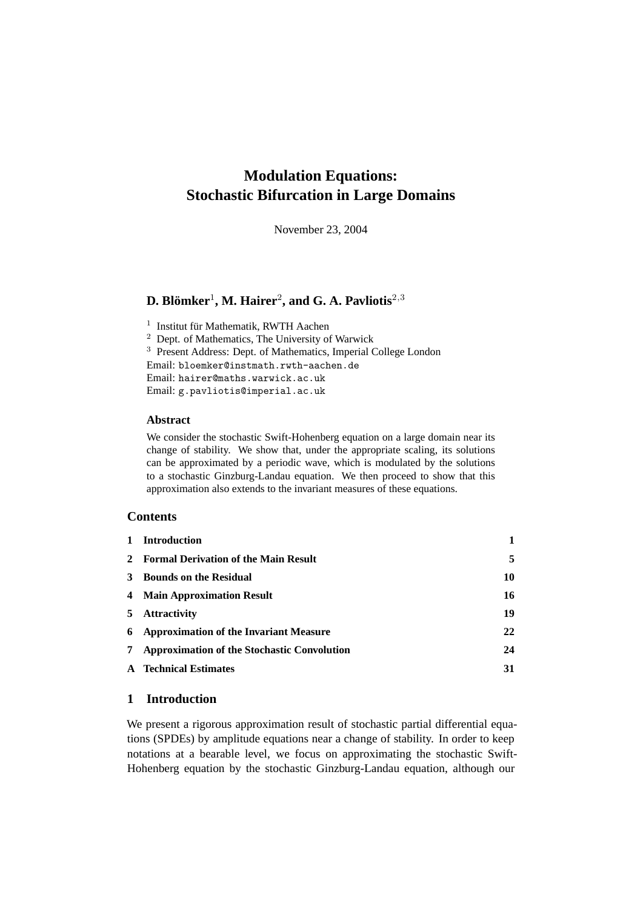# Modulation Equations: Stochastic Bifurcation in Large Domains

November 23, 2004

**D. Blömker[1], M. Hairer[2], and G. A. Pavliotis[2,3]**

[1] Institut für Mathematik, RWTH Aachen
[2] Dept. of Mathematics, The University of Warwick
[3] Present Address: Dept. of Mathematics, Imperial College London
Email: bloemker@instmath.rwth-aachen.de
Email: hairer@maths.warwick.ac.uk
Email: g.pavliotis@imperial.ac.uk

### Abstract

We consider the stochastic Swift-Hohenberg equation on a large domain near its change of stability. We show that, under the appropriate scaling, its solutions can be approximated by a periodic wave, which is modulated by the solutions to a stochastic Ginzburg-Landau equation. We then proceed to show that this approximation also extends to the invariant measures of these equations.

## Contents

| | | |
|---|---|---|
| 1 | Introduction | 1 |
| 2 | Formal Derivation of the Main Result | 5 |
| 3 | Bounds on the Residual | 10 |
| 4 | Main Approximation Result | 16 |
| 5 | Attractivity | 19 |
| 6 | Approximation of the Invariant Measure | 22 |
| 7 | Approximation of the Stochastic Convolution | 24 |
| A | Technical Estimates | 31 |

## 1 Introduction

We present a rigorous approximation result of stochastic partial differential equations (SPDEs) by amplitude equations near a change of stability. In order to keep notations at a bearable level, we focus on approximating the stochastic Swift-Hohenberg equation by the stochastic Ginzburg-Landau equation, although our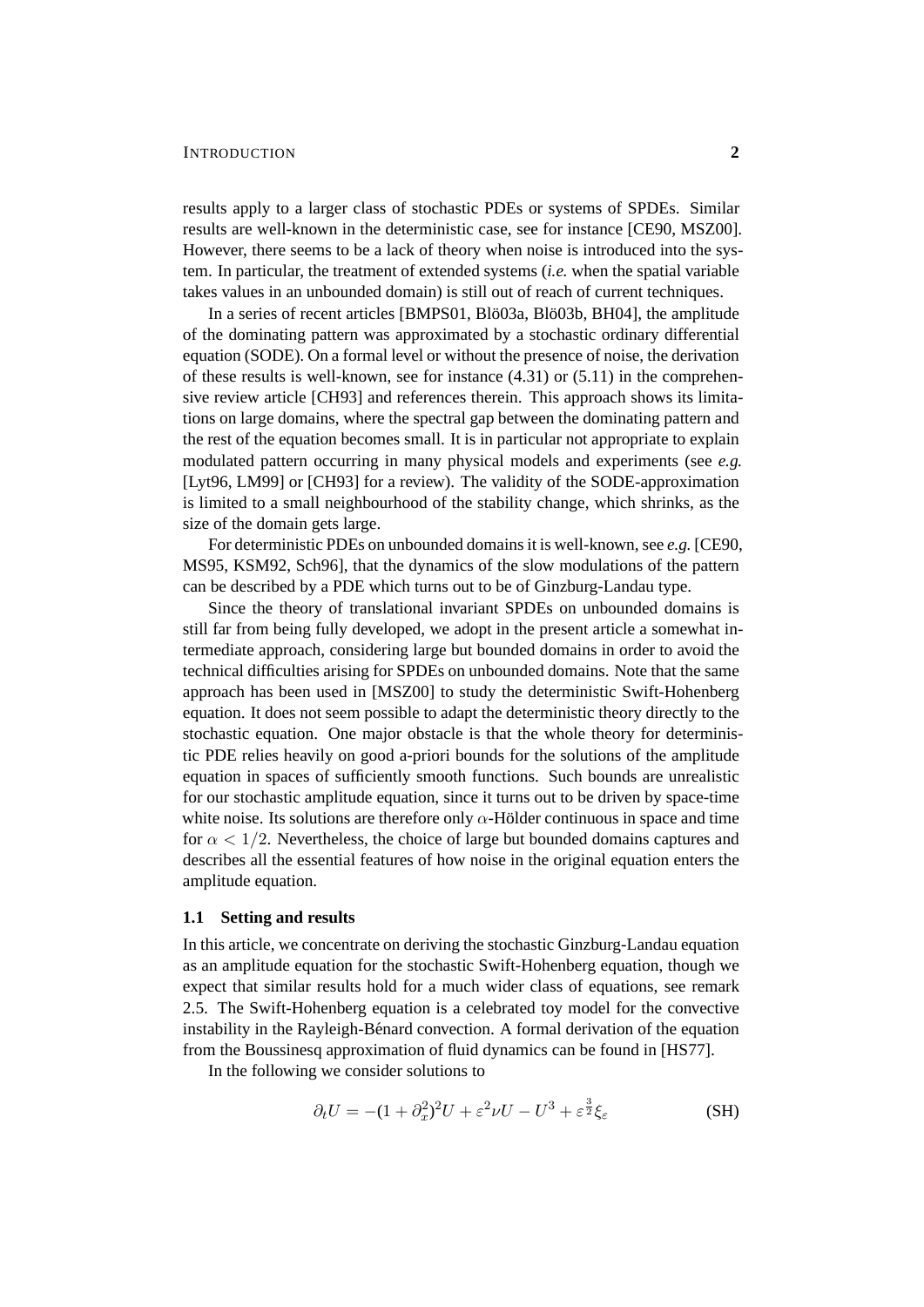results apply to a larger class of stochastic PDEs or systems of SPDEs. Similar results are well-known in the deterministic case, see for instance [CE90, MSZ00]. However, there seems to be a lack of theory when noise is introduced into the system. In particular, the treatment of extended systems (*i.e.* when the spatial variable takes values in an unbounded domain) is still out of reach of current techniques.

In a series of recent articles [BMPS01, Blö03a, Blö03b, BH04], the amplitude of the dominating pattern was approximated by a stochastic ordinary differential equation (SODE). On a formal level or without the presence of noise, the derivation of these results is well-known, see for instance (4.31) or (5.11) in the comprehensive review article [CH93] and references therein. This approach shows its limitations on large domains, where the spectral gap between the dominating pattern and the rest of the equation becomes small. It is in particular not appropriate to explain modulated pattern occurring in many physical models and experiments (see *e.g.* [Lyt96, LM99] or [CH93] for a review). The validity of the SODE-approximation is limited to a small neighbourhood of the stability change, which shrinks, as the size of the domain gets large.

For deterministic PDEs on unbounded domains it is well-known, see *e.g.* [CE90, MS95, KSM92, Sch96], that the dynamics of the slow modulations of the pattern can be described by a PDE which turns out to be of Ginzburg-Landau type.

Since the theory of translational invariant SPDEs on unbounded domains is still far from being fully developed, we adopt in the present article a somewhat intermediate approach, considering large but bounded domains in order to avoid the technical difficulties arising for SPDEs on unbounded domains. Note that the same approach has been used in [MSZ00] to study the deterministic Swift-Hohenberg equation. It does not seem possible to adapt the deterministic theory directly to the stochastic equation. One major obstacle is that the whole theory for deterministic PDE relies heavily on good a-priori bounds for the solutions of the amplitude equation in spaces of sufficiently smooth functions. Such bounds are unrealistic for our stochastic amplitude equation, since it turns out to be driven by space-time white noise. Its solutions are therefore only $\alpha$-Hölder continuous in space and time for $\alpha < 1/2$. Nevertheless, the choice of large but bounded domains captures and describes all the essential features of how noise in the original equation enters the amplitude equation.

### 1.1 Setting and results

In this article, we concentrate on deriving the stochastic Ginzburg-Landau equation as an amplitude equation for the stochastic Swift-Hohenberg equation, though we expect that similar results hold for a much wider class of equations, see remark 2.5. The Swift-Hohenberg equation is a celebrated toy model for the convective instability in the Rayleigh-Bénard convection. A formal derivation of the equation from the Boussinesq approximation of fluid dynamics can be found in [HS77].

In the following we consider solutions to

$$\partial_t U = -(1 + \partial_x^2)^2 U + \varepsilon^2 \nu U - U^3 + \varepsilon^{\frac{3}{2}} \xi_\varepsilon \tag{SH}$$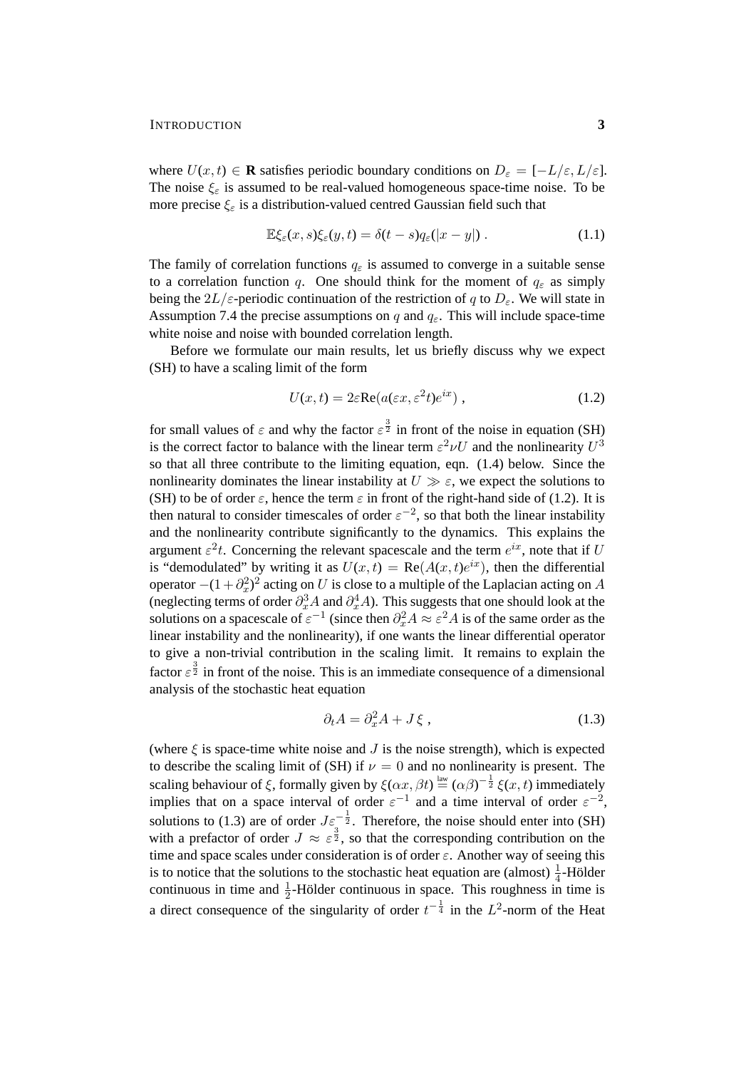where $U(x,t) \in \mathbf{R}$ satisfies periodic boundary conditions on $D_\varepsilon = [-L/\varepsilon, L/\varepsilon]$. The noise $\xi_\varepsilon$ is assumed to be real-valued homogeneous space-time noise. To be more precise $\xi_\varepsilon$ is a distribution-valued centred Gaussian field such that

$$\mathbb{E}\xi_\varepsilon(x,s)\xi_\varepsilon(y,t) = \delta(t-s)q_\varepsilon(|x-y|) . \tag{1.1}$$

The family of correlation functions $q_\varepsilon$ is assumed to converge in a suitable sense to a correlation function $q$. One should think for the moment of $q_\varepsilon$ as simply being the $2L/\varepsilon$-periodic continuation of the restriction of $q$ to $D_\varepsilon$. We will state in Assumption 7.4 the precise assumptions on $q$ and $q_\varepsilon$. This will include space-time white noise and noise with bounded correlation length.

Before we formulate our main results, let us briefly discuss why we expect (SH) to have a scaling limit of the form

$$U(x,t) = 2\varepsilon \mathrm{Re}(a(\varepsilon x, \varepsilon^2 t)e^{ix}) , \tag{1.2}$$

for small values of $\varepsilon$ and why the factor $\varepsilon^{\frac{3}{2}}$ in front of the noise in equation (SH) is the correct factor to balance with the linear term $\varepsilon^2 \nu U$ and the nonlinearity $U^3$ so that all three contribute to the limiting equation, eqn. (1.4) below. Since the nonlinearity dominates the linear instability at $U \gg \varepsilon$, we expect the solutions to (SH) to be of order $\varepsilon$, hence the term $\varepsilon$ in front of the right-hand side of (1.2). It is then natural to consider timescales of order $\varepsilon^{-2}$, so that both the linear instability and the nonlinearity contribute significantly to the dynamics. This explains the argument $\varepsilon^2 t$. Concerning the relevant spacescale and the term $e^{ix}$, note that if $U$ is "demodulated" by writing it as $U(x,t) = \mathrm{Re}(A(x,t)e^{ix})$, then the differential operator $-(1+\partial_x^2)^2$ acting on $U$ is close to a multiple of the Laplacian acting on $A$ (neglecting terms of order $\partial_x^3 A$ and $\partial_x^4 A$). This suggests that one should look at the solutions on a spacescale of $\varepsilon^{-1}$ (since then $\partial_x^2 A \approx \varepsilon^2 A$ is of the same order as the linear instability and the nonlinearity), if one wants the linear differential operator to give a non-trivial contribution in the scaling limit. It remains to explain the factor $\varepsilon^{\frac{3}{2}}$ in front of the noise. This is an immediate consequence of a dimensional analysis of the stochastic heat equation

$$\partial_t A = \partial_x^2 A + J\,\xi , \tag{1.3}$$

(where $\xi$ is space-time white noise and $J$ is the noise strength), which is expected to describe the scaling limit of (SH) if $\nu = 0$ and no nonlinearity is present. The scaling behaviour of $\xi$, formally given by $\xi(\alpha x, \beta t) \stackrel{\text{law}}{=} (\alpha\beta)^{-\frac{1}{2}}\,\xi(x,t)$ immediately implies that on a space interval of order $\varepsilon^{-1}$ and a time interval of order $\varepsilon^{-2}$, solutions to (1.3) are of order $J\varepsilon^{-\frac{1}{2}}$. Therefore, the noise should enter into (SH) with a prefactor of order $J \approx \varepsilon^{\frac{3}{2}}$, so that the corresponding contribution on the time and space scales under consideration is of order $\varepsilon$. Another way of seeing this is to notice that the solutions to the stochastic heat equation are (almost) $\frac{1}{4}$-Hölder continuous in time and $\frac{1}{2}$-Hölder continuous in space. This roughness in time is a direct consequence of the singularity of order $t^{-\frac{1}{4}}$ in the $L^2$-norm of the Heat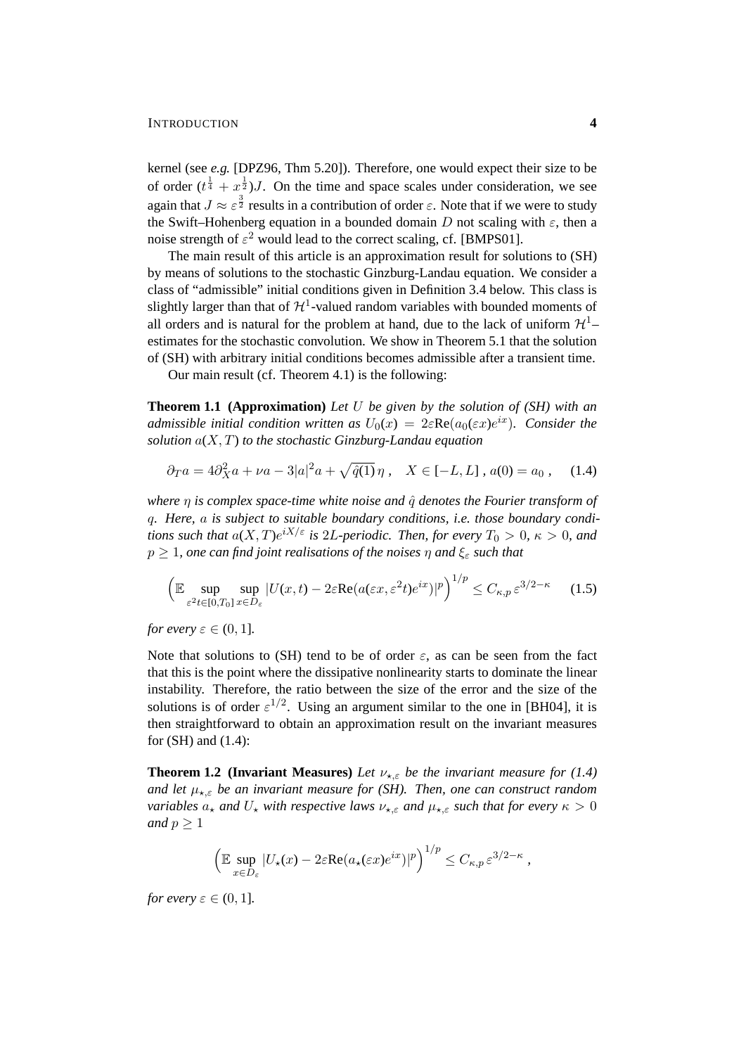kernel (see *e.g.* [DPZ96, Thm 5.20]). Therefore, one would expect their size to be of order $(t^{\frac{1}{4}} + x^{\frac{1}{2}})J$. On the time and space scales under consideration, we see again that $J \approx \varepsilon^{\frac{3}{2}}$ results in a contribution of order $\varepsilon$. Note that if we were to study the Swift–Hohenberg equation in a bounded domain $D$ not scaling with $\varepsilon$, then a noise strength of $\varepsilon^2$ would lead to the correct scaling, cf. [BMPS01].

The main result of this article is an approximation result for solutions to (SH) by means of solutions to the stochastic Ginzburg-Landau equation. We consider a class of "admissible" initial conditions given in Definition 3.4 below. This class is slightly larger than that of $\mathcal{H}^1$-valued random variables with bounded moments of all orders and is natural for the problem at hand, due to the lack of uniform $\mathcal{H}^1$–estimates for the stochastic convolution. We show in Theorem 5.1 that the solution of (SH) with arbitrary initial conditions becomes admissible after a transient time.

Our main result (cf. Theorem 4.1) is the following:

**Theorem 1.1 (Approximation)** *Let $U$ be given by the solution of (SH) with an admissible initial condition written as $U_0(x) = 2\varepsilon\mathrm{Re}(a_0(\varepsilon x)e^{ix})$. Consider the solution $a(X,T)$ to the stochastic Ginzburg-Landau equation*

$$\partial_T a = 4\partial_X^2 a + \nu a - 3|a|^2 a + \sqrt{\hat{q}(1)}\,\eta\,, \quad X \in [-L, L]\,,\, a(0) = a_0\,, \tag{1.4}$$

*where $\eta$ is complex space-time white noise and $\hat{q}$ denotes the Fourier transform of $q$. Here, $a$ is subject to suitable boundary conditions, i.e. those boundary conditions such that $a(X,T)e^{iX/\varepsilon}$ is $2L$-periodic. Then, for every $T_0 > 0$, $\kappa > 0$, and $p \geq 1$, one can find joint realisations of the noises $\eta$ and $\xi_\varepsilon$ such that*

$$\Big(\mathbb{E}\sup_{\varepsilon^2 t\in[0,T_0]}\sup_{x\in D_\varepsilon}|U(x,t) - 2\varepsilon\mathrm{Re}(a(\varepsilon x, \varepsilon^2 t)e^{ix})|^p\Big)^{1/p} \leq C_{\kappa,p}\,\varepsilon^{3/2-\kappa} \tag{1.5}$$

*for every $\varepsilon \in (0,1]$.*

Note that solutions to (SH) tend to be of order $\varepsilon$, as can be seen from the fact that this is the point where the dissipative nonlinearity starts to dominate the linear instability. Therefore, the ratio between the size of the error and the size of the solutions is of order $\varepsilon^{1/2}$. Using an argument similar to the one in [BH04], it is then straightforward to obtain an approximation result on the invariant measures for (SH) and (1.4):

**Theorem 1.2 (Invariant Measures)** *Let $\nu_{\star,\varepsilon}$ be the invariant measure for (1.4) and let $\mu_{\star,\varepsilon}$ be an invariant measure for (SH). Then, one can construct random variables $a_\star$ and $U_\star$ with respective laws $\nu_{\star,\varepsilon}$ and $\mu_{\star,\varepsilon}$ such that for every $\kappa > 0$ and $p \geq 1$*

$$\Big(\mathbb{E}\sup_{x\in D_\varepsilon}|U_\star(x) - 2\varepsilon\mathrm{Re}(a_\star(\varepsilon x)e^{ix})|^p\Big)^{1/p} \leq C_{\kappa,p}\,\varepsilon^{3/2-\kappa}\,,$$

*for every $\varepsilon \in (0,1]$.*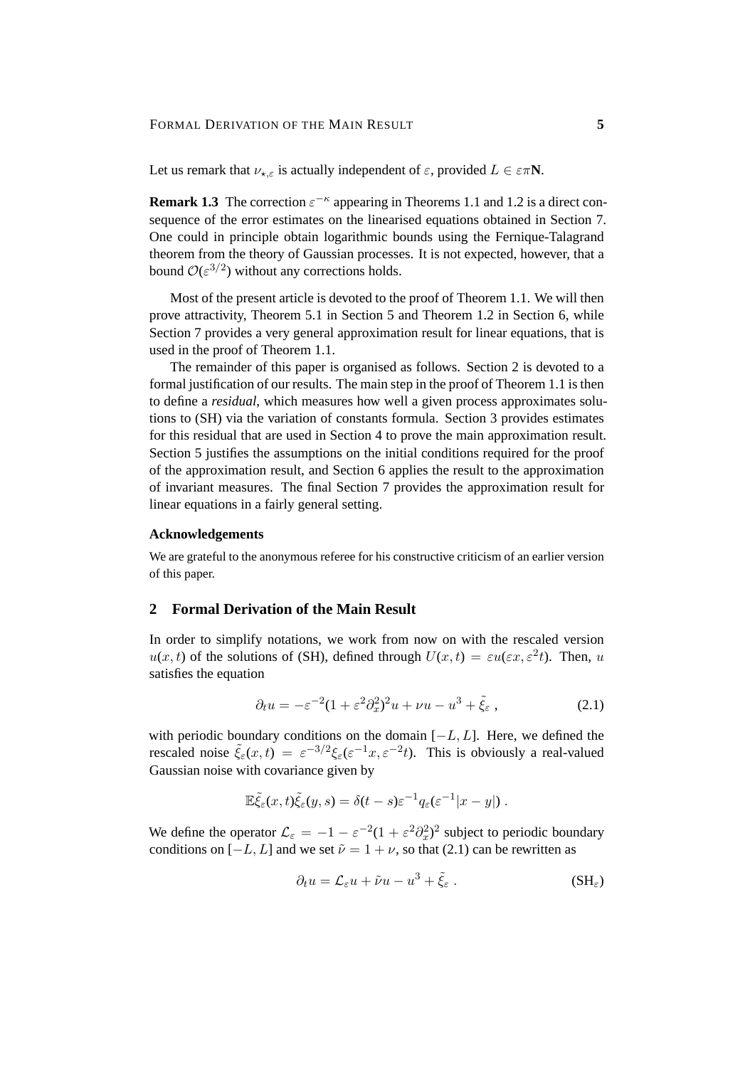Let us remark that $\nu_{\star,\varepsilon}$ is actually independent of $\varepsilon$, provided $L \in \varepsilon\pi\mathbf{N}$.

**Remark 1.3** The correction $\varepsilon^{-\kappa}$ appearing in Theorems 1.1 and 1.2 is a direct consequence of the error estimates on the linearised equations obtained in Section 7. One could in principle obtain logarithmic bounds using the Fernique-Talagrand theorem from the theory of Gaussian processes. It is not expected, however, that a bound $\mathcal{O}(\varepsilon^{3/2})$ without any corrections holds.

Most of the present article is devoted to the proof of Theorem 1.1. We will then prove attractivity, Theorem 5.1 in Section 5 and Theorem 1.2 in Section 6, while Section 7 provides a very general approximation result for linear equations, that is used in the proof of Theorem 1.1.

The remainder of this paper is organised as follows. Section 2 is devoted to a formal justification of our results. The main step in the proof of Theorem 1.1 is then to define a *residual*, which measures how well a given process approximates solutions to (SH) via the variation of constants formula. Section 3 provides estimates for this residual that are used in Section 4 to prove the main approximation result. Section 5 justifies the assumptions on the initial conditions required for the proof of the approximation result, and Section 6 applies the result to the approximation of invariant measures. The final Section 7 provides the approximation result for linear equations in a fairly general setting.

### Acknowledgements

We are grateful to the anonymous referee for his constructive criticism of an earlier version of this paper.

## 2 Formal Derivation of the Main Result

In order to simplify notations, we work from now on with the rescaled version $u(x,t)$ of the solutions of (SH), defined through $U(x,t) = \varepsilon u(\varepsilon x, \varepsilon^2 t)$. Then, $u$ satisfies the equation

$$\partial_t u = -\varepsilon^{-2}(1+\varepsilon^2\partial_x^2)^2 u + \nu u - u^3 + \tilde{\xi}_\varepsilon \;, \tag{2.1}$$

with periodic boundary conditions on the domain $[-L, L]$. Here, we defined the rescaled noise $\tilde{\xi}_\varepsilon(x,t) = \varepsilon^{-3/2}\xi_\varepsilon(\varepsilon^{-1}x, \varepsilon^{-2}t)$. This is obviously a real-valued Gaussian noise with covariance given by

$$\mathbb{E}\tilde{\xi}_\varepsilon(x,t)\tilde{\xi}_\varepsilon(y,s) = \delta(t-s)\varepsilon^{-1}q_\varepsilon(\varepsilon^{-1}|x-y|) \;.$$

We define the operator $\mathcal{L}_\varepsilon = -1 - \varepsilon^{-2}(1+\varepsilon^2\partial_x^2)^2$ subject to periodic boundary conditions on $[-L, L]$ and we set $\tilde{\nu} = 1 + \nu$, so that (2.1) can be rewritten as

$$\partial_t u = \mathcal{L}_\varepsilon u + \tilde{\nu} u - u^3 + \tilde{\xi}_\varepsilon \;. \tag{SH$_\varepsilon$}$$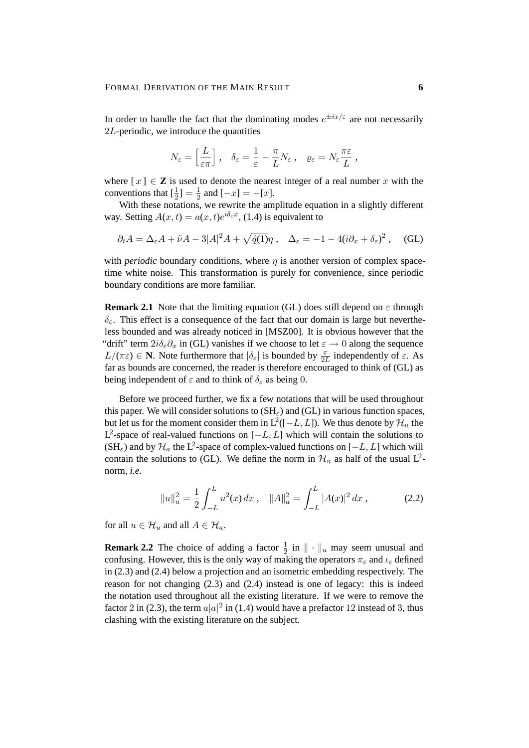In order to handle the fact that the dominating modes $e^{\pm ix/\varepsilon}$ are not necessarily $2L$-periodic, we introduce the quantities

$$N_\varepsilon = \Big[\frac{L}{\varepsilon\pi}\Big]\;, \quad \delta_\varepsilon = \frac{1}{\varepsilon} - \frac{\pi}{L}N_\varepsilon\;, \quad \varrho_\varepsilon = N_\varepsilon \frac{\pi\varepsilon}{L}\;,$$

where $[\,x\,] \in \mathbf{Z}$ is used to denote the nearest integer of a real number $x$ with the conventions that $[\frac{1}{2}] = \frac{1}{2}$ and $[-x] = -[x]$.

With these notations, we rewrite the amplitude equation in a slightly different way. Setting $A(x,t) = a(x,t)e^{i\delta_\varepsilon x}$, (1.4) is equivalent to

$$\partial_t A = \Delta_\varepsilon A + \tilde\nu A - 3|A|^2 A + \sqrt{\hat q(1)}\eta\;, \quad \Delta_\varepsilon = -1 - 4(i\partial_x + \delta_\varepsilon)^2\;, \qquad \text{(GL)}$$

with *periodic* boundary conditions, where $\eta$ is another version of complex space-time white noise. This transformation is purely for convenience, since periodic boundary conditions are more familiar.

**Remark 2.1** Note that the limiting equation (GL) does still depend on $\varepsilon$ through $\delta_\varepsilon$. This effect is a consequence of the fact that our domain is large but nevertheless bounded and was already noticed in [MSZ00]. It is obvious however that the "drift" term $2i\delta_\varepsilon\partial_x$ in (GL) vanishes if we choose to let $\varepsilon \to 0$ along the sequence $L/(\pi\varepsilon) \in \mathbf{N}$. Note furthermore that $|\delta_\varepsilon|$ is bounded by $\frac{\pi}{2L}$ independently of $\varepsilon$. As far as bounds are concerned, the reader is therefore encouraged to think of (GL) as being independent of $\varepsilon$ and to think of $\delta_\varepsilon$ as being $0$.

Before we proceed further, we fix a few notations that will be used throughout this paper. We will consider solutions to (SH$_\varepsilon$) and (GL) in various function spaces, but let us for the moment consider them in $\mathrm{L}^2([-L,L])$. We thus denote by $\mathcal{H}_u$ the $\mathrm{L}^2$-space of real-valued functions on $[-L,L]$ which will contain the solutions to (SH$_\varepsilon$) and by $\mathcal{H}_a$ the $\mathrm{L}^2$-space of complex-valued functions on $[-L,L]$ which will contain the solutions to (GL). We define the norm in $\mathcal{H}_u$ as half of the usual $\mathrm{L}^2$-norm, *i.e.*

$$\|u\|_u^2 = \frac{1}{2}\int_{-L}^{L} u^2(x)\,dx\;, \quad \|A\|_a^2 = \int_{-L}^{L} |A(x)|^2\,dx\;, \qquad (2.2)$$

for all $u \in \mathcal{H}_u$ and all $A \in \mathcal{H}_a$.

**Remark 2.2** The choice of adding a factor $\frac{1}{2}$ in $\|\cdot\|_u$ may seem unusual and confusing. However, this is the only way of making the operators $\pi_\varepsilon$ and $\iota_\varepsilon$ defined in (2.3) and (2.4) below a projection and an isometric embedding respectively. The reason for not changing (2.3) and (2.4) instead is one of legacy: this is indeed the notation used throughout all the existing literature. If we were to remove the factor $2$ in (2.3), the term $a|a|^2$ in (1.4) would have a prefactor $12$ instead of $3$, thus clashing with the existing literature on the subject.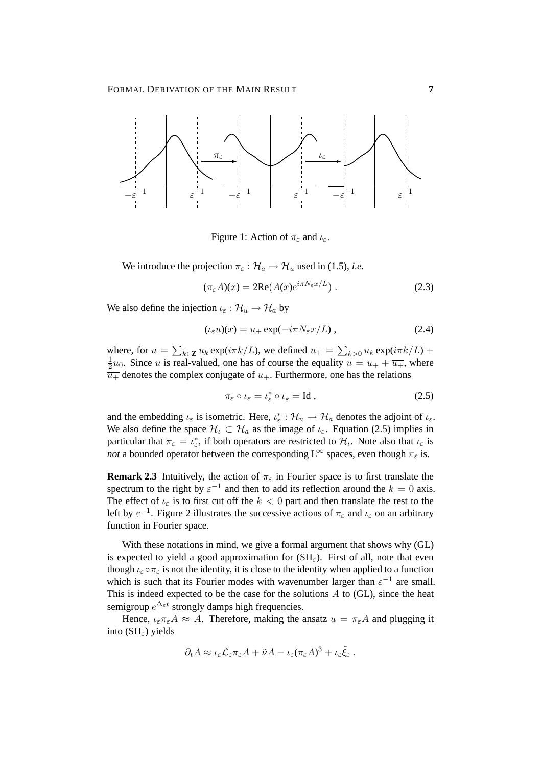Figure 1: Action of $\pi_\varepsilon$ and $\iota_\varepsilon$.

We introduce the projection $\pi_\varepsilon : \mathcal{H}_a \to \mathcal{H}_u$ used in (1.5), *i.e.*

$$(\pi_\varepsilon A)(x) = 2\mathrm{Re}(A(x)e^{i\pi N_\varepsilon x/L}) \ . \tag{2.3}$$

We also define the injection $\iota_\varepsilon : \mathcal{H}_u \to \mathcal{H}_a$ by

$$(\iota_\varepsilon u)(x) = u_+ \exp(-i\pi N_\varepsilon x/L) \ , \tag{2.4}$$

where, for $u = \sum_{k\in\mathbf{Z}} u_k \exp(i\pi k/L)$, we defined $u_+ = \sum_{k>0} u_k \exp(i\pi k/L) + \frac{1}{2}u_0$. Since $u$ is real-valued, one has of course the equality $u = u_+ + \overline{u_+}$, where $\overline{u_+}$ denotes the complex conjugate of $u_+$. Furthermore, one has the relations

$$\pi_\varepsilon \circ \iota_\varepsilon = \iota_\varepsilon^* \circ \iota_\varepsilon = \mathrm{Id} \ , \tag{2.5}$$

and the embedding $\iota_\varepsilon$ is isometric. Here, $\iota_\varepsilon^* : \mathcal{H}_u \to \mathcal{H}_a$ denotes the adjoint of $\iota_\varepsilon$. We also define the space $\mathcal{H}_\iota \subset \mathcal{H}_a$ as the image of $\iota_\varepsilon$. Equation (2.5) implies in particular that $\pi_\varepsilon = \iota_\varepsilon^*$, if both operators are restricted to $\mathcal{H}_\iota$. Note also that $\iota_\varepsilon$ is *not* a bounded operator between the corresponding $\mathrm{L}^\infty$ spaces, even though $\pi_\varepsilon$ is.

**Remark 2.3** Intuitively, the action of $\pi_\varepsilon$ in Fourier space is to first translate the spectrum to the right by $\varepsilon^{-1}$ and then to add its reflection around the $k = 0$ axis. The effect of $\iota_\varepsilon$ is to first cut off the $k < 0$ part and then translate the rest to the left by $\varepsilon^{-1}$. Figure 2 illustrates the successive actions of $\pi_\varepsilon$ and $\iota_\varepsilon$ on an arbitrary function in Fourier space.

With these notations in mind, we give a formal argument that shows why (GL) is expected to yield a good approximation for (SH$_\varepsilon$). First of all, note that even though $\iota_\varepsilon \circ \pi_\varepsilon$ is not the identity, it is close to the identity when applied to a function which is such that its Fourier modes with wavenumber larger than $\varepsilon^{-1}$ are small. This is indeed expected to be the case for the solutions $A$ to (GL), since the heat semigroup $e^{\Delta_\varepsilon t}$ strongly damps high frequencies.

Hence, $\iota_\varepsilon \pi_\varepsilon A \approx A$. Therefore, making the ansatz $u = \pi_\varepsilon A$ and plugging it into (SH$_\varepsilon$) yields

$$\partial_t A \approx \iota_\varepsilon \mathcal{L}_\varepsilon \pi_\varepsilon A + \tilde{\nu} A - \iota_\varepsilon (\pi_\varepsilon A)^3 + \iota_\varepsilon \tilde{\xi}_\varepsilon \ .$$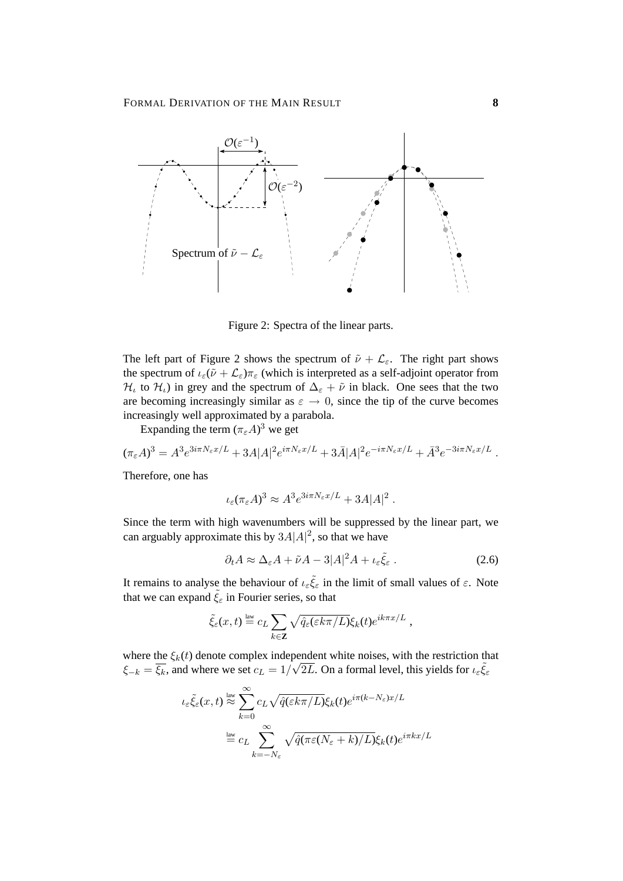Figure 2: Spectra of the linear parts.

The left part of Figure 2 shows the spectrum of $\tilde{\nu} + \mathcal{L}_\varepsilon$. The right part shows the spectrum of $\iota_\varepsilon(\tilde{\nu} + \mathcal{L}_\varepsilon)\pi_\varepsilon$ (which is interpreted as a self-adjoint operator from $\mathcal{H}_\iota$ to $\mathcal{H}_\iota$) in grey and the spectrum of $\Delta_\varepsilon + \tilde{\nu}$ in black. One sees that the two are becoming increasingly similar as $\varepsilon \to 0$, since the tip of the curve becomes increasingly well approximated by a parabola.

Expanding the term $(\pi_\varepsilon A)^3$ we get

$$(\pi_\varepsilon A)^3 = A^3 e^{3i\pi N_\varepsilon x/L} + 3A|A|^2 e^{i\pi N_\varepsilon x/L} + 3\bar{A}|A|^2 e^{-i\pi N_\varepsilon x/L} + \bar{A}^3 e^{-3i\pi N_\varepsilon x/L} .$$

Therefore, one has

$$\iota_\varepsilon(\pi_\varepsilon A)^3 \approx A^3 e^{3i\pi N_\varepsilon x/L} + 3A|A|^2 .$$

Since the term with high wavenumbers will be suppressed by the linear part, we can arguably approximate this by $3A|A|^2$, so that we have

$$\partial_t A \approx \Delta_\varepsilon A + \tilde{\nu} A - 3|A|^2 A + \iota_\varepsilon \tilde{\xi}_\varepsilon . \tag{2.6}$$

It remains to analyse the behaviour of $\iota_\varepsilon \tilde{\xi}_\varepsilon$ in the limit of small values of $\varepsilon$. Note that we can expand $\tilde{\xi}_\varepsilon$ in Fourier series, so that

$$\tilde{\xi}_\varepsilon(x,t) \stackrel{\text{law}}{=} c_L \sum_{k \in \mathbf{Z}} \sqrt{\hat{q}_\varepsilon(\varepsilon k\pi/L)}\xi_k(t) e^{ik\pi x/L} ,$$

where the $\xi_k(t)$ denote complex independent white noises, with the restriction that $\xi_{-k} = \overline{\xi_k}$, and where we set $c_L = 1/\sqrt{2L}$. On a formal level, this yields for $\iota_\varepsilon \tilde{\xi}_\varepsilon$

$$\begin{aligned}
\iota_\varepsilon \tilde{\xi}_\varepsilon(x,t) &\stackrel{\text{law}}{\approx} \sum_{k=0}^{\infty} c_L \sqrt{\hat{q}(\varepsilon k\pi/L)}\xi_k(t) e^{i\pi(k-N_\varepsilon)x/L} \\
&\stackrel{\text{law}}{=} c_L \sum_{k=-N_\varepsilon}^{\infty} \sqrt{\hat{q}(\pi\varepsilon(N_\varepsilon + k)/L)}\xi_k(t) e^{i\pi kx/L}
\end{aligned}$$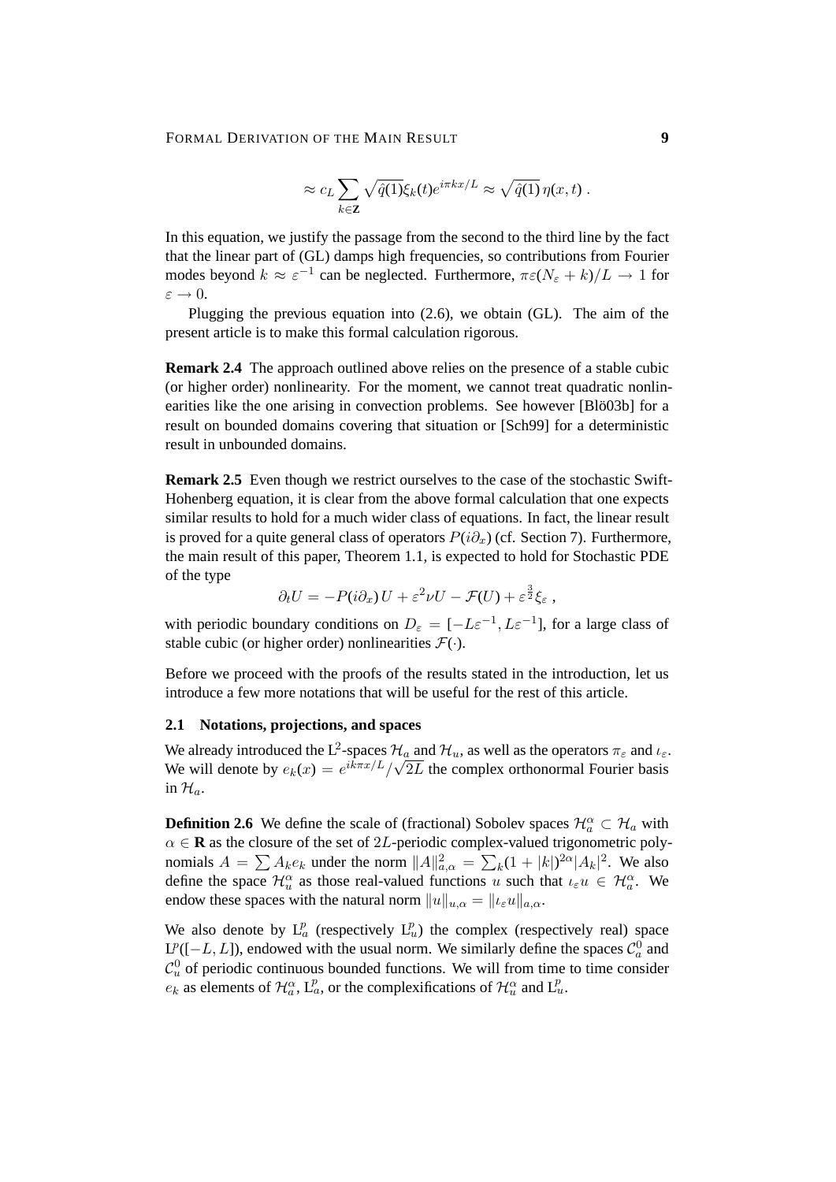$$\approx c_L \sum_{k\in\mathbf{Z}} \sqrt{\hat{q}(1)}\xi_k(t)e^{i\pi kx/L} \approx \sqrt{\hat{q}(1)}\,\eta(x,t)\;.$$

In this equation, we justify the passage from the second to the third line by the fact that the linear part of (GL) damps high frequencies, so contributions from Fourier modes beyond $k \approx \varepsilon^{-1}$ can be neglected. Furthermore, $\pi\varepsilon(N_\varepsilon + k)/L \to 1$ for $\varepsilon \to 0$.

Plugging the previous equation into (2.6), we obtain (GL). The aim of the present article is to make this formal calculation rigorous.

**Remark 2.4** The approach outlined above relies on the presence of a stable cubic (or higher order) nonlinearity. For the moment, we cannot treat quadratic nonlinearities like the one arising in convection problems. See however [Blö03b] for a result on bounded domains covering that situation or [Sch99] for a deterministic result in unbounded domains.

**Remark 2.5** Even though we restrict ourselves to the case of the stochastic Swift-Hohenberg equation, it is clear from the above formal calculation that one expects similar results to hold for a much wider class of equations. In fact, the linear result is proved for a quite general class of operators $P(i\partial_x)$ (cf. Section 7). Furthermore, the main result of this paper, Theorem 1.1, is expected to hold for Stochastic PDE of the type

$$\partial_t U = -P(i\partial_x)\,U + \varepsilon^2 \nu U - \mathcal{F}(U) + \varepsilon^{\frac{3}{2}}\xi_\varepsilon\;,$$

with periodic boundary conditions on $D_\varepsilon = [-L\varepsilon^{-1}, L\varepsilon^{-1}]$, for a large class of stable cubic (or higher order) nonlinearities $\mathcal{F}(\cdot)$.

Before we proceed with the proofs of the results stated in the introduction, let us introduce a few more notations that will be useful for the rest of this article.

### 2.1 Notations, projections, and spaces

We already introduced the $L^2$-spaces $\mathcal{H}_a$ and $\mathcal{H}_u$, as well as the operators $\pi_\varepsilon$ and $\iota_\varepsilon$. We will denote by $e_k(x) = e^{ik\pi x/L}/\sqrt{2L}$ the complex orthonormal Fourier basis in $\mathcal{H}_a$.

**Definition 2.6** We define the scale of (fractional) Sobolev spaces $\mathcal{H}_a^\alpha \subset \mathcal{H}_a$ with $\alpha \in \mathbf{R}$ as the closure of the set of $2L$-periodic complex-valued trigonometric polynomials $A = \sum A_k e_k$ under the norm $\|A\|_{a,\alpha}^2 = \sum_k (1+|k|)^{2\alpha}|A_k|^2$. We also define the space $\mathcal{H}_u^\alpha$ as those real-valued functions $u$ such that $\iota_\varepsilon u \in \mathcal{H}_a^\alpha$. We endow these spaces with the natural norm $\|u\|_{u,\alpha} = \|\iota_\varepsilon u\|_{a,\alpha}$.

We also denote by $L_a^p$ (respectively $L_u^p$) the complex (respectively real) space $L^p([-L,L])$, endowed with the usual norm. We similarly define the spaces $\mathcal{C}_a^0$ and $\mathcal{C}_u^0$ of periodic continuous bounded functions. We will from time to time consider $e_k$ as elements of $\mathcal{H}_a^\alpha$, $L_a^p$, or the complexifications of $\mathcal{H}_u^\alpha$ and $L_u^p$.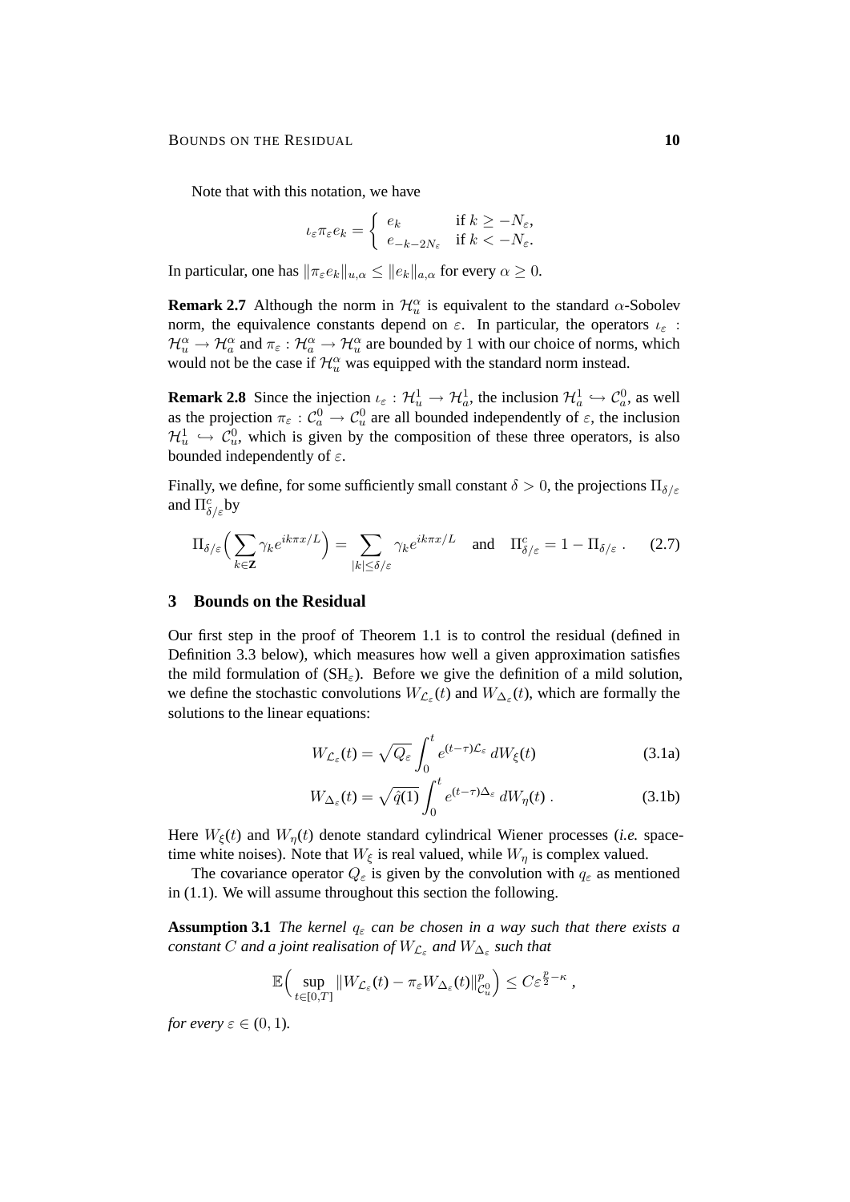Note that with this notation, we have

$$\iota_\varepsilon \pi_\varepsilon e_k = \begin{cases} e_k & \text{if } k \geq -N_\varepsilon, \\ e_{-k-2N_\varepsilon} & \text{if } k < -N_\varepsilon. \end{cases}$$

In particular, one has $\|\pi_\varepsilon e_k\|_{u,\alpha} \leq \|e_k\|_{a,\alpha}$ for every $\alpha \geq 0$.

**Remark 2.7** Although the norm in $\mathcal{H}_u^\alpha$ is equivalent to the standard $\alpha$-Sobolev norm, the equivalence constants depend on $\varepsilon$. In particular, the operators $\iota_\varepsilon : \mathcal{H}_u^\alpha \to \mathcal{H}_a^\alpha$ and $\pi_\varepsilon : \mathcal{H}_a^\alpha \to \mathcal{H}_u^\alpha$ are bounded by 1 with our choice of norms, which would not be the case if $\mathcal{H}_u^\alpha$ was equipped with the standard norm instead.

**Remark 2.8** Since the injection $\iota_\varepsilon : \mathcal{H}_u^1 \to \mathcal{H}_a^1$, the inclusion $\mathcal{H}_a^1 \hookrightarrow \mathcal{C}_a^0$, as well as the projection $\pi_\varepsilon : \mathcal{C}_a^0 \to \mathcal{C}_u^0$ are all bounded independently of $\varepsilon$, the inclusion $\mathcal{H}_u^1 \hookrightarrow \mathcal{C}_u^0$, which is given by the composition of these three operators, is also bounded independently of $\varepsilon$.

Finally, we define, for some sufficiently small constant $\delta > 0$, the projections $\Pi_{\delta/\varepsilon}$ and $\Pi_{\delta/\varepsilon}^c$ by

$$\Pi_{\delta/\varepsilon}\Big(\sum_{k\in\mathbf{Z}} \gamma_k e^{ik\pi x/L}\Big) = \sum_{|k|\leq\delta/\varepsilon} \gamma_k e^{ik\pi x/L} \quad \text{and} \quad \Pi_{\delta/\varepsilon}^c = 1 - \Pi_{\delta/\varepsilon} \,. \tag{2.7}$$

## 3 Bounds on the Residual

Our first step in the proof of Theorem 1.1 is to control the residual (defined in Definition 3.3 below), which measures how well a given approximation satisfies the mild formulation of (SH$_\varepsilon$). Before we give the definition of a mild solution, we define the stochastic convolutions $W_{\mathcal{L}_\varepsilon}(t)$ and $W_{\Delta_\varepsilon}(t)$, which are formally the solutions to the linear equations:

$$W_{\mathcal{L}_\varepsilon}(t) = \sqrt{Q_\varepsilon} \int_0^t e^{(t-\tau)\mathcal{L}_\varepsilon} \, dW_\xi(t) \tag{3.1a}$$

$$W_{\Delta_\varepsilon}(t) = \sqrt{\hat{q}(1)} \int_0^t e^{(t-\tau)\Delta_\varepsilon} \, dW_\eta(t) \,. \tag{3.1b}$$

Here $W_\xi(t)$ and $W_\eta(t)$ denote standard cylindrical Wiener processes (*i.e.* space-time white noises). Note that $W_\xi$ is real valued, while $W_\eta$ is complex valued.

The covariance operator $Q_\varepsilon$ is given by the convolution with $q_\varepsilon$ as mentioned in (1.1). We will assume throughout this section the following.

**Assumption 3.1** *The kernel $q_\varepsilon$ can be chosen in a way such that there exists a constant $C$ and a joint realisation of $W_{\mathcal{L}_\varepsilon}$ and $W_{\Delta_\varepsilon}$ such that*

$$\mathbb{E}\Big(\sup_{t\in[0,T]} \|W_{\mathcal{L}_\varepsilon}(t) - \pi_\varepsilon W_{\Delta_\varepsilon}(t)\|_{\mathcal{C}_u^0}^p\Big) \leq C\varepsilon^{\frac{p}{2}-\kappa} \,,$$

*for every $\varepsilon \in (0,1)$.*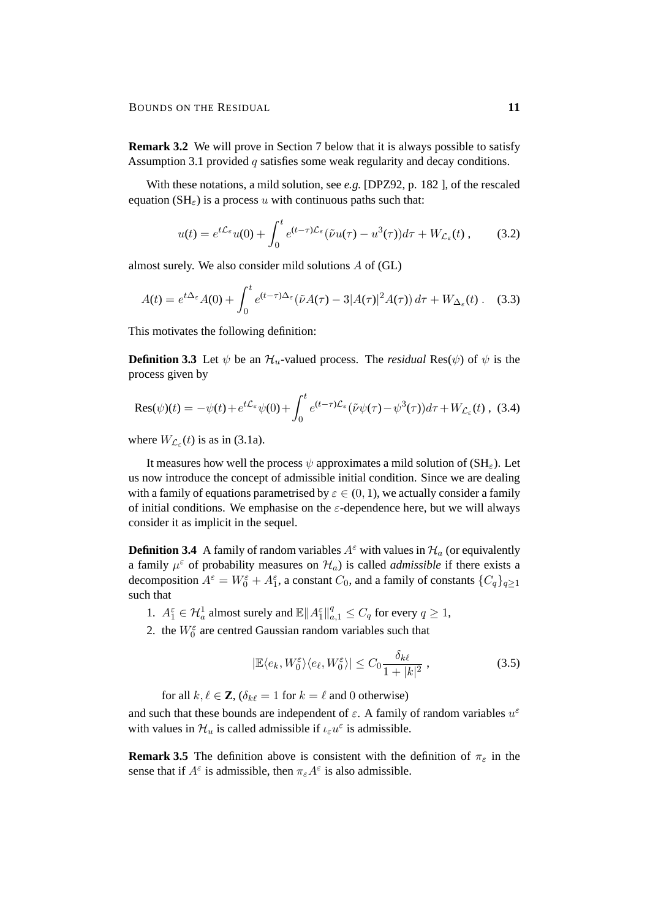**Remark 3.2** We will prove in Section 7 below that it is always possible to satisfy Assumption 3.1 provided $q$ satisfies some weak regularity and decay conditions.

With these notations, a mild solution, see *e.g.* [DPZ92, p. 182 ], of the rescaled equation ($\mathrm{SH}_\varepsilon$) is a process $u$ with continuous paths such that:

$$
u(t) = e^{t\mathcal{L}_\varepsilon} u(0) + \int_0^t e^{(t-\tau)\mathcal{L}_\varepsilon}(\tilde{\nu} u(\tau) - u^3(\tau)) d\tau + W_{\mathcal{L}_\varepsilon}(t) \;, \tag{3.2}
$$

almost surely. We also consider mild solutions $A$ of (GL)

$$
A(t) = e^{t\Delta_\varepsilon} A(0) + \int_0^t e^{(t-\tau)\Delta_\varepsilon}(\tilde{\nu} A(\tau) - 3|A(\tau)|^2 A(\tau))\, d\tau + W_{\Delta_\varepsilon}(t) \;. \tag{3.3}
$$

This motivates the following definition:

**Definition 3.3** Let $\psi$ be an $\mathcal{H}_u$-valued process. The *residual* $\mathrm{Res}(\psi)$ of $\psi$ is the process given by

$$
\mathrm{Res}(\psi)(t) = -\psi(t) + e^{t\mathcal{L}_\varepsilon}\psi(0) + \int_0^t e^{(t-\tau)\mathcal{L}_\varepsilon}(\tilde{\nu}\psi(\tau) - \psi^3(\tau)) d\tau + W_{\mathcal{L}_\varepsilon}(t) \;, \tag{3.4}
$$

where $W_{\mathcal{L}_\varepsilon}(t)$ is as in (3.1a).

It measures how well the process $\psi$ approximates a mild solution of ($\mathrm{SH}_\varepsilon$). Let us now introduce the concept of admissible initial condition. Since we are dealing with a family of equations parametrised by $\varepsilon \in (0,1)$, we actually consider a family of initial conditions. We emphasise on the $\varepsilon$-dependence here, but we will always consider it as implicit in the sequel.

**Definition 3.4** A family of random variables $A^\varepsilon$ with values in $\mathcal{H}_a$ (or equivalently a family $\mu^\varepsilon$ of probability measures on $\mathcal{H}_a$) is called *admissible* if there exists a decomposition $A^\varepsilon = W_0^\varepsilon + A_1^\varepsilon$, a constant $C_0$, and a family of constants $\{C_q\}_{q\ge 1}$ such that

1. $A_1^\varepsilon \in \mathcal{H}_a^1$ almost surely and $\mathbb{E}\|A_1^\varepsilon\|_{a,1}^q \le C_q$ for every $q \ge 1$,
2. the $W_0^\varepsilon$ are centred Gaussian random variables such that

$$
|\mathbb{E}\langle e_k, W_0^\varepsilon\rangle\langle e_\ell, W_0^\varepsilon\rangle| \le C_0 \frac{\delta_{k\ell}}{1+|k|^2} \;, \tag{3.5}
$$

for all $k, \ell \in \mathbf{Z}$, ($\delta_{k\ell} = 1$ for $k = \ell$ and $0$ otherwise)

and such that these bounds are independent of $\varepsilon$. A family of random variables $u^\varepsilon$ with values in $\mathcal{H}_u$ is called admissible if $\iota_\varepsilon u^\varepsilon$ is admissible.

**Remark 3.5** The definition above is consistent with the definition of $\pi_\varepsilon$ in the sense that if $A^\varepsilon$ is admissible, then $\pi_\varepsilon A^\varepsilon$ is also admissible.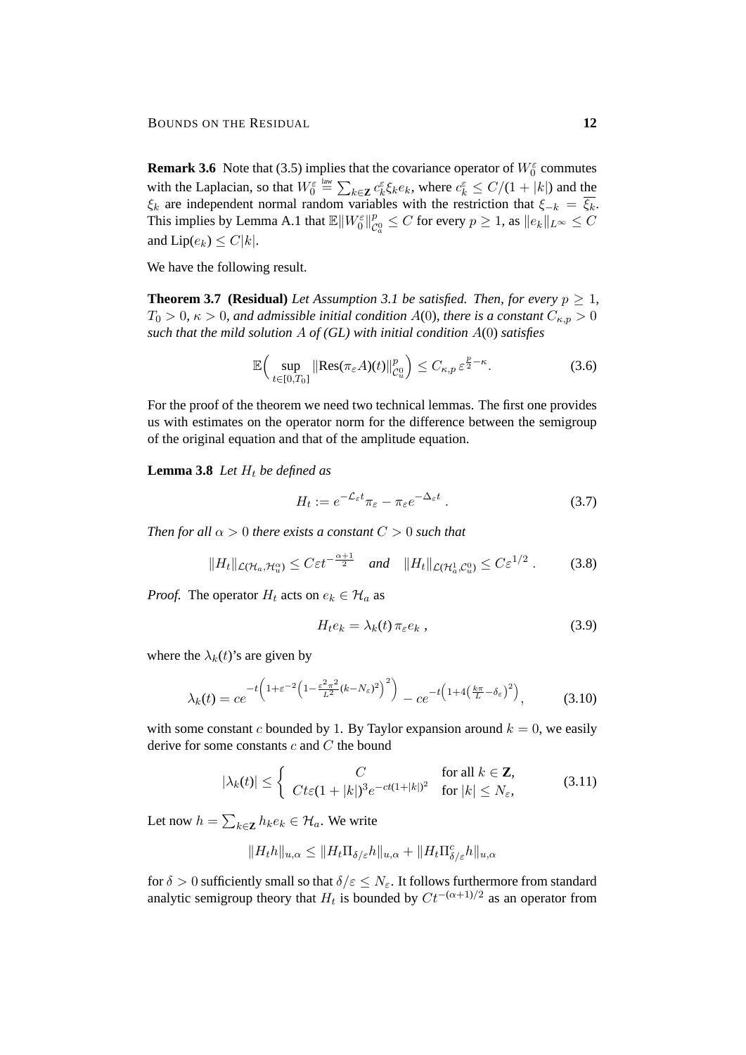**Remark 3.6** Note that (3.5) implies that the covariance operator of $W_0^\varepsilon$ commutes with the Laplacian, so that $W_0^\varepsilon \stackrel{\text{law}}{=} \sum_{k\in\mathbf{Z}} c_k^\varepsilon \xi_k e_k$, where $c_k^\varepsilon \le C/(1+|k|)$ and the $\xi_k$ are independent normal random variables with the restriction that $\xi_{-k} = \overline{\xi_k}$. This implies by Lemma A.1 that $\mathbb{E}\|W_0^\varepsilon\|_{\mathcal{C}_a^0}^p \le C$ for every $p \ge 1$, as $\|e_k\|_{L^\infty} \le C$ and $\mathrm{Lip}(e_k) \le C|k|$.

We have the following result.

**Theorem 3.7 (Residual)** *Let Assumption 3.1 be satisfied. Then, for every $p \ge 1$, $T_0 > 0$, $\kappa > 0$, and admissible initial condition $A(0)$, there is a constant $C_{\kappa,p} > 0$ such that the mild solution $A$ of (GL) with initial condition $A(0)$ satisfies*

$$\mathbb{E}\Big(\sup_{t\in[0,T_0]} \|\mathrm{Res}(\pi_\varepsilon A)(t)\|_{\mathcal{C}_u^0}^p\Big) \le C_{\kappa,p}\,\varepsilon^{\frac{p}{2}-\kappa}. \tag{3.6}$$

For the proof of the theorem we need two technical lemmas. The first one provides us with estimates on the operator norm for the difference between the semigroup of the original equation and that of the amplitude equation.

**Lemma 3.8** *Let $H_t$ be defined as*

$$H_t := e^{-\mathcal{L}_\varepsilon t}\pi_\varepsilon - \pi_\varepsilon e^{-\Delta_\varepsilon t}\,. \tag{3.7}$$

*Then for all $\alpha > 0$ there exists a constant $C > 0$ such that*

$$\|H_t\|_{\mathcal{L}(\mathcal{H}_a,\mathcal{H}_u^\alpha)} \le C\varepsilon t^{-\frac{\alpha+1}{2}} \quad \textit{and} \quad \|H_t\|_{\mathcal{L}(\mathcal{H}_a^1,\mathcal{C}_u^0)} \le C\varepsilon^{1/2}\,. \tag{3.8}$$

*Proof.* The operator $H_t$ acts on $e_k \in \mathcal{H}_a$ as

$$H_t e_k = \lambda_k(t)\,\pi_\varepsilon e_k\,, \tag{3.9}$$

where the $\lambda_k(t)$'s are given by

$$\lambda_k(t) = ce^{-t\left(1+\varepsilon^{-2}\left(1-\frac{\varepsilon^2\pi^2}{L^2}(k-N_\varepsilon)^2\right)^2\right)} - ce^{-t\left(1+4\left(\frac{k\pi}{L}-\delta_\varepsilon\right)^2\right)}, \tag{3.10}$$

with some constant $c$ bounded by $1$. By Taylor expansion around $k=0$, we easily derive for some constants $c$ and $C$ the bound

$$|\lambda_k(t)| \le \begin{cases} C & \text{for all } k\in\mathbf{Z}, \\ Ct\varepsilon(1+|k|)^3 e^{-ct(1+|k|)^2} & \text{for } |k| \le N_\varepsilon, \end{cases} \tag{3.11}$$

Let now $h = \sum_{k\in\mathbf{Z}} h_k e_k \in \mathcal{H}_a$. We write

$$\|H_t h\|_{u,\alpha} \le \|H_t \Pi_{\delta/\varepsilon} h\|_{u,\alpha} + \|H_t \Pi_{\delta/\varepsilon}^c h\|_{u,\alpha}$$

for $\delta > 0$ sufficiently small so that $\delta/\varepsilon \le N_\varepsilon$. It follows furthermore from standard analytic semigroup theory that $H_t$ is bounded by $Ct^{-(\alpha+1)/2}$ as an operator from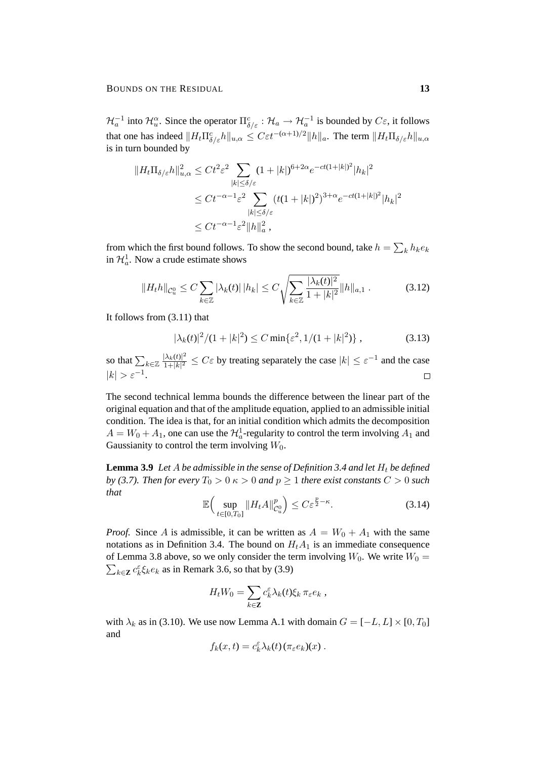$\mathcal{H}_a^{-1}$ into $\mathcal{H}_u^\alpha$. Since the operator $\Pi_{\delta/\varepsilon}^c : \mathcal{H}_a \to \mathcal{H}_a^{-1}$ is bounded by $C\varepsilon$, it follows that one has indeed $\|H_t \Pi_{\delta/\varepsilon}^c h\|_{u,\alpha} \le C\varepsilon t^{-(\alpha+1)/2}\|h\|_a$. The term $\|H_t \Pi_{\delta/\varepsilon} h\|_{u,\alpha}$ is in turn bounded by

$$
\begin{aligned}
\|H_t \Pi_{\delta/\varepsilon} h\|_{u,\alpha}^2 &\le C t^2 \varepsilon^2 \sum_{|k|\le \delta/\varepsilon} (1+|k|)^{6+2\alpha} e^{-ct(1+|k|)^2} |h_k|^2 \\
&\le C t^{-\alpha-1} \varepsilon^2 \sum_{|k|\le \delta/\varepsilon} \big(t(1+|k|)^2\big)^{3+\alpha} e^{-ct(1+|k|)^2} |h_k|^2 \\
&\le C t^{-\alpha-1} \varepsilon^2 \|h\|_a^2 ,
\end{aligned}
$$

from which the first bound follows. To show the second bound, take $h = \sum_k h_k e_k$ in $\mathcal{H}_a^1$. Now a crude estimate shows

$$
\|H_t h\|_{\mathcal{C}_u^0} \le C \sum_{k\in\mathbb{Z}} |\lambda_k(t)|\,|h_k| \le C \sqrt{\sum_{k\in\mathbb{Z}} \frac{|\lambda_k(t)|^2}{1+|k|^2}} \|h\|_{a,1} \; . \tag{3.12}
$$

It follows from (3.11) that

$$
|\lambda_k(t)|^2/(1+|k|^2) \le C \min\{\varepsilon^2, 1/(1+|k|^2)\} , \tag{3.13}
$$

so that $\sum_{k\in\mathbb{Z}} \frac{|\lambda_k(t)|^2}{1+|k|^2} \le C\varepsilon$ by treating separately the case $|k| \le \varepsilon^{-1}$ and the case $|k| > \varepsilon^{-1}$. □

The second technical lemma bounds the difference between the linear part of the original equation and that of the amplitude equation, applied to an admissible initial condition. The idea is that, for an initial condition which admits the decomposition $A = W_0 + A_1$, one can use the $\mathcal{H}_a^1$-regularity to control the term involving $A_1$ and Gaussianity to control the term involving $W_0$.

**Lemma 3.9** *Let $A$ be admissible in the sense of Definition 3.4 and let $H_t$ be defined by (3.7). Then for every $T_0 > 0$ $\kappa > 0$ and $p \ge 1$ there exist constants $C > 0$ such that*

$$
\mathbb{E}\Big( \sup_{t\in[0,T_0]} \|H_t A\|_{\mathcal{C}_u^0}^p \Big) \le C\varepsilon^{\frac{p}{2}-\kappa}. \tag{3.14}
$$

*Proof.* Since $A$ is admissible, it can be written as $A = W_0 + A_1$ with the same notations as in Definition 3.4. The bound on $H_t A_1$ is an immediate consequence of Lemma 3.8 above, so we only consider the term involving $W_0$. We write $W_0 = \sum_{k\in\mathbf{Z}} c_k^\varepsilon \xi_k e_k$ as in Remark 3.6, so that by (3.9)

$$
H_t W_0 = \sum_{k\in\mathbf{Z}} c_k^\varepsilon \lambda_k(t) \xi_k \, \pi_\varepsilon e_k \; ,
$$

with $\lambda_k$ as in (3.10). We use now Lemma A.1 with domain $G = [-L, L] \times [0, T_0]$ and

$$
f_k(x,t) = c_k^\varepsilon \lambda_k(t) \, (\pi_\varepsilon e_k)(x) \; .
$$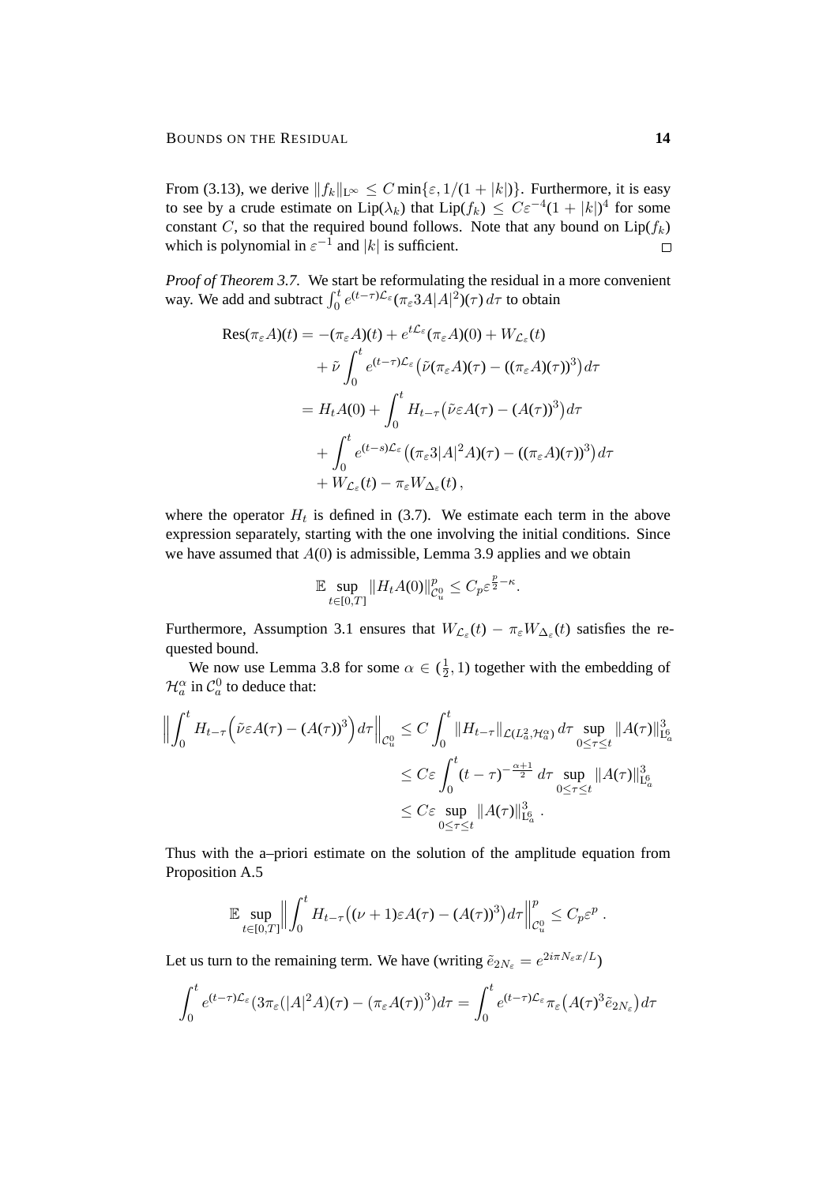From (3.13), we derive $\|f_k\|_{\mathrm{L}^\infty} \le C\min\{\varepsilon, 1/(1+|k|)\}$. Furthermore, it is easy to see by a crude estimate on $\mathrm{Lip}(\lambda_k)$ that $\mathrm{Lip}(f_k) \le C\varepsilon^{-4}(1+|k|)^4$ for some constant $C$, so that the required bound follows. Note that any bound on $\mathrm{Lip}(f_k)$ which is polynomial in $\varepsilon^{-1}$ and $|k|$ is sufficient. $\square$

*Proof of Theorem 3.7.* We start be reformulating the residual in a more convenient way. We add and subtract $\int_0^t e^{(t-\tau)\mathcal{L}_\varepsilon}(\pi_\varepsilon 3A|A|^2)(\tau)\,d\tau$ to obtain

$$
\begin{aligned}
\mathrm{Res}(\pi_\varepsilon A)(t) &= -(\pi_\varepsilon A)(t) + e^{t\mathcal{L}_\varepsilon}(\pi_\varepsilon A)(0) + W_{\mathcal{L}_\varepsilon}(t) \\
&\quad + \tilde\nu \int_0^t e^{(t-\tau)\mathcal{L}_\varepsilon}\big(\tilde\nu(\pi_\varepsilon A)(\tau) - ((\pi_\varepsilon A)(\tau))^3\big)\,d\tau \\
&= H_t A(0) + \int_0^t H_{t-\tau}\big(\tilde\nu\varepsilon A(\tau) - (A(\tau))^3\big)\,d\tau \\
&\quad + \int_0^t e^{(t-s)\mathcal{L}_\varepsilon}\big((\pi_\varepsilon 3|A|^2 A)(\tau) - ((\pi_\varepsilon A)(\tau))^3\big)\,d\tau \\
&\quad + W_{\mathcal{L}_\varepsilon}(t) - \pi_\varepsilon W_{\Delta_\varepsilon}(t)\,,
\end{aligned}
$$

where the operator $H_t$ is defined in (3.7). We estimate each term in the above expression separately, starting with the one involving the initial conditions. Since we have assumed that $A(0)$ is admissible, Lemma 3.9 applies and we obtain

$$
\mathbb{E}\sup_{t\in[0,T]}\|H_t A(0)\|_{\mathcal{C}_u^0}^p \le C_p \varepsilon^{\frac{p}{2}-\kappa}.
$$

Furthermore, Assumption 3.1 ensures that $W_{\mathcal{L}_\varepsilon}(t) - \pi_\varepsilon W_{\Delta_\varepsilon}(t)$ satisfies the requested bound.

We now use Lemma 3.8 for some $\alpha \in (\frac{1}{2}, 1)$ together with the embedding of $\mathcal{H}_a^\alpha$ in $\mathcal{C}_a^0$ to deduce that:

$$
\begin{aligned}
\Big\|\int_0^t H_{t-\tau}\Big(\tilde\nu\varepsilon A(\tau) - (A(\tau))^3\Big)\,d\tau\Big\|_{\mathcal{C}_u^0} &\le C\int_0^t \|H_{t-\tau}\|_{\mathcal{L}(L_a^2,\mathcal{H}_a^\alpha)}\,d\tau \sup_{0\le\tau\le t}\|A(\tau)\|_{\mathrm{L}_a^6}^3 \\
&\le C\varepsilon \int_0^t (t-\tau)^{-\frac{\alpha+1}{2}}\,d\tau \sup_{0\le\tau\le t}\|A(\tau)\|_{\mathrm{L}_a^6}^3 \\
&\le C\varepsilon \sup_{0\le\tau\le t}\|A(\tau)\|_{\mathrm{L}_a^6}^3\,.
\end{aligned}
$$

Thus with the a–priori estimate on the solution of the amplitude equation from Proposition A.5

$$
\mathbb{E}\sup_{t\in[0,T]}\Big\|\int_0^t H_{t-\tau}\big((\nu+1)\varepsilon A(\tau) - (A(\tau))^3\big)\,d\tau\Big\|_{\mathcal{C}_u^0}^p \le C_p\varepsilon^p\,.
$$

Let us turn to the remaining term. We have (writing $\tilde e_{2N_\varepsilon} = e^{2i\pi N_\varepsilon x/L}$)

$$
\int_0^t e^{(t-\tau)\mathcal{L}_\varepsilon}\big(3\pi_\varepsilon(|A|^2 A)(\tau) - (\pi_\varepsilon A(\tau))^3\big)d\tau = \int_0^t e^{(t-\tau)\mathcal{L}_\varepsilon}\pi_\varepsilon\big(A(\tau)^3\tilde e_{2N_\varepsilon}\big)\,d\tau
$$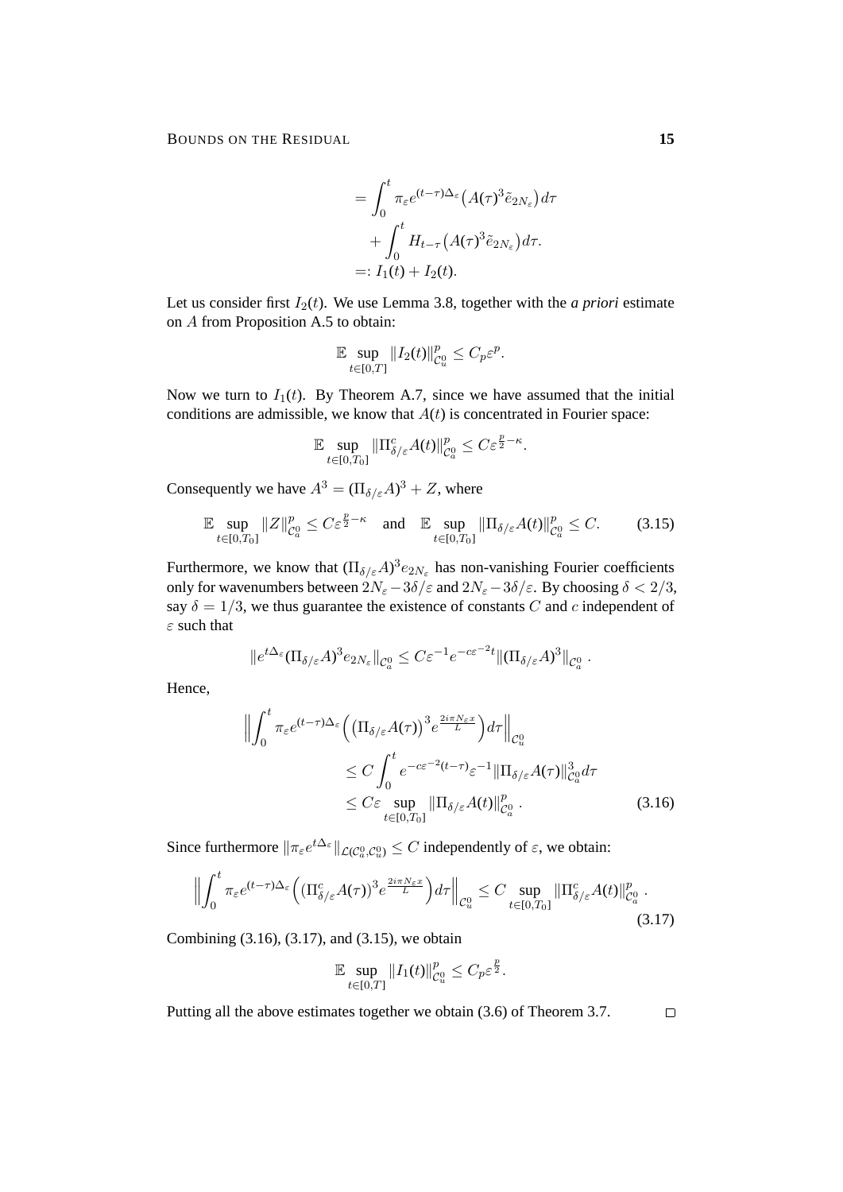$$
\begin{aligned}
&= \int_0^t \pi_\varepsilon e^{(t-\tau)\Delta_\varepsilon}\big(A(\tau)^3 \tilde{e}_{2N_\varepsilon}\big)\,d\tau \\
&\quad + \int_0^t H_{t-\tau}\big(A(\tau)^3 \tilde{e}_{2N_\varepsilon}\big)\,d\tau. \\
&=: I_1(t) + I_2(t).
\end{aligned}
$$

Let us consider first $I_2(t)$. We use Lemma 3.8, together with the *a priori* estimate on $A$ from Proposition A.5 to obtain:

$$
\mathbb{E} \sup_{t\in[0,T]} \|I_2(t)\|^p_{\mathcal{C}^0_u} \le C_p \varepsilon^p.
$$

Now we turn to $I_1(t)$. By Theorem A.7, since we have assumed that the initial conditions are admissible, we know that $A(t)$ is concentrated in Fourier space:

$$
\mathbb{E} \sup_{t\in[0,T_0]} \|\Pi^c_{\delta/\varepsilon} A(t)\|^p_{\mathcal{C}^0_a} \le C\varepsilon^{\frac{p}{2}-\kappa}.
$$

Consequently we have $A^3 = (\Pi_{\delta/\varepsilon} A)^3 + Z$, where

$$
\mathbb{E} \sup_{t\in[0,T_0]} \|Z\|^p_{\mathcal{C}^0_a} \le C\varepsilon^{\frac{p}{2}-\kappa} \quad \text{and} \quad \mathbb{E} \sup_{t\in[0,T_0]} \|\Pi_{\delta/\varepsilon} A(t)\|^p_{\mathcal{C}^0_a} \le C. \tag{3.15}
$$

Furthermore, we know that $(\Pi_{\delta/\varepsilon} A)^3 e_{2N_\varepsilon}$ has non-vanishing Fourier coefficients only for wavenumbers between $2N_\varepsilon - 3\delta/\varepsilon$ and $2N_\varepsilon - 3\delta/\varepsilon$. By choosing $\delta < 2/3$, say $\delta = 1/3$, we thus guarantee the existence of constants $C$ and $c$ independent of $\varepsilon$ such that

$$
\|e^{t\Delta_\varepsilon} (\Pi_{\delta/\varepsilon} A)^3 e_{2N_\varepsilon}\|_{\mathcal{C}^0_a} \le C\varepsilon^{-1} e^{-c\varepsilon^{-2}t} \|(\Pi_{\delta/\varepsilon} A)^3\|_{\mathcal{C}^0_a}.
$$

Hence,

$$
\begin{aligned}
\Big\| \int_0^t \pi_\varepsilon e^{(t-\tau)\Delta_\varepsilon} \Big( \big(\Pi_{\delta/\varepsilon} A(\tau)\big)^3 e^{\frac{2i\pi N_\varepsilon x}{L}} \Big) d\tau \Big\|_{\mathcal{C}^0_u} \\
&\le C \int_0^t e^{-c\varepsilon^{-2}(t-\tau)} \varepsilon^{-1} \|\Pi_{\delta/\varepsilon} A(\tau)\|^3_{\mathcal{C}^0_a} d\tau \\
&\le C\varepsilon \sup_{t\in[0,T_0]} \|\Pi_{\delta/\varepsilon} A(t)\|^p_{\mathcal{C}^0_a}.
\end{aligned} \tag{3.16}
$$

Since furthermore $\|\pi_\varepsilon e^{t\Delta_\varepsilon}\|_{\mathcal{L}(\mathcal{C}^0_a, \mathcal{C}^0_u)} \le C$ independently of $\varepsilon$, we obtain:

$$
\Big\| \int_0^t \pi_\varepsilon e^{(t-\tau)\Delta_\varepsilon} \Big( \big(\Pi^c_{\delta/\varepsilon} A(\tau)\big)^3 e^{\frac{2i\pi N_\varepsilon x}{L}} \Big) d\tau \Big\|_{\mathcal{C}^0_u} \le C \sup_{t\in[0,T_0]} \|\Pi^c_{\delta/\varepsilon} A(t)\|^p_{\mathcal{C}^0_a}. \tag{3.17}
$$

Combining (3.16), (3.17), and (3.15), we obtain

$$
\mathbb{E} \sup_{t\in[0,T]} \|I_1(t)\|^p_{\mathcal{C}^0_u} \le C_p \varepsilon^{\frac{p}{2}}.
$$

Putting all the above estimates together we obtain (3.6) of Theorem 3.7. $\square$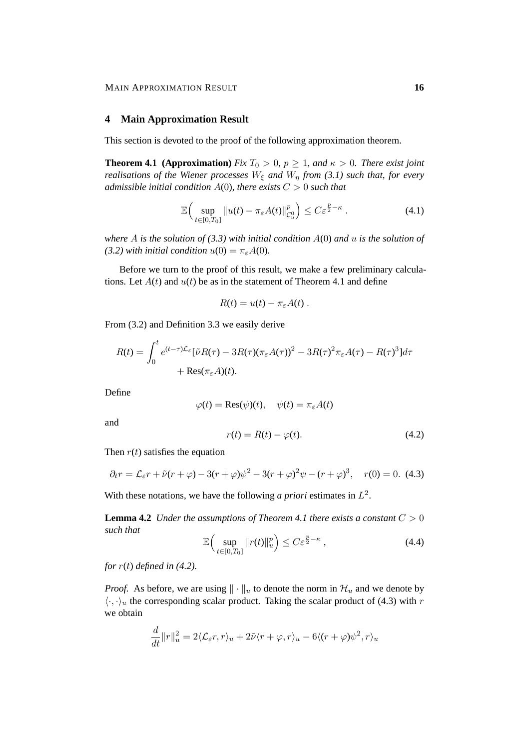## 4 Main Approximation Result

This section is devoted to the proof of the following approximation theorem.

**Theorem 4.1 (Approximation)** *Fix $T_0 > 0$, $p \geq 1$, and $\kappa > 0$. There exist joint realisations of the Wiener processes $W_\xi$ and $W_\eta$ from (3.1) such that, for every admissible initial condition $A(0)$, there exists $C > 0$ such that*

$$\mathbb{E}\Big(\sup_{t\in[0,T_0]} \|u(t) - \pi_\varepsilon A(t)\|^p_{\mathcal{C}^0_u}\Big) \leq C\varepsilon^{\frac{p}{2}-\kappa} . \tag{4.1}$$

*where $A$ is the solution of (3.3) with initial condition $A(0)$ and $u$ is the solution of (3.2) with initial condition $u(0) = \pi_\varepsilon A(0)$.*

Before we turn to the proof of this result, we make a few preliminary calculations. Let $A(t)$ and $u(t)$ be as in the statement of Theorem 4.1 and define

$$R(t) = u(t) - \pi_\varepsilon A(t) .$$

From (3.2) and Definition 3.3 we easily derive

$$R(t) = \int_0^t e^{(t-\tau)\mathcal{L}_\varepsilon}[\tilde{\nu}R(\tau) - 3R(\tau)(\pi_\varepsilon A(\tau))^2 - 3R(\tau)^2\pi_\varepsilon A(\tau) - R(\tau)^3]d\tau \\ + \mathrm{Res}(\pi_\varepsilon A)(t).$$

Define

$$\varphi(t) = \mathrm{Res}(\psi)(t), \quad \psi(t) = \pi_\varepsilon A(t)$$

and

$$r(t) = R(t) - \varphi(t). \tag{4.2}$$

Then $r(t)$ satisfies the equation

$$\partial_t r = \mathcal{L}_\varepsilon r + \tilde{\nu}(r+\varphi) - 3(r+\varphi)\psi^2 - 3(r+\varphi)^2\psi - (r+\varphi)^3, \quad r(0) = 0. \tag{4.3}$$

With these notations, we have the following *a priori* estimates in $L^2$.

**Lemma 4.2** *Under the assumptions of Theorem 4.1 there exists a constant $C > 0$ such that*

$$\mathbb{E}\Big(\sup_{t\in[0,T_0]} \|r(t)\|^p_u\Big) \leq C\varepsilon^{\frac{p}{2}-\kappa} , \tag{4.4}$$

*for $r(t)$ defined in (4.2).*

*Proof.* As before, we are using $\|\cdot\|_u$ to denote the norm in $\mathcal{H}_u$ and we denote by $\langle\cdot,\cdot\rangle_u$ the corresponding scalar product. Taking the scalar product of (4.3) with $r$ we obtain

$$\frac{d}{dt}\|r\|_u^2 = 2\langle\mathcal{L}_\varepsilon r, r\rangle_u + 2\tilde{\nu}\langle r+\varphi, r\rangle_u - 6\langle(r+\varphi)\psi^2, r\rangle_u$$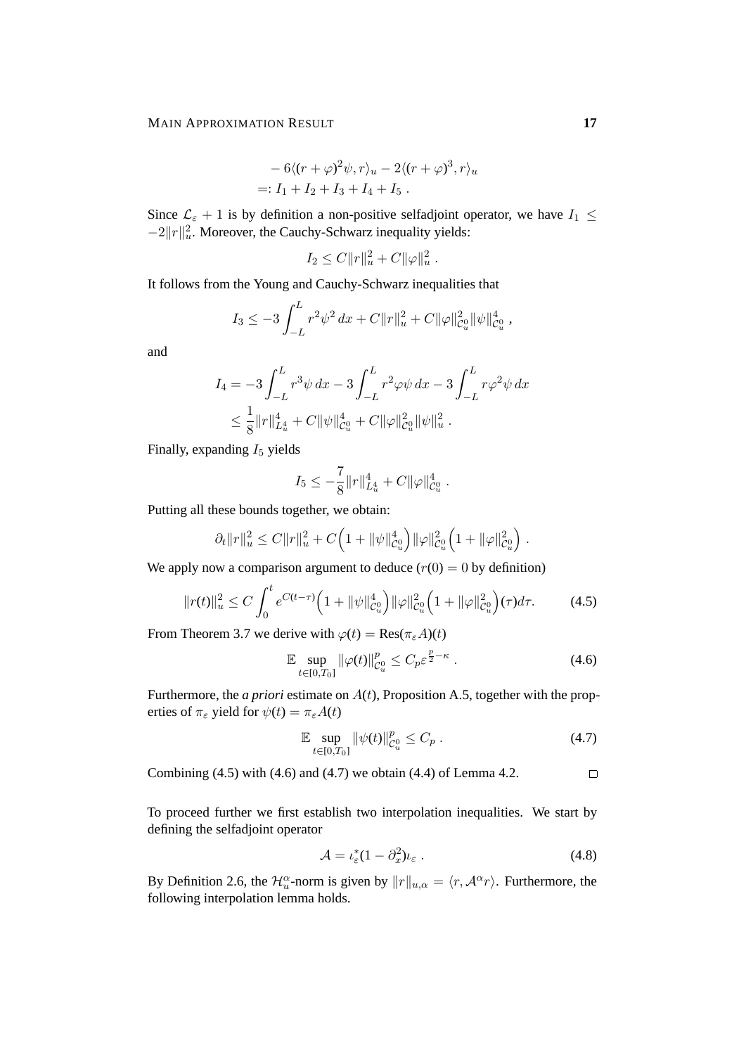$$
\begin{aligned}
&- 6\langle (r+\varphi)^2\psi, r\rangle_u - 2\langle (r+\varphi)^3, r\rangle_u \\
&=: I_1 + I_2 + I_3 + I_4 + I_5 \;.
\end{aligned}
$$

Since $\mathcal{L}_\varepsilon + 1$ is by definition a non-positive selfadjoint operator, we have $I_1 \leq -2\|r\|_u^2$. Moreover, the Cauchy-Schwarz inequality yields:

$$
I_2 \leq C\|r\|_u^2 + C\|\varphi\|_u^2 \;.
$$

It follows from the Young and Cauchy-Schwarz inequalities that

$$
I_3 \leq -3\int_{-L}^{L} r^2\psi^2\,dx + C\|r\|_u^2 + C\|\varphi\|_{\mathcal{C}_u^0}^2\|\psi\|_{\mathcal{C}_u^0}^4 \;,
$$

and

$$
\begin{aligned}
I_4 &= -3\int_{-L}^{L} r^3\psi\,dx - 3\int_{-L}^{L} r^2\varphi\psi\,dx - 3\int_{-L}^{L} r\varphi^2\psi\,dx \\
&\leq \frac{1}{8}\|r\|_{L_u^4}^4 + C\|\psi\|_{\mathcal{C}_u^0}^4 + C\|\varphi\|_{\mathcal{C}_u^0}^2\|\psi\|_u^2 \;.
\end{aligned}
$$

Finally, expanding $I_5$ yields

$$
I_5 \leq -\frac{7}{8}\|r\|_{L_u^4}^4 + C\|\varphi\|_{\mathcal{C}_u^0}^4 \;.
$$

Putting all these bounds together, we obtain:

$$
\partial_t\|r\|_u^2 \leq C\|r\|_u^2 + C\Big(1+\|\psi\|_{\mathcal{C}_u^0}^4\Big)\|\varphi\|_{\mathcal{C}_u^0}^2\Big(1+\|\varphi\|_{\mathcal{C}_u^0}^2\Big) \;.
$$

We apply now a comparison argument to deduce ($r(0)=0$ by definition)

$$
\|r(t)\|_u^2 \leq C\int_0^t e^{C(t-\tau)}\Big(1+\|\psi\|_{\mathcal{C}_u^0}^4\Big)\|\varphi\|_{\mathcal{C}_u^0}^2\Big(1+\|\varphi\|_{\mathcal{C}_u^0}^2\Big)(\tau)d\tau. \tag{4.5}
$$

From Theorem 3.7 we derive with $\varphi(t) = \mathrm{Res}(\pi_\varepsilon A)(t)$

$$
\mathbb{E}\sup_{t\in[0,T_0]}\|\varphi(t)\|_{\mathcal{C}_u^0}^p \leq C_p\varepsilon^{\frac{p}{2}-\kappa} \;. \tag{4.6}
$$

Furthermore, the *a priori* estimate on $A(t)$, Proposition A.5, together with the properties of $\pi_\varepsilon$ yield for $\psi(t) = \pi_\varepsilon A(t)$

$$
\mathbb{E}\sup_{t\in[0,T_0]}\|\psi(t)\|_{\mathcal{C}_u^0}^p \leq C_p \;. \tag{4.7}
$$

Combining (4.5) with (4.6) and (4.7) we obtain (4.4) of Lemma 4.2. □

To proceed further we first establish two interpolation inequalities. We start by defining the selfadjoint operator

$$
\mathcal{A} = \iota_\varepsilon^*(1-\partial_x^2)\iota_\varepsilon \;. \tag{4.8}
$$

By Definition 2.6, the $\mathcal{H}_u^\alpha$-norm is given by $\|r\|_{u,\alpha} = \langle r, \mathcal{A}^\alpha r\rangle$. Furthermore, the following interpolation lemma holds.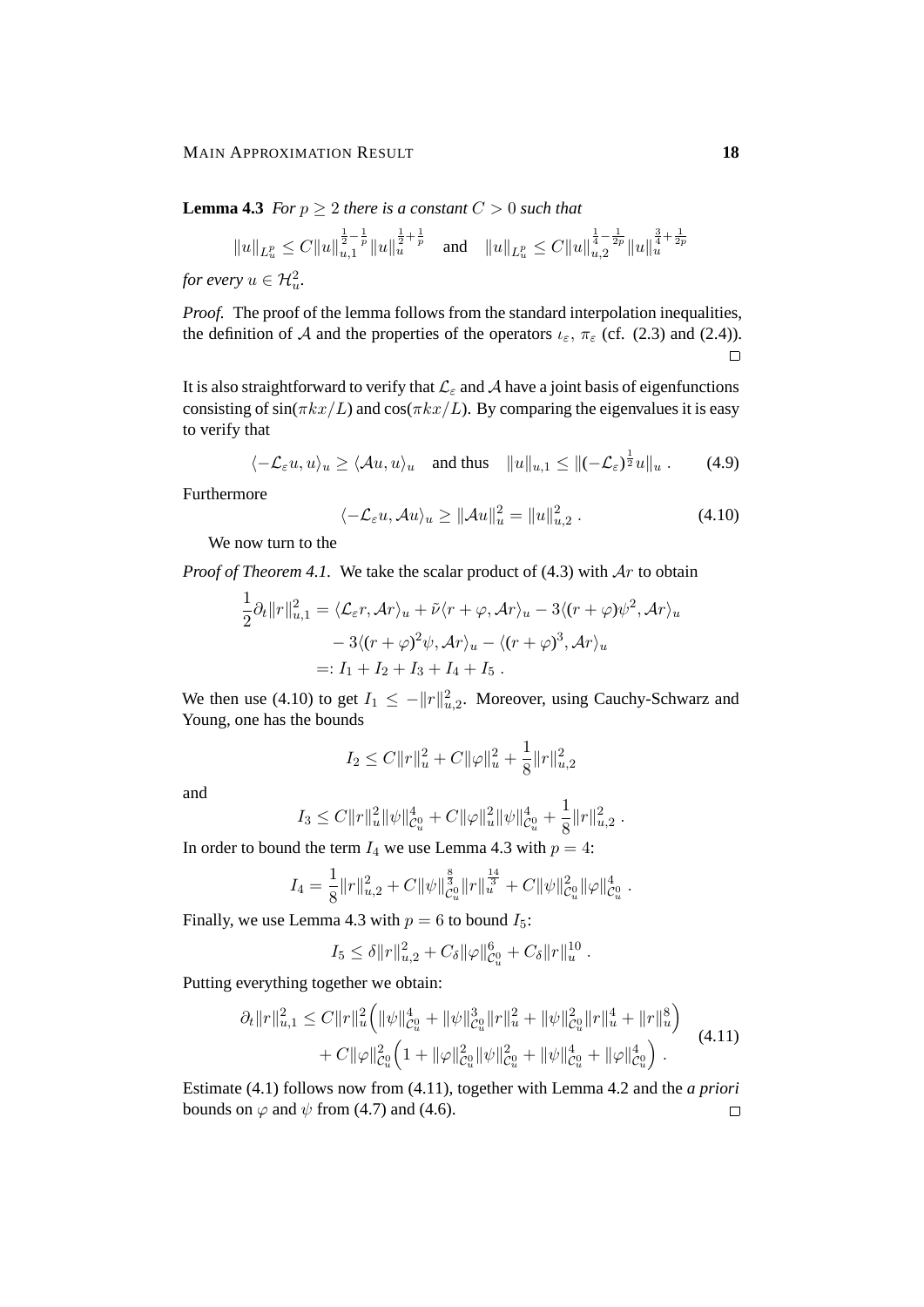**Lemma 4.3** *For $p \geq 2$ there is a constant $C > 0$ such that*

$$\|u\|_{L^p_u} \leq C\|u\|_{u,1}^{\frac{1}{2}-\frac{1}{p}}\|u\|_u^{\frac{1}{2}+\frac{1}{p}} \quad \text{and} \quad \|u\|_{L^p_u} \leq C\|u\|_{u,2}^{\frac{1}{4}-\frac{1}{2p}}\|u\|_u^{\frac{3}{4}+\frac{1}{2p}}$$

*for every $u \in \mathcal{H}^2_u$.*

*Proof.* The proof of the lemma follows from the standard interpolation inequalities, the definition of $\mathcal{A}$ and the properties of the operators $\iota_\varepsilon$, $\pi_\varepsilon$ (cf. (2.3) and (2.4)). □

It is also straightforward to verify that $\mathcal{L}_\varepsilon$ and $\mathcal{A}$ have a joint basis of eigenfunctions consisting of $\sin(\pi kx/L)$ and $\cos(\pi kx/L)$. By comparing the eigenvalues it is easy to verify that

$$\langle -\mathcal{L}_\varepsilon u, u\rangle_u \geq \langle \mathcal{A}u, u\rangle_u \quad \text{and thus} \quad \|u\|_{u,1} \leq \|(-\mathcal{L}_\varepsilon)^{\frac{1}{2}}u\|_u \; . \tag{4.9}$$

Furthermore

$$\langle -\mathcal{L}_\varepsilon u, \mathcal{A}u\rangle_u \geq \|\mathcal{A}u\|_u^2 = \|u\|_{u,2}^2 \; . \tag{4.10}$$

We now turn to the

*Proof of Theorem 4.1.* We take the scalar product of (4.3) with $\mathcal{A}r$ to obtain

$$\begin{aligned}
\frac{1}{2}\partial_t\|r\|_{u,1}^2 &= \langle \mathcal{L}_\varepsilon r, \mathcal{A}r\rangle_u + \tilde{\nu}\langle r+\varphi, \mathcal{A}r\rangle_u - 3\langle (r+\varphi)\psi^2, \mathcal{A}r\rangle_u \\
&\quad - 3\langle (r+\varphi)^2\psi, \mathcal{A}r\rangle_u - \langle (r+\varphi)^3, \mathcal{A}r\rangle_u \\
&=: I_1 + I_2 + I_3 + I_4 + I_5 \; .
\end{aligned}$$

We then use (4.10) to get $I_1 \leq -\|r\|_{u,2}^2$. Moreover, using Cauchy-Schwarz and Young, one has the bounds

$$I_2 \leq C\|r\|_u^2 + C\|\varphi\|_u^2 + \frac{1}{8}\|r\|_{u,2}^2$$

and

$$I_3 \leq C\|r\|_u^2\|\psi\|_{\mathcal{C}^0_u}^4 + C\|\varphi\|_u^2\|\psi\|_{\mathcal{C}^0_u}^4 + \frac{1}{8}\|r\|_{u,2}^2 \; .$$

In order to bound the term $I_4$ we use Lemma 4.3 with $p = 4$:

$$I_4 = \frac{1}{8}\|r\|_{u,2}^2 + C\|\psi\|_{\mathcal{C}^0_u}^{\frac{8}{3}}\|r\|_u^{\frac{14}{3}} + C\|\psi\|_{\mathcal{C}^0_u}^2\|\varphi\|_{\mathcal{C}^0_u}^4 \; .$$

Finally, we use Lemma 4.3 with $p = 6$ to bound $I_5$:

$$I_5 \leq \delta\|r\|_{u,2}^2 + C_\delta\|\varphi\|_{\mathcal{C}^0_u}^6 + C_\delta\|r\|_u^{10} \; .$$

Putting everything together we obtain:

$$\begin{aligned}
\partial_t\|r\|_{u,1}^2 &\leq C\|r\|_u^2\Big(\|\psi\|_{\mathcal{C}^0_u}^4 + \|\psi\|_{\mathcal{C}^0_u}^3\|r\|_u^2 + \|\psi\|_{\mathcal{C}^0_u}^2\|r\|_u^4 + \|r\|_u^8\Big) \\
&\quad + C\|\varphi\|_{\mathcal{C}^0_u}^2\Big(1 + \|\varphi\|_{\mathcal{C}^0_u}^2\|\psi\|_{\mathcal{C}^0_u}^2 + \|\psi\|_{\mathcal{C}^0_u}^4 + \|\varphi\|_{\mathcal{C}^0_u}^4\Big) \; .
\end{aligned} \tag{4.11}$$

Estimate (4.1) follows now from (4.11), together with Lemma 4.2 and the *a priori* bounds on $\varphi$ and $\psi$ from (4.7) and (4.6). □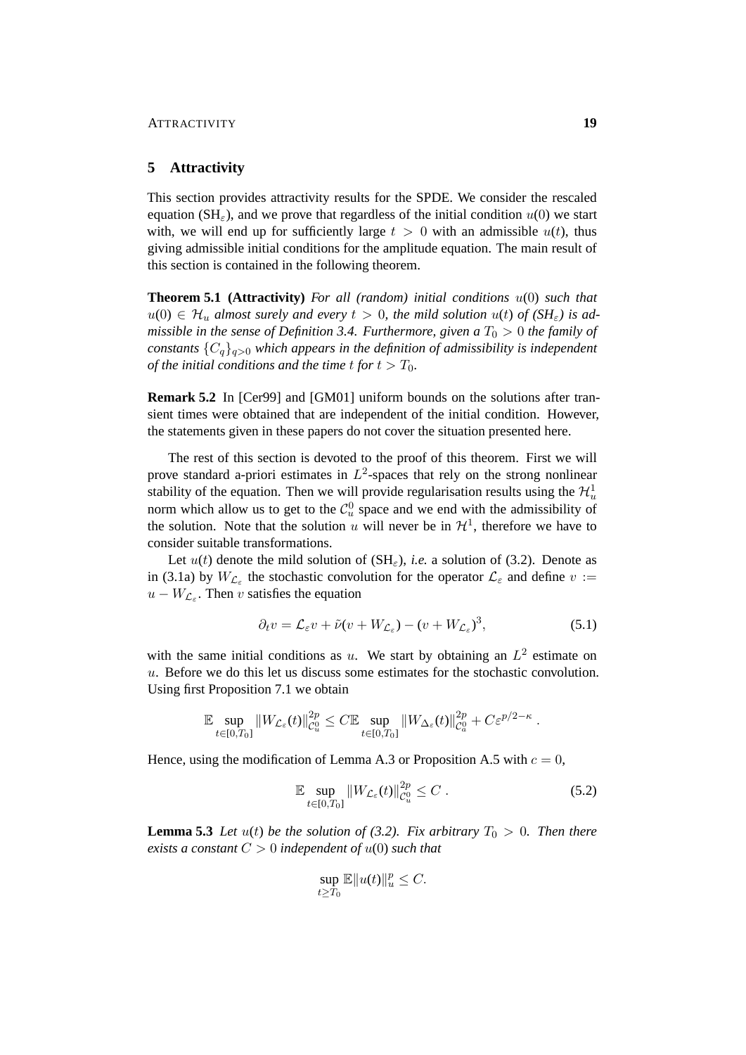## 5 Attractivity

This section provides attractivity results for the SPDE. We consider the rescaled equation (SH$_\varepsilon$), and we prove that regardless of the initial condition $u(0)$ we start with, we will end up for sufficiently large $t > 0$ with an admissible $u(t)$, thus giving admissible initial conditions for the amplitude equation. The main result of this section is contained in the following theorem.

**Theorem 5.1 (Attractivity)** *For all (random) initial conditions $u(0)$ such that $u(0) \in \mathcal{H}_u$ almost surely and every $t > 0$, the mild solution $u(t)$ of (SH$_\varepsilon$) is admissible in the sense of Definition 3.4. Furthermore, given a $T_0 > 0$ the family of constants $\{C_q\}_{q>0}$ which appears in the definition of admissibility is independent of the initial conditions and the time $t$ for $t > T_0$.*

**Remark 5.2** In [Cer99] and [GM01] uniform bounds on the solutions after transient times were obtained that are independent of the initial condition. However, the statements given in these papers do not cover the situation presented here.

The rest of this section is devoted to the proof of this theorem. First we will prove standard a-priori estimates in $L^2$-spaces that rely on the strong nonlinear stability of the equation. Then we will provide regularisation results using the $\mathcal{H}^1_u$ norm which allow us to get to the $\mathcal{C}^0_u$ space and we end with the admissibility of the solution. Note that the solution $u$ will never be in $\mathcal{H}^1$, therefore we have to consider suitable transformations.

Let $u(t)$ denote the mild solution of (SH$_\varepsilon$), *i.e.* a solution of (3.2). Denote as in (3.1a) by $W_{\mathcal{L}_\varepsilon}$ the stochastic convolution for the operator $\mathcal{L}_\varepsilon$ and define $v := u - W_{\mathcal{L}_\varepsilon}$. Then $v$ satisfies the equation

$$\partial_t v = \mathcal{L}_\varepsilon v + \tilde{\nu}(v + W_{\mathcal{L}_\varepsilon}) - (v + W_{\mathcal{L}_\varepsilon})^3, \tag{5.1}$$

with the same initial conditions as $u$. We start by obtaining an $L^2$ estimate on $u$. Before we do this let us discuss some estimates for the stochastic convolution. Using first Proposition 7.1 we obtain

$$\mathbb{E} \sup_{t\in[0,T_0]} \|W_{\mathcal{L}_\varepsilon}(t)\|^{2p}_{\mathcal{C}^0_u} \le C\mathbb{E} \sup_{t\in[0,T_0]} \|W_{\Delta_\varepsilon}(t)\|^{2p}_{\mathcal{C}^0_a} + C\varepsilon^{p/2-\kappa} .$$

Hence, using the modification of Lemma A.3 or Proposition A.5 with $c = 0$,

$$\mathbb{E} \sup_{t\in[0,T_0]} \|W_{\mathcal{L}_\varepsilon}(t)\|^{2p}_{\mathcal{C}^0_u} \le C . \tag{5.2}$$

**Lemma 5.3** *Let $u(t)$ be the solution of (3.2). Fix arbitrary $T_0 > 0$. Then there exists a constant $C > 0$ independent of $u(0)$ such that*

$$\sup_{t\ge T_0} \mathbb{E}\|u(t)\|^p_u \le C.$$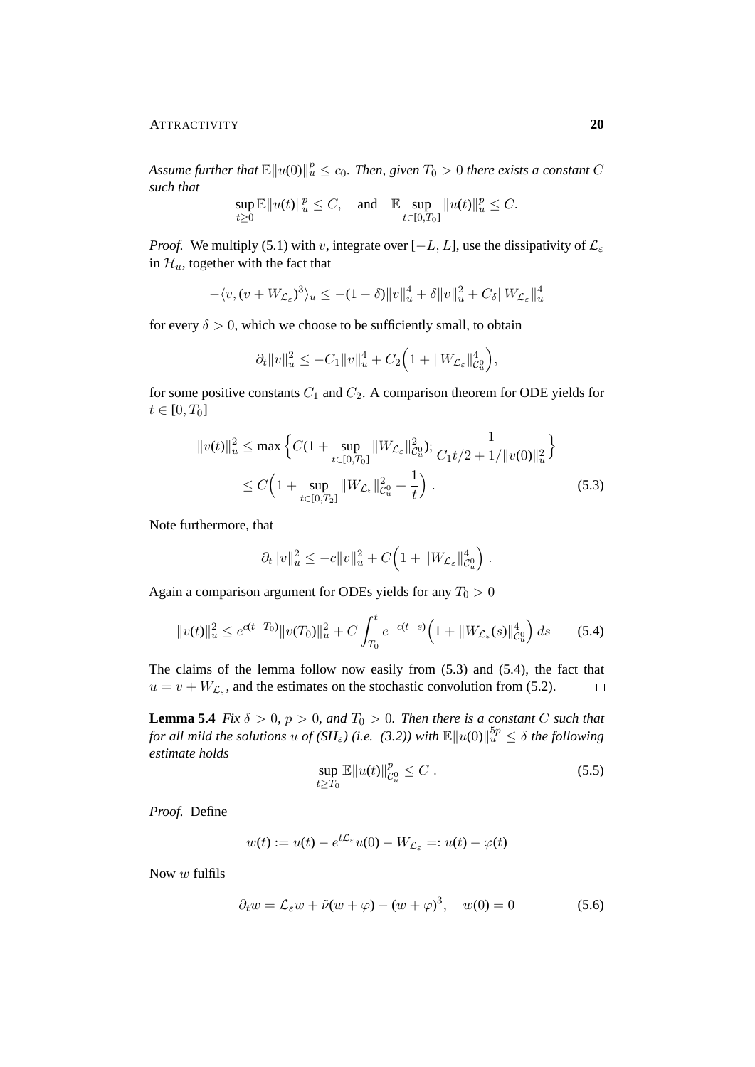*Assume further that $\mathbb{E}\|u(0)\|_u^p \le c_0$. Then, given $T_0 > 0$ there exists a constant $C$ such that*

$$\sup_{t\ge 0} \mathbb{E}\|u(t)\|_u^p \le C, \quad \text{and} \quad \mathbb{E} \sup_{t\in[0,T_0]} \|u(t)\|_u^p \le C.$$

*Proof.* We multiply (5.1) with $v$, integrate over $[-L, L]$, use the dissipativity of $\mathcal{L}_\varepsilon$ in $\mathcal{H}_u$, together with the fact that

$$-\langle v, (v + W_{\mathcal{L}_\varepsilon})^3 \rangle_u \le -(1-\delta)\|v\|_u^4 + \delta\|v\|_u^2 + C_\delta \|W_{\mathcal{L}_\varepsilon}\|_u^4$$

for every $\delta > 0$, which we choose to be sufficiently small, to obtain

$$\partial_t \|v\|_u^2 \le -C_1\|v\|_u^4 + C_2\Big(1 + \|W_{\mathcal{L}_\varepsilon}\|_{\mathcal{C}_u^0}^4\Big),$$

for some positive constants $C_1$ and $C_2$. A comparison theorem for ODE yields for $t \in [0, T_0]$

$$\begin{aligned}
\|v(t)\|_u^2 &\le \max\Big\{C(1 + \sup_{t\in[0,T_0]} \|W_{\mathcal{L}_\varepsilon}\|_{\mathcal{C}_u^0}^2); \frac{1}{C_1 t/2 + 1/\|v(0)\|_u^2}\Big\} \\
&\le C\Big(1 + \sup_{t\in[0,T_2]} \|W_{\mathcal{L}_\varepsilon}\|_{\mathcal{C}_u^0}^2 + \frac{1}{t}\Big) . \qquad (5.3)
\end{aligned}$$

Note furthermore, that

$$\partial_t \|v\|_u^2 \le -c\|v\|_u^2 + C\Big(1 + \|W_{\mathcal{L}_\varepsilon}\|_{\mathcal{C}_u^0}^4\Big) .$$

Again a comparison argument for ODEs yields for any $T_0 > 0$

$$\|v(t)\|_u^2 \le e^{c(t-T_0)}\|v(T_0)\|_u^2 + C\int_{T_0}^t e^{-c(t-s)}\Big(1 + \|W_{\mathcal{L}_\varepsilon}(s)\|_{\mathcal{C}_u^0}^4\Big)\, ds \qquad (5.4)$$

The claims of the lemma follow now easily from (5.3) and (5.4), the fact that $u = v + W_{\mathcal{L}_\varepsilon}$, and the estimates on the stochastic convolution from (5.2). $\square$

**Lemma 5.4** *Fix $\delta > 0$, $p > 0$, and $T_0 > 0$. Then there is a constant $C$ such that for all mild the solutions $u$ of (SH$_\varepsilon$) (i.e. (3.2)) with $\mathbb{E}\|u(0)\|_u^{5p} \le \delta$ the following estimate holds*

$$\sup_{t\ge T_0} \mathbb{E}\|u(t)\|_{\mathcal{C}_u^0}^p \le C . \qquad (5.5)$$

*Proof.* Define

$$w(t) := u(t) - e^{t\mathcal{L}_\varepsilon}u(0) - W_{\mathcal{L}_\varepsilon} =: u(t) - \varphi(t)$$

Now $w$ fulfils

$$\partial_t w = \mathcal{L}_\varepsilon w + \tilde{\nu}(w + \varphi) - (w + \varphi)^3, \quad w(0) = 0 \qquad (5.6)$$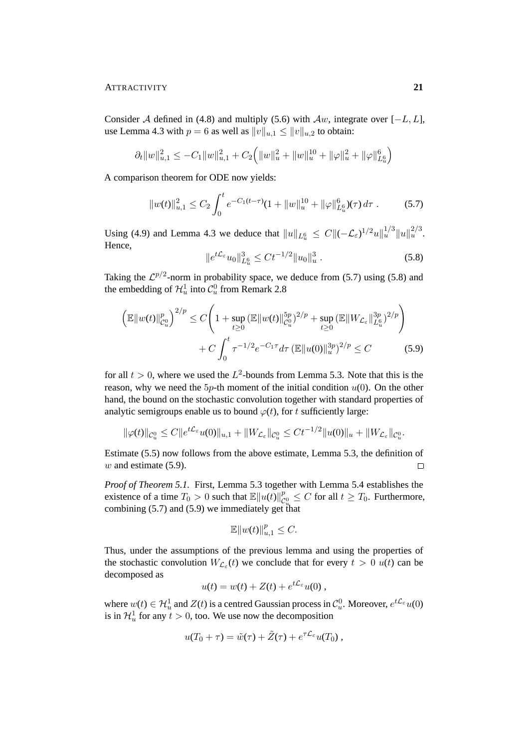Consider $\mathcal{A}$ defined in (4.8) and multiply (5.6) with $\mathcal{A}w$, integrate over $[-L, L]$, use Lemma 4.3 with $p = 6$ as well as $\|v\|_{u,1} \leq \|v\|_{u,2}$ to obtain:

$$\partial_t \|w\|_{u,1}^2 \leq -C_1 \|w\|_{u,1}^2 + C_2 \Big( \|w\|_u^2 + \|w\|_u^{10} + \|\varphi\|_u^2 + \|\varphi\|_{L_u^6}^6 \Big)$$

A comparison theorem for ODE now yields:

$$\|w(t)\|_{u,1}^2 \leq C_2 \int_0^t e^{-C_1(t-\tau)} (1 + \|w\|_u^{10} + \|\varphi\|_{L_u^6}^6)(\tau)\, d\tau \;. \tag{5.7}$$

Using (4.9) and Lemma 4.3 we deduce that $\|u\|_{L_u^6} \leq C \|(-\mathcal{L}_\varepsilon)^{1/2} u\|_u^{1/3} \|u\|_u^{2/3}$. Hence,

$$\|e^{t\mathcal{L}_\varepsilon} u_0\|_{L_u^6}^3 \leq C t^{-1/2} \|u_0\|_u^3 \;. \tag{5.8}$$

Taking the $\mathcal{L}^{p/2}$-norm in probability space, we deduce from (5.7) using (5.8) and the embedding of $\mathcal{H}_u^1$ into $\mathcal{C}_u^0$ from Remark 2.8

$$\begin{aligned}\Big(\mathbb{E}\|w(t)\|_{\mathcal{C}_u^0}^p\Big)^{2/p} &\leq C\left(1 + \sup_{t\geq 0} (\mathbb{E}\|w(t)\|_{\mathcal{C}_u^0}^{5p})^{2/p} + \sup_{t\geq 0} (\mathbb{E}\|W_{\mathcal{L}_\varepsilon}\|_{L_u^6}^{3p})^{2/p}\right) \\ &\quad + C\int_0^t \tau^{-1/2} e^{-C_1 \tau} d\tau \, (\mathbb{E}\|u(0)\|_u^{3p})^{2/p} \leq C \end{aligned} \tag{5.9}$$

for all $t > 0$, where we used the $L^2$-bounds from Lemma 5.3. Note that this is the reason, why we need the $5p$-th moment of the initial condition $u(0)$. On the other hand, the bound on the stochastic convolution together with standard properties of analytic semigroups enable us to bound $\varphi(t)$, for $t$ sufficiently large:

$$\|\varphi(t)\|_{\mathcal{C}_u^0} \leq C \|e^{t\mathcal{L}_\varepsilon} u(0)\|_{u,1} + \|W_{\mathcal{L}_\varepsilon}\|_{\mathcal{C}_u^0} \leq C t^{-1/2} \|u(0)\|_u + \|W_{\mathcal{L}_\varepsilon}\|_{\mathcal{C}_u^0}.$$

Estimate (5.5) now follows from the above estimate, Lemma 5.3, the definition of $w$ and estimate (5.9). $\square$

*Proof of Theorem 5.1.* First, Lemma 5.3 together with Lemma 5.4 establishes the existence of a time $T_0 > 0$ such that $\mathbb{E}\|u(t)\|_{\mathcal{C}_u^0}^p \leq C$ for all $t \geq T_0$. Furthermore, combining (5.7) and (5.9) we immediately get that

$$\mathbb{E}\|w(t)\|_{u,1}^p \leq C.$$

Thus, under the assumptions of the previous lemma and using the properties of the stochastic convolution $W_{\mathcal{L}_\varepsilon}(t)$ we conclude that for every $t > 0$ $u(t)$ can be decomposed as

$$u(t) = w(t) + Z(t) + e^{t\mathcal{L}_\varepsilon} u(0) \;,$$

where $w(t) \in \mathcal{H}_u^1$ and $Z(t)$ is a centred Gaussian process in $\mathcal{C}_u^0$. Moreover, $e^{t\mathcal{L}_\varepsilon} u(0)$ is in $\mathcal{H}_u^1$ for any $t > 0$, too. We use now the decomposition

$$u(T_0 + \tau) = \tilde{w}(\tau) + \tilde{Z}(\tau) + e^{\tau\mathcal{L}_\varepsilon} u(T_0) \;,$$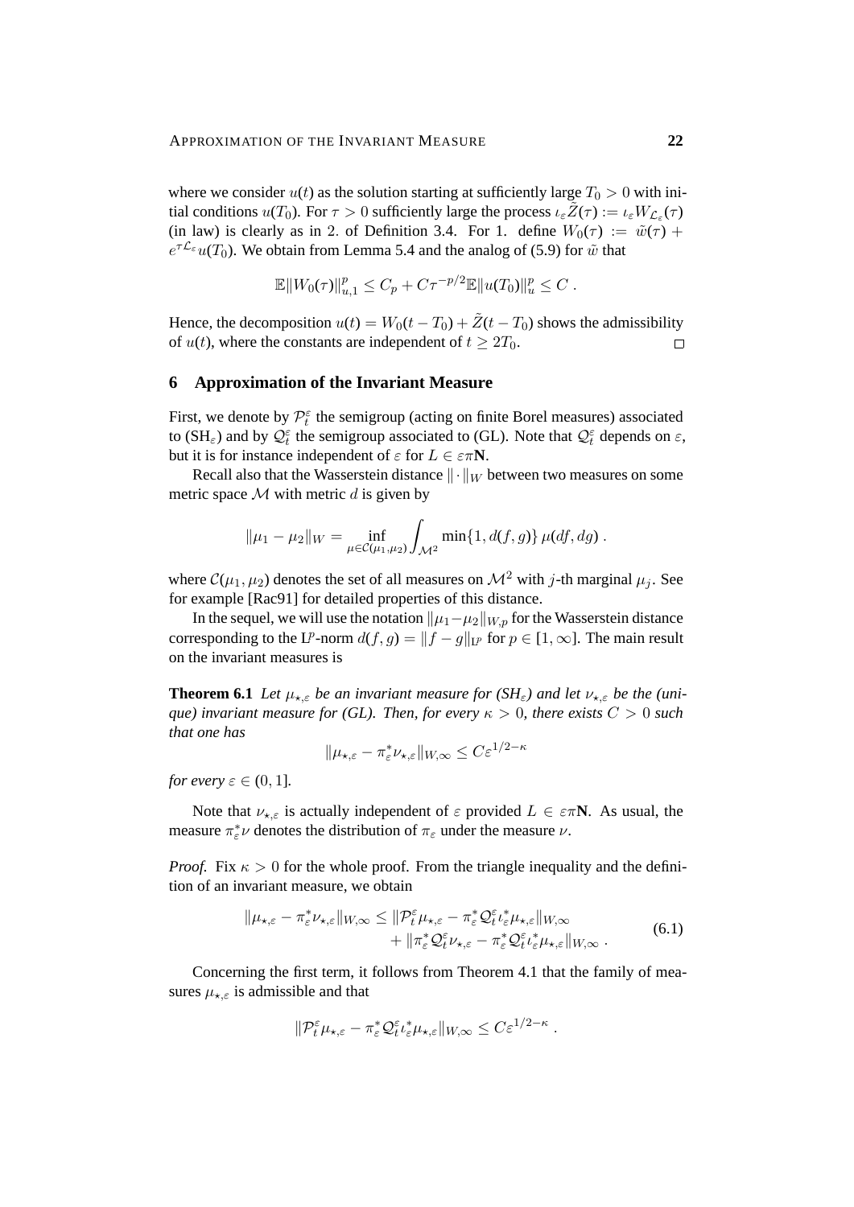where we consider $u(t)$ as the solution starting at sufficiently large $T_0 > 0$ with initial conditions $u(T_0)$. For $\tau > 0$ sufficiently large the process $\iota_\varepsilon \tilde{Z}(\tau) := \iota_\varepsilon W_{\mathcal{L}_\varepsilon}(\tau)$ (in law) is clearly as in 2. of Definition 3.4. For 1. define $W_0(\tau) := \tilde{w}(\tau) + e^{\tau \mathcal{L}_\varepsilon} u(T_0)$. We obtain from Lemma 5.4 and the analog of (5.9) for $\tilde{w}$ that

$$
\mathbb{E}\|W_0(\tau)\|_{u,1}^p \leq C_p + C\tau^{-p/2}\mathbb{E}\|u(T_0)\|_u^p \leq C \; .
$$

Hence, the decomposition $u(t) = W_0(t - T_0) + \tilde{Z}(t - T_0)$ shows the admissibility of $u(t)$, where the constants are independent of $t \geq 2T_0$. □

## 6 Approximation of the Invariant Measure

First, we denote by $\mathcal{P}_t^\varepsilon$ the semigroup (acting on finite Borel measures) associated to (SH$_\varepsilon$) and by $\mathcal{Q}_t^\varepsilon$ the semigroup associated to (GL). Note that $\mathcal{Q}_t^\varepsilon$ depends on $\varepsilon$, but it is for instance independent of $\varepsilon$ for $L \in \varepsilon\pi\mathbf{N}$.

Recall also that the Wasserstein distance $\|\cdot\|_W$ between two measures on some metric space $\mathcal{M}$ with metric $d$ is given by

$$
\|\mu_1 - \mu_2\|_W = \inf_{\mu \in \mathcal{C}(\mu_1,\mu_2)} \int_{\mathcal{M}^2} \min\{1, d(f,g)\}\, \mu(df, dg) \; .
$$

where $\mathcal{C}(\mu_1, \mu_2)$ denotes the set of all measures on $\mathcal{M}^2$ with $j$-th marginal $\mu_j$. See for example [Rac91] for detailed properties of this distance.

In the sequel, we will use the notation $\|\mu_1 - \mu_2\|_{W,p}$ for the Wasserstein distance corresponding to the $\mathrm{L}^p$-norm $d(f,g) = \|f - g\|_{\mathrm{L}^p}$ for $p \in [1, \infty]$. The main result on the invariant measures is

**Theorem 6.1** *Let $\mu_{\star,\varepsilon}$ be an invariant measure for (SH$_\varepsilon$) and let $\nu_{\star,\varepsilon}$ be the (unique) invariant measure for (GL). Then, for every $\kappa > 0$, there exists $C > 0$ such that one has*

$$
\|\mu_{\star,\varepsilon} - \pi_\varepsilon^* \nu_{\star,\varepsilon}\|_{W,\infty} \leq C\varepsilon^{1/2-\kappa}
$$

*for every $\varepsilon \in (0, 1]$.*

Note that $\nu_{\star,\varepsilon}$ is actually independent of $\varepsilon$ provided $L \in \varepsilon\pi\mathbf{N}$. As usual, the measure $\pi_\varepsilon^* \nu$ denotes the distribution of $\pi_\varepsilon$ under the measure $\nu$.

*Proof.* Fix $\kappa > 0$ for the whole proof. From the triangle inequality and the definition of an invariant measure, we obtain

$$
\begin{aligned}
\|\mu_{\star,\varepsilon} - \pi_\varepsilon^* \nu_{\star,\varepsilon}\|_{W,\infty} \leq{}& \|\mathcal{P}_t^\varepsilon \mu_{\star,\varepsilon} - \pi_\varepsilon^* \mathcal{Q}_t^\varepsilon \iota_\varepsilon^* \mu_{\star,\varepsilon}\|_{W,\infty} \\
&+ \|\pi_\varepsilon^* \mathcal{Q}_t^\varepsilon \nu_{\star,\varepsilon} - \pi_\varepsilon^* \mathcal{Q}_t^\varepsilon \iota_\varepsilon^* \mu_{\star,\varepsilon}\|_{W,\infty} \; .
\end{aligned}
\tag{6.1}
$$

Concerning the first term, it follows from Theorem 4.1 that the family of measures $\mu_{\star,\varepsilon}$ is admissible and that

$$
\|\mathcal{P}_t^\varepsilon \mu_{\star,\varepsilon} - \pi_\varepsilon^* \mathcal{Q}_t^\varepsilon \iota_\varepsilon^* \mu_{\star,\varepsilon}\|_{W,\infty} \leq C\varepsilon^{1/2-\kappa} \; .
$$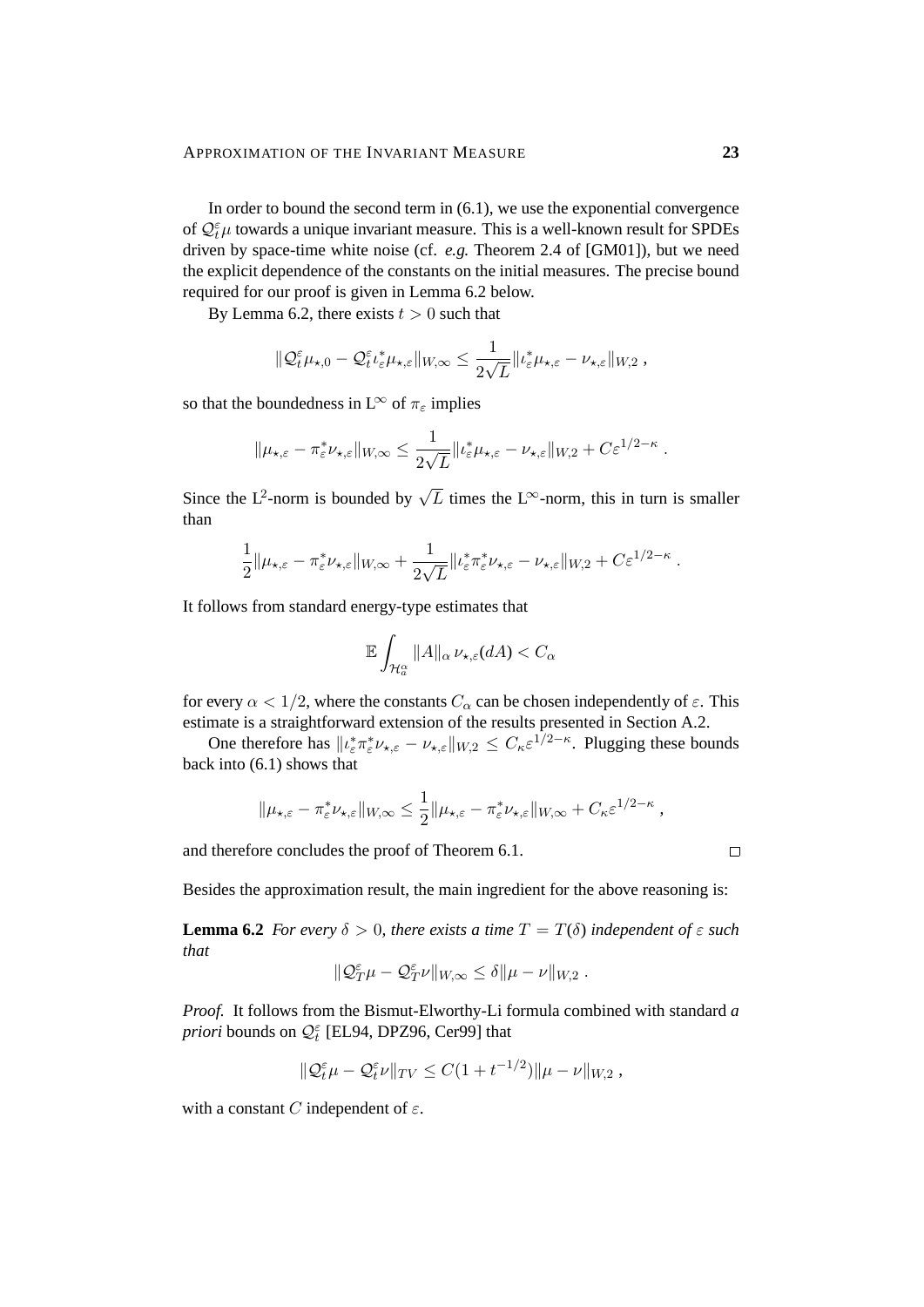In order to bound the second term in (6.1), we use the exponential convergence of $\mathcal{Q}_t^\varepsilon \mu$ towards a unique invariant measure. This is a well-known result for SPDEs driven by space-time white noise (cf. *e.g.* Theorem 2.4 of [GM01]), but we need the explicit dependence of the constants on the initial measures. The precise bound required for our proof is given in Lemma 6.2 below.

By Lemma 6.2, there exists $t > 0$ such that

$$\|\mathcal{Q}_t^\varepsilon \mu_{\star,0} - \mathcal{Q}_t^\varepsilon \iota_\varepsilon^* \mu_{\star,\varepsilon}\|_{W,\infty} \leq \frac{1}{2\sqrt{L}} \|\iota_\varepsilon^* \mu_{\star,\varepsilon} - \nu_{\star,\varepsilon}\|_{W,2} ,$$

so that the boundedness in $\mathrm{L}^\infty$ of $\pi_\varepsilon$ implies

$$\|\mu_{\star,\varepsilon} - \pi_\varepsilon^* \nu_{\star,\varepsilon}\|_{W,\infty} \leq \frac{1}{2\sqrt{L}} \|\iota_\varepsilon^* \mu_{\star,\varepsilon} - \nu_{\star,\varepsilon}\|_{W,2} + C\varepsilon^{1/2-\kappa} .$$

Since the $\mathrm{L}^2$-norm is bounded by $\sqrt{L}$ times the $\mathrm{L}^\infty$-norm, this in turn is smaller than

$$\frac{1}{2}\|\mu_{\star,\varepsilon} - \pi_\varepsilon^* \nu_{\star,\varepsilon}\|_{W,\infty} + \frac{1}{2\sqrt{L}} \|\iota_\varepsilon^* \pi_\varepsilon^* \nu_{\star,\varepsilon} - \nu_{\star,\varepsilon}\|_{W,2} + C\varepsilon^{1/2-\kappa} .$$

It follows from standard energy-type estimates that

$$\mathbb{E} \int_{\mathcal{H}_a^\alpha} \|A\|_\alpha \, \nu_{\star,\varepsilon}(dA) < C_\alpha$$

for every $\alpha < 1/2$, where the constants $C_\alpha$ can be chosen independently of $\varepsilon$. This estimate is a straightforward extension of the results presented in Section A.2.

One therefore has $\|\iota_\varepsilon^* \pi_\varepsilon^* \nu_{\star,\varepsilon} - \nu_{\star,\varepsilon}\|_{W,2} \leq C_\kappa \varepsilon^{1/2-\kappa}$. Plugging these bounds back into (6.1) shows that

$$\|\mu_{\star,\varepsilon} - \pi_\varepsilon^* \nu_{\star,\varepsilon}\|_{W,\infty} \leq \frac{1}{2}\|\mu_{\star,\varepsilon} - \pi_\varepsilon^* \nu_{\star,\varepsilon}\|_{W,\infty} + C_\kappa \varepsilon^{1/2-\kappa} ,$$

and therefore concludes the proof of Theorem 6.1. □

Besides the approximation result, the main ingredient for the above reasoning is:

**Lemma 6.2** *For every $\delta > 0$, there exists a time $T = T(\delta)$ independent of $\varepsilon$ such that*

$$\|\mathcal{Q}_T^\varepsilon \mu - \mathcal{Q}_T^\varepsilon \nu\|_{W,\infty} \leq \delta \|\mu - \nu\|_{W,2} .$$

*Proof.* It follows from the Bismut-Elworthy-Li formula combined with standard *a priori* bounds on $\mathcal{Q}_t^\varepsilon$ [EL94, DPZ96, Cer99] that

$$\|\mathcal{Q}_t^\varepsilon \mu - \mathcal{Q}_t^\varepsilon \nu\|_{TV} \leq C(1 + t^{-1/2}) \|\mu - \nu\|_{W,2} ,$$

with a constant $C$ independent of $\varepsilon$.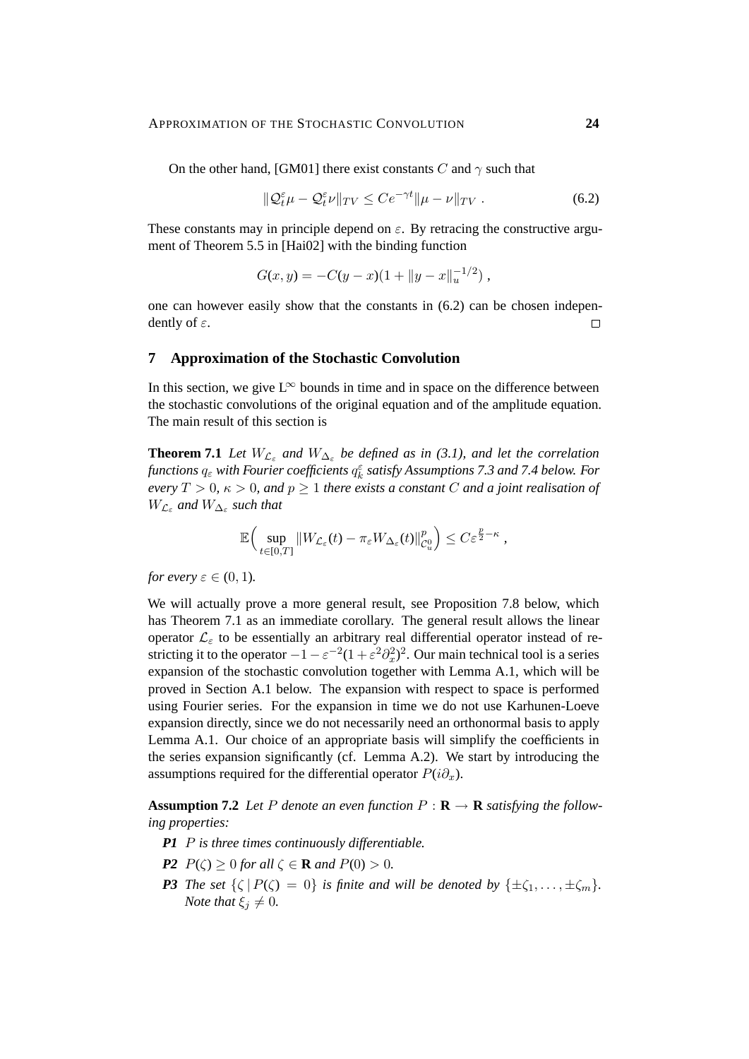On the other hand, [GM01] there exist constants $C$ and $\gamma$ such that

$$\|\mathcal{Q}_t^\varepsilon \mu - \mathcal{Q}_t^\varepsilon \nu\|_{TV} \le C e^{-\gamma t} \|\mu - \nu\|_{TV} \; . \tag{6.2}$$

These constants may in principle depend on $\varepsilon$. By retracing the constructive argument of Theorem 5.5 in [Hai02] with the binding function

$$G(x, y) = -C(y - x)(1 + \|y - x\|_u^{-1/2}) \; ,$$

one can however easily show that the constants in (6.2) can be chosen independently of $\varepsilon$. □

## 7 Approximation of the Stochastic Convolution

In this section, we give $\mathrm{L}^\infty$ bounds in time and in space on the difference between the stochastic convolutions of the original equation and of the amplitude equation. The main result of this section is

**Theorem 7.1** *Let $W_{\mathcal{L}_\varepsilon}$ and $W_{\Delta_\varepsilon}$ be defined as in (3.1), and let the correlation functions $q_\varepsilon$ with Fourier coefficients $q_k^\varepsilon$ satisfy Assumptions 7.3 and 7.4 below. For every $T > 0$, $\kappa > 0$, and $p \ge 1$ there exists a constant $C$ and a joint realisation of $W_{\mathcal{L}_\varepsilon}$ and $W_{\Delta_\varepsilon}$ such that*

$$\mathbb{E}\Big(\sup_{t \in [0,T]} \|W_{\mathcal{L}_\varepsilon}(t) - \pi_\varepsilon W_{\Delta_\varepsilon}(t)\|_{\mathcal{C}_u^0}^p\Big) \le C \varepsilon^{\frac{p}{2} - \kappa} \; ,$$

*for every $\varepsilon \in (0, 1)$.*

We will actually prove a more general result, see Proposition 7.8 below, which has Theorem 7.1 as an immediate corollary. The general result allows the linear operator $\mathcal{L}_\varepsilon$ to be essentially an arbitrary real differential operator instead of restricting it to the operator $-1 - \varepsilon^{-2}(1 + \varepsilon^2 \partial_x^2)^2$. Our main technical tool is a series expansion of the stochastic convolution together with Lemma A.1, which will be proved in Section A.1 below. The expansion with respect to space is performed using Fourier series. For the expansion in time we do not use Karhunen-Loeve expansion directly, since we do not necessarily need an orthonormal basis to apply Lemma A.1. Our choice of an appropriate basis will simplify the coefficients in the series expansion significantly (cf. Lemma A.2). We start by introducing the assumptions required for the differential operator $P(i\partial_x)$.

**Assumption 7.2** *Let $P$ denote an even function $P : \mathbf{R} \to \mathbf{R}$ satisfying the following properties:*

- ***P1*** *$P$ is three times continuously differentiable.*
- ***P2*** *$P(\zeta) \ge 0$ for all $\zeta \in \mathbf{R}$ and $P(0) > 0$.*
- ***P3*** *The set $\{\zeta \,|\, P(\zeta) = 0\}$ is finite and will be denoted by $\{\pm\zeta_1, \ldots, \pm\zeta_m\}$. Note that $\xi_j \ne 0$.*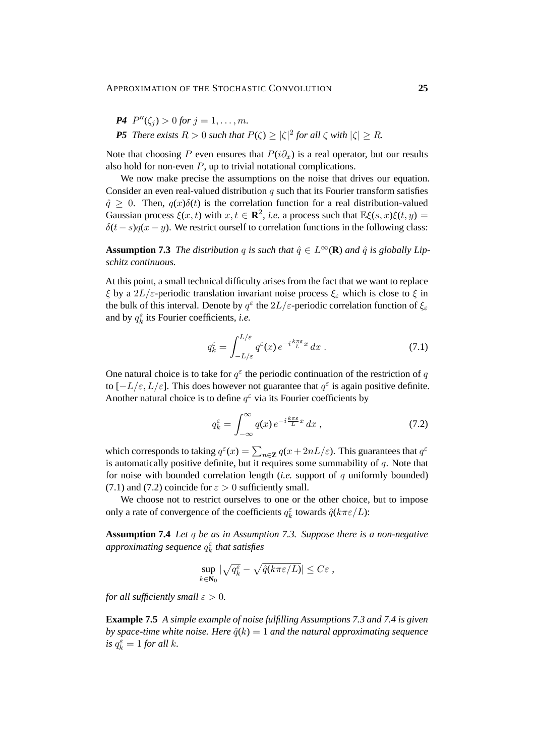***P4*** *$P''(\zeta_j) > 0$ for $j = 1, \dots, m$.*

***P5*** *There exists $R > 0$ such that $P(\zeta) \geq |\zeta|^2$ for all $\zeta$ with $|\zeta| \geq R$.*

Note that choosing $P$ even ensures that $P(i\partial_x)$ is a real operator, but our results also hold for non-even $P$, up to trivial notational complications.

We now make precise the assumptions on the noise that drives our equation. Consider an even real-valued distribution $q$ such that its Fourier transform satisfies $\hat{q} \geq 0$. Then, $q(x)\delta(t)$ is the correlation function for a real distribution-valued Gaussian process $\xi(x,t)$ with $x, t \in \mathbf{R}^2$, *i.e.* a process such that $\mathbb{E}\xi(s,x)\xi(t,y) = \delta(t-s)q(x-y)$. We restrict ourself to correlation functions in the following class:

**Assumption 7.3** *The distribution $q$ is such that $\hat{q} \in L^\infty(\mathbf{R})$ and $\hat{q}$ is globally Lipschitz continuous.*

At this point, a small technical difficulty arises from the fact that we want to replace $\xi$ by a $2L/\varepsilon$-periodic translation invariant noise process $\xi_\varepsilon$ which is close to $\xi$ in the bulk of this interval. Denote by $q^\varepsilon$ the $2L/\varepsilon$-periodic correlation function of $\xi_\varepsilon$ and by $q_k^\varepsilon$ its Fourier coefficients, *i.e.*

$$q_k^\varepsilon = \int_{-L/\varepsilon}^{L/\varepsilon} q^\varepsilon(x)\, e^{-i\frac{k\pi\varepsilon}{L}x}\, dx\ . \tag{7.1}$$

One natural choice is to take for $q^\varepsilon$ the periodic continuation of the restriction of $q$ to $[-L/\varepsilon, L/\varepsilon]$. This does however not guarantee that $q^\varepsilon$ is again positive definite. Another natural choice is to define $q^\varepsilon$ via its Fourier coefficients by

$$q_k^\varepsilon = \int_{-\infty}^{\infty} q(x)\, e^{-i\frac{k\pi\varepsilon}{L}x}\, dx\ , \tag{7.2}$$

which corresponds to taking $q^\varepsilon(x) = \sum_{n\in\mathbf{Z}} q(x + 2nL/\varepsilon)$. This guarantees that $q^\varepsilon$ is automatically positive definite, but it requires some summability of $q$. Note that for noise with bounded correlation length (*i.e.* support of $q$ uniformly bounded) (7.1) and (7.2) coincide for $\varepsilon > 0$ sufficiently small.

We choose not to restrict ourselves to one or the other choice, but to impose only a rate of convergence of the coefficients $q_k^\varepsilon$ towards $\hat{q}(k\pi\varepsilon/L)$:

**Assumption 7.4** *Let $q$ be as in Assumption 7.3. Suppose there is a non-negative approximating sequence $q_k^\varepsilon$ that satisfies*

$$\sup_{k\in\mathbf{N}_0} \Big|\sqrt{q_k^\varepsilon} - \sqrt{\hat{q}(k\pi\varepsilon/L)}\Big| \leq C\varepsilon\ ,$$

*for all sufficiently small $\varepsilon > 0$.*

**Example 7.5** *A simple example of noise fulfilling Assumptions 7.3 and 7.4 is given by space-time white noise. Here $\hat{q}(k) = 1$ and the natural approximating sequence is $q_k^\varepsilon = 1$ for all $k$.*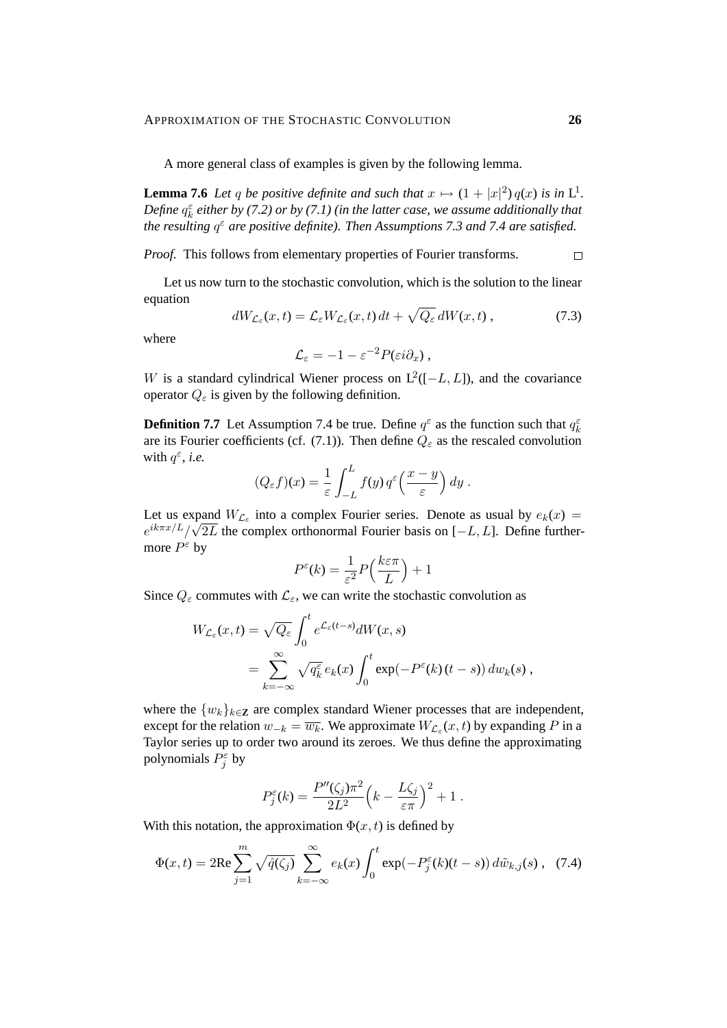A more general class of examples is given by the following lemma.

**Lemma 7.6** *Let $q$ be positive definite and such that $x \mapsto (1+|x|^2)\,q(x)$ is in $\mathrm{L}^1$. Define $q_k^\varepsilon$ either by (7.2) or by (7.1) (in the latter case, we assume additionally that the resulting $q^\varepsilon$ are positive definite). Then Assumptions 7.3 and 7.4 are satisfied.*

*Proof.* This follows from elementary properties of Fourier transforms. □

Let us now turn to the stochastic convolution, which is the solution to the linear equation

$$dW_{\mathcal{L}_\varepsilon}(x,t) = \mathcal{L}_\varepsilon W_{\mathcal{L}_\varepsilon}(x,t)\,dt + \sqrt{Q_\varepsilon}\,dW(x,t)\;, \tag{7.3}$$

where

$$\mathcal{L}_\varepsilon = -1 - \varepsilon^{-2} P(\varepsilon i \partial_x)\;,$$

$W$ is a standard cylindrical Wiener process on $\mathrm{L}^2([-L,L])$, and the covariance operator $Q_\varepsilon$ is given by the following definition.

**Definition 7.7** Let Assumption 7.4 be true. Define $q^\varepsilon$ as the function such that $q_k^\varepsilon$ are its Fourier coefficients (cf. (7.1)). Then define $Q_\varepsilon$ as the rescaled convolution with $q^\varepsilon$, *i.e.*

$$(Q_\varepsilon f)(x) = \frac{1}{\varepsilon}\int_{-L}^{L} f(y)\, q^\varepsilon\Big(\frac{x-y}{\varepsilon}\Big)\,dy\;.$$

Let us expand $W_{\mathcal{L}_\varepsilon}$ into a complex Fourier series. Denote as usual by $e_k(x) = e^{ik\pi x/L}/\sqrt{2L}$ the complex orthonormal Fourier basis on $[-L,L]$. Define furthermore $P^\varepsilon$ by

$$P^\varepsilon(k) = \frac{1}{\varepsilon^2} P\Big(\frac{k\varepsilon\pi}{L}\Big) + 1$$

Since $Q_\varepsilon$ commutes with $\mathcal{L}_\varepsilon$, we can write the stochastic convolution as

$$\begin{aligned} W_{\mathcal{L}_\varepsilon}(x,t) &= \sqrt{Q_\varepsilon}\int_0^t e^{\mathcal{L}_\varepsilon(t-s)} dW(x,s) \\ &= \sum_{k=-\infty}^{\infty} \sqrt{q_k^\varepsilon}\, e_k(x) \int_0^t \exp(-P^\varepsilon(k)\,(t-s))\,dw_k(s)\;, \end{aligned}$$

where the $\{w_k\}_{k\in\mathbf{Z}}$ are complex standard Wiener processes that are independent, except for the relation $w_{-k} = \overline{w_k}$. We approximate $W_{\mathcal{L}_\varepsilon}(x,t)$ by expanding $P$ in a Taylor series up to order two around its zeroes. We thus define the approximating polynomials $P_j^\varepsilon$ by

$$P_j^\varepsilon(k) = \frac{P''(\zeta_j)\pi^2}{2L^2}\Big(k - \frac{L\zeta_j}{\varepsilon\pi}\Big)^2 + 1\;.$$

With this notation, the approximation $\Phi(x,t)$ is defined by

$$\Phi(x,t) = 2\mathrm{Re}\sum_{j=1}^{m}\sqrt{\hat q(\zeta_j)}\sum_{k=-\infty}^{\infty} e_k(x)\int_0^t \exp(-P_j^\varepsilon(k)(t-s))\,d\tilde w_{k,j}(s)\;, \tag{7.4}$$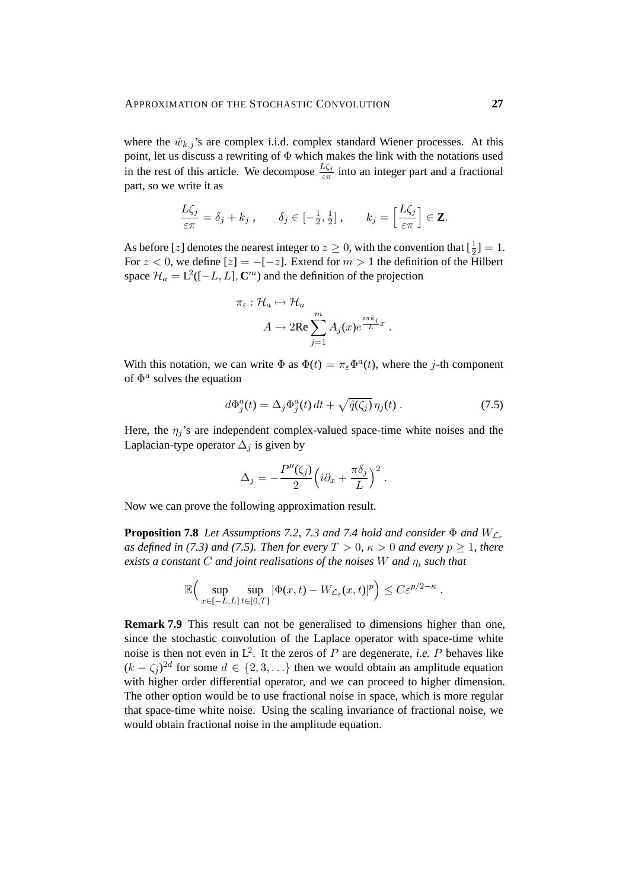where the $\tilde{w}_{k,j}$'s are complex i.i.d. complex standard Wiener processes. At this point, let us discuss a rewriting of $\Phi$ which makes the link with the notations used in the rest of this article. We decompose $\frac{L\zeta_j}{\varepsilon\pi}$ into an integer part and a fractional part, so we write it as

$$\frac{L\zeta_j}{\varepsilon\pi} = \delta_j + k_j \;, \qquad \delta_j \in [-\tfrac{1}{2}, \tfrac{1}{2}] \;, \qquad k_j = \Big[\frac{L\zeta_j}{\varepsilon\pi}\Big] \in \mathbf{Z}.$$

As before $[z]$ denotes the nearest integer to $z \geq 0$, with the convention that $[\frac{1}{2}] = 1$. For $z < 0$, we define $[z] = -[-z]$. Extend for $m > 1$ the definition of the Hilbert space $\mathcal{H}_a = \mathrm{L}^2([-L, L], \mathbf{C}^m)$ and the definition of the projection

$$\begin{aligned} \pi_\varepsilon : \mathcal{H}_a &\mapsto \mathcal{H}_u \\ A &\to 2\mathrm{Re} \sum_{j=1}^m A_j(x) e^{\frac{i\pi k_j}{L} x} \;. \end{aligned}$$

With this notation, we can write $\Phi$ as $\Phi(t) = \pi_\varepsilon \Phi^a(t)$, where the $j$-th component of $\Phi^a$ solves the equation

$$d\Phi_j^a(t) = \Delta_j \Phi_j^a(t)\, dt + \sqrt{\hat{q}(\zeta_j)}\, \eta_j(t) \;. \tag{7.5}$$

Here, the $\eta_j$'s are independent complex-valued space-time white noises and the Laplacian-type operator $\Delta_j$ is given by

$$\Delta_j = -\frac{P''(\zeta_j)}{2} \Big( i\partial_x + \frac{\pi\delta_j}{L} \Big)^2 \;.$$

Now we can prove the following approximation result.

**Proposition 7.8** *Let Assumptions 7.2, 7.3 and 7.4 hold and consider $\Phi$ and $W_{\mathcal{L}_\varepsilon}$ as defined in (7.3) and (7.5). Then for every $T > 0$, $\kappa > 0$ and every $p \geq 1$, there exists a constant $C$ and joint realisations of the noises $W$ and $\eta_i$ such that*

$$\mathbb{E}\Big( \sup_{x\in[-L,L]} \sup_{t\in[0,T]} |\Phi(x,t) - W_{\mathcal{L}_\varepsilon}(x,t)|^p \Big) \leq C\varepsilon^{p/2-\kappa} \;.$$

**Remark 7.9** This result can not be generalised to dimensions higher than one, since the stochastic convolution of the Laplace operator with space-time white noise is then not even in $\mathrm{L}^2$. It the zeros of $P$ are degenerate, *i.e.* $P$ behaves like $(k - \zeta_j)^{2d}$ for some $d \in \{2, 3, \ldots\}$ then we would obtain an amplitude equation with higher order differential operator, and we can proceed to higher dimension. The other option would be to use fractional noise in space, which is more regular that space-time white noise. Using the scaling invariance of fractional noise, we would obtain fractional noise in the amplitude equation.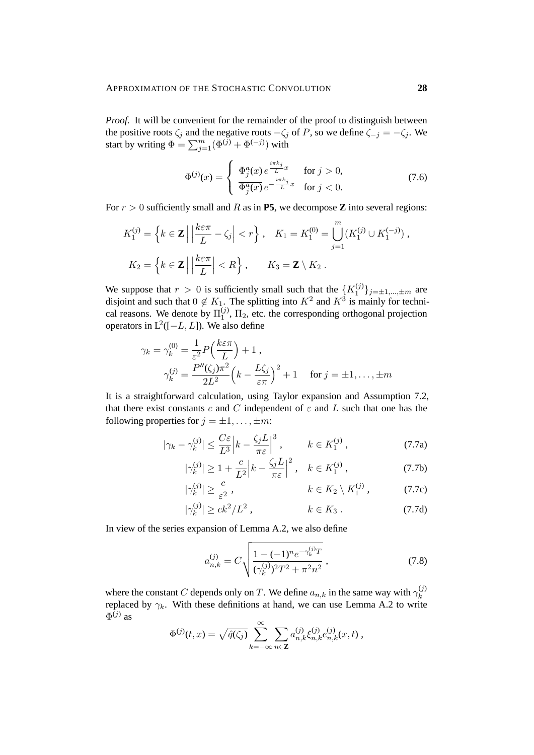*Proof.* It will be convenient for the remainder of the proof to distinguish between the positive roots $\zeta_j$ and the negative roots $-\zeta_j$ of $P$, so we define $\zeta_{-j} = -\zeta_j$. We start by writing $\Phi = \sum_{j=1}^m (\Phi^{(j)} + \Phi^{(-j)})$ with

$$\Phi^{(j)}(x) = \begin{cases} \Phi_j^a(x)\, e^{\frac{i\pi k_j}{L}x} & \text{for } j > 0, \\ \overline{\Phi_j^a(x)}\, e^{-\frac{i\pi k_j}{L}x} & \text{for } j < 0. \end{cases} \tag{7.6}$$

For $r > 0$ sufficiently small and $R$ as in **P5**, we decompose $\mathbf{Z}$ into several regions:

$$K_1^{(j)} = \Big\{ k \in \mathbf{Z} \,\Big|\, \Big|\frac{k\varepsilon\pi}{L} - \zeta_j\Big| < r \Big\}\,, \quad K_1 = K_1^{(0)} = \bigcup_{j=1}^m (K_1^{(j)} \cup K_1^{(-j)})\,,$$

$$K_2 = \Big\{ k \in \mathbf{Z} \,\Big|\, \Big|\frac{k\varepsilon\pi}{L}\Big| < R \Big\}\,, \qquad K_3 = \mathbf{Z} \setminus K_2\,.$$

We suppose that $r > 0$ is sufficiently small such that the $\{K_1^{(j)}\}_{j=\pm1,\ldots,\pm m}$ are disjoint and such that $0 \notin K_1$. The splitting into $K^2$ and $K^3$ is mainly for technical reasons. We denote by $\Pi_1^{(j)}$, $\Pi_2$, etc. the corresponding orthogonal projection operators in $\mathrm{L}^2([-L, L])$. We also define

$$\gamma_k = \gamma_k^{(0)} = \frac{1}{\varepsilon^2} P\Big(\frac{k\varepsilon\pi}{L}\Big) + 1\,,$$
$$\gamma_k^{(j)} = \frac{P''(\zeta_j)\pi^2}{2L^2}\Big(k - \frac{L\zeta_j}{\varepsilon\pi}\Big)^2 + 1 \quad \text{for } j = \pm1, \ldots, \pm m$$

It is a straightforward calculation, using Taylor expansion and Assumption 7.2, that there exist constants $c$ and $C$ independent of $\varepsilon$ and $L$ such that one has the following properties for $j = \pm1, \ldots, \pm m$:

$$|\gamma_k - \gamma_k^{(j)}| \leq \frac{C\varepsilon}{L^3}\Big|k - \frac{\zeta_j L}{\pi\varepsilon}\Big|^3\,, \qquad k \in K_1^{(j)}\,, \tag{7.7a}$$

$$|\gamma_k^{(j)}| \geq 1 + \frac{c}{L^2}\Big|k - \frac{\zeta_j L}{\pi\varepsilon}\Big|^2\,, \quad k \in K_1^{(j)}\,, \tag{7.7b}$$

$$|\gamma_k^{(j)}| \geq \frac{c}{\varepsilon^2}\,, \qquad k \in K_2 \setminus K_1^{(j)}\,, \tag{7.7c}$$

$$|\gamma_k^{(j)}| \geq ck^2/L^2\,, \qquad k \in K_3\,. \tag{7.7d}$$

In view of the series expansion of Lemma A.2, we also define

$$a_{n,k}^{(j)} = C\sqrt{\frac{1 - (-1)^n e^{-\gamma_k^{(j)}T}}{(\gamma_k^{(j)})^2 T^2 + \pi^2 n^2}}\,, \tag{7.8}$$

where the constant $C$ depends only on $T$. We define $a_{n,k}$ in the same way with $\gamma_k^{(j)}$ replaced by $\gamma_k$. With these definitions at hand, we can use Lemma A.2 to write $\Phi^{(j)}$ as

$$\Phi^{(j)}(t, x) = \sqrt{\hat{q}(\zeta_j)} \sum_{k=-\infty}^{\infty} \sum_{n\in\mathbf{Z}} a_{n,k}^{(j)} \xi_{n,k}^{(j)} e_{n,k}^{(j)}(x, t)\,,$$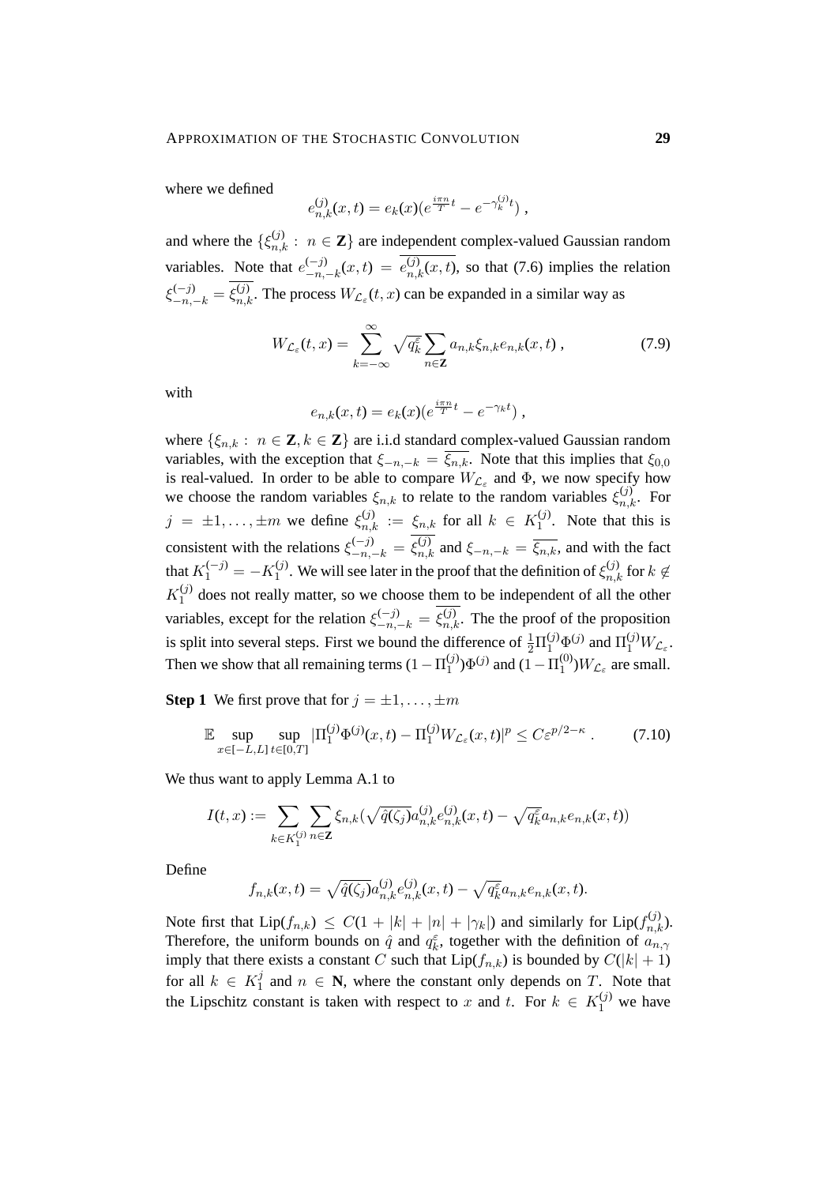where we defined

$$e^{(j)}_{n,k}(x,t) = e_k(x)(e^{\frac{i\pi n}{T}t} - e^{-\gamma^{(j)}_k t}) ,$$

and where the $\{\xi^{(j)}_{n,k} :\ n \in \mathbf{Z}\}$ are independent complex-valued Gaussian random variables. Note that $e^{(-j)}_{-n,-k}(x,t) = \overline{e^{(j)}_{n,k}(x,t)}$, so that (7.6) implies the relation $\xi^{(-j)}_{-n,-k} = \overline{\xi^{(j)}_{n,k}}$. The process $W_{\mathcal{L}_\varepsilon}(t,x)$ can be expanded in a similar way as

$$W_{\mathcal{L}_\varepsilon}(t,x) = \sum_{k=-\infty}^{\infty} \sqrt{q^\varepsilon_k} \sum_{n\in\mathbf{Z}} a_{n,k}\xi_{n,k} e_{n,k}(x,t) , \tag{7.9}$$

with

$$e_{n,k}(x,t) = e_k(x)(e^{\frac{i\pi n}{T}t} - e^{-\gamma_k t}) ,$$

where $\{\xi_{n,k} :\ n \in \mathbf{Z}, k \in \mathbf{Z}\}$ are i.i.d standard complex-valued Gaussian random variables, with the exception that $\xi_{-n,-k} = \overline{\xi_{n,k}}$. Note that this implies that $\xi_{0,0}$ is real-valued. In order to be able to compare $W_{\mathcal{L}_\varepsilon}$ and $\Phi$, we now specify how we choose the random variables $\xi_{n,k}$ to relate to the random variables $\xi^{(j)}_{n,k}$. For $j = \pm 1, \ldots, \pm m$ we define $\xi^{(j)}_{n,k} := \xi_{n,k}$ for all $k \in K^{(j)}_1$. Note that this is consistent with the relations $\xi^{(-j)}_{-n,-k} = \overline{\xi^{(j)}_{n,k}}$ and $\xi_{-n,-k} = \overline{\xi_{n,k}}$, and with the fact that $K^{(-j)}_1 = -K^{(j)}_1$. We will see later in the proof that the definition of $\xi^{(j)}_{n,k}$ for $k \notin K^{(j)}_1$ does not really matter, so we choose them to be independent of all the other variables, except for the relation $\xi^{(-j)}_{-n,-k} = \overline{\xi^{(j)}_{n,k}}$. The the proof of the proposition is split into several steps. First we bound the difference of $\frac{1}{2}\Pi^{(j)}_1\Phi^{(j)}$ and $\Pi^{(j)}_1 W_{\mathcal{L}_\varepsilon}$. Then we show that all remaining terms $(1-\Pi^{(j)}_1)\Phi^{(j)}$ and $(1-\Pi^{(0)}_1)W_{\mathcal{L}_\varepsilon}$ are small.

**Step 1** We first prove that for $j = \pm 1, \ldots, \pm m$

$$\mathbb{E} \sup_{x\in[-L,L]} \sup_{t\in[0,T]} |\Pi^{(j)}_1\Phi^{(j)}(x,t) - \Pi^{(j)}_1 W_{\mathcal{L}_\varepsilon}(x,t)|^p \le C\varepsilon^{p/2-\kappa} . \tag{7.10}$$

We thus want to apply Lemma A.1 to

$$I(t,x) := \sum_{k\in K^{(j)}_1} \sum_{n\in\mathbf{Z}} \xi_{n,k}(\sqrt{\hat q(\zeta_j)} a^{(j)}_{n,k} e^{(j)}_{n,k}(x,t) - \sqrt{q^\varepsilon_k} a_{n,k} e_{n,k}(x,t))$$

Define

$$f_{n,k}(x,t) = \sqrt{\hat q(\zeta_j)} a^{(j)}_{n,k} e^{(j)}_{n,k}(x,t) - \sqrt{q^\varepsilon_k} a_{n,k} e_{n,k}(x,t).$$

Note first that $\mathrm{Lip}(f_{n,k}) \le C(1+|k|+|n|+|\gamma_k|)$ and similarly for $\mathrm{Lip}(f^{(j)}_{n,k})$. Therefore, the uniform bounds on $\hat q$ and $q^\varepsilon_k$, together with the definition of $a_{n,\gamma}$ imply that there exists a constant $C$ such that $\mathrm{Lip}(f_{n,k})$ is bounded by $C(|k|+1)$ for all $k \in K^j_1$ and $n \in \mathbf{N}$, where the constant only depends on $T$. Note that the Lipschitz constant is taken with respect to $x$ and $t$. For $k \in K^{(j)}_1$ we have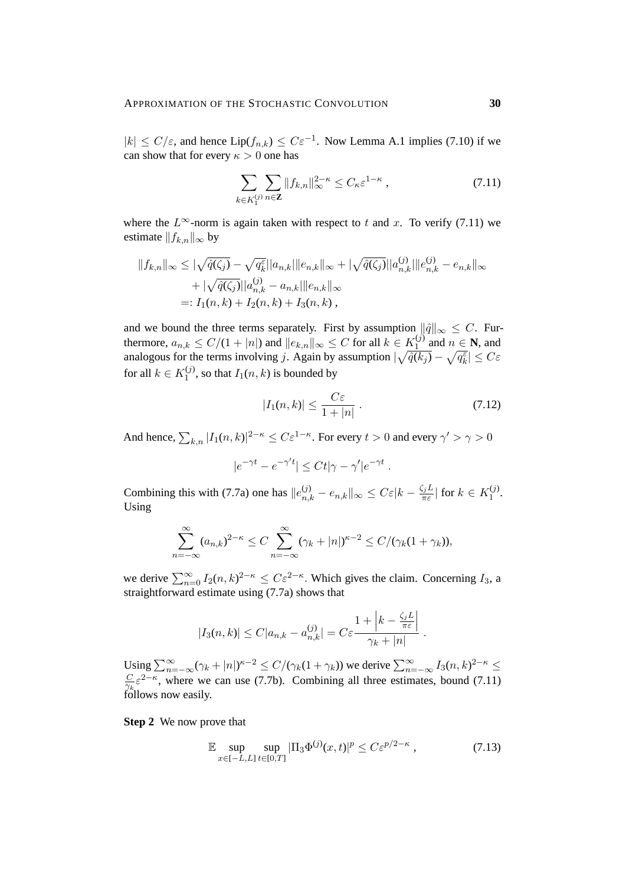$|k| \le C/\varepsilon$, and hence $\mathrm{Lip}(f_{n,k}) \le C\varepsilon^{-1}$. Now Lemma A.1 implies (7.10) if we can show that for every $\kappa > 0$ one has

$$\sum_{k\in K_1^{(j)}} \sum_{n\in\mathbf{Z}} \|f_{k,n}\|_\infty^{2-\kappa} \le C_\kappa \varepsilon^{1-\kappa} , \tag{7.11}$$

where the $L^\infty$-norm is again taken with respect to $t$ and $x$. To verify (7.11) we estimate $\|f_{k,n}\|_\infty$ by

$$\begin{aligned}\|f_{k,n}\|_\infty &\le |\sqrt{\hat q(\zeta_j)} - \sqrt{q_k^\varepsilon}||a_{n,k}|\|e_{n,k}\|_\infty + |\sqrt{\hat q(\zeta_j)}||a_{n,k}^{(j)}|\|e_{n,k}^{(j)} - e_{n,k}\|_\infty \\ &\quad + |\sqrt{\hat q(\zeta_j)}||a_{n,k}^{(j)} - a_{n,k}|\|e_{n,k}\|_\infty \\ &=: I_1(n,k) + I_2(n,k) + I_3(n,k) ,\end{aligned}$$

and we bound the three terms separately. First by assumption $\|\hat q\|_\infty \le C$. Furthermore, $a_{n,k} \le C/(1+|n|)$ and $\|e_{k,n}\|_\infty \le C$ for all $k \in K_1^{(j)}$ and $n \in \mathbf{N}$, and analogous for the terms involving $j$. Again by assumption $|\sqrt{\hat q(k_j)} - \sqrt{q_k^\varepsilon}| \le C\varepsilon$ for all $k \in K_1^{(j)}$, so that $I_1(n,k)$ is bounded by

$$|I_1(n,k)| \le \frac{C\varepsilon}{1+|n|} . \tag{7.12}$$

And hence, $\sum_{k,n} |I_1(n,k)|^{2-\kappa} \le C\varepsilon^{1-\kappa}$. For every $t > 0$ and every $\gamma' > \gamma > 0$

$$|e^{-\gamma t} - e^{-\gamma' t}| \le Ct|\gamma - \gamma'|e^{-\gamma t} .$$

Combining this with (7.7a) one has $\|e_{n,k}^{(j)} - e_{n,k}\|_\infty \le C\varepsilon|k - \frac{\zeta_j L}{\pi\varepsilon}|$ for $k \in K_1^{(j)}$. Using

$$\sum_{n=-\infty}^{\infty} (a_{n,k})^{2-\kappa} \le C \sum_{n=-\infty}^{\infty} (\gamma_k + |n|)^{\kappa-2} \le C/(\gamma_k(1+\gamma_k)),$$

we derive $\sum_{n=0}^\infty I_2(n,k)^{2-\kappa} \le C\varepsilon^{2-\kappa}$. Which gives the claim. Concerning $I_3$, a straightforward estimate using (7.7a) shows that

$$|I_3(n,k)| \le C|a_{n,k} - a_{n,k}^{(j)}| = C\varepsilon \frac{1 + \left|k - \frac{\zeta_j L}{\pi\varepsilon}\right|}{\gamma_k + |n|} .$$

Using $\sum_{n=-\infty}^\infty (\gamma_k + |n|)^{\kappa-2} \le C/(\gamma_k(1+\gamma_k))$ we derive $\sum_{n=-\infty}^\infty I_3(n,k)^{2-\kappa} \le \frac{C}{\gamma_k}\varepsilon^{2-\kappa}$, where we can use (7.7b). Combining all three estimates, bound (7.11) follows now easily.

**Step 2** We now prove that

$$\mathbb{E} \sup_{x\in[-L,L]} \sup_{t\in[0,T]} |\Pi_3 \Phi^{(j)}(x,t)|^p \le C\varepsilon^{p/2-\kappa} , \tag{7.13}$$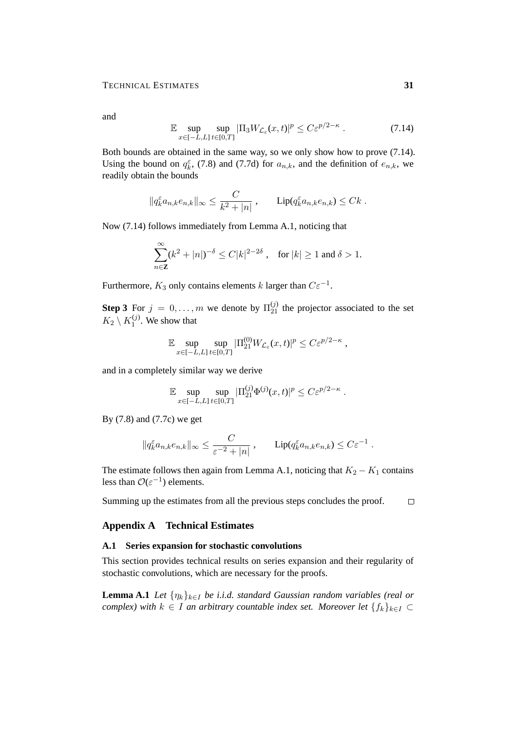and

$$\mathbb{E} \sup_{x\in[-L,L]} \sup_{t\in[0,T]} |\Pi_3 W_{\mathcal{L}_\varepsilon}(x,t)|^p \le C\varepsilon^{p/2-\kappa} . \tag{7.14}$$

Both bounds are obtained in the same way, so we only show how to prove (7.14). Using the bound on $q_k^\varepsilon$, (7.8) and (7.7d) for $a_{n,k}$, and the definition of $e_{n,k}$, we readily obtain the bounds

$$\|q_k^\varepsilon a_{n,k} e_{n,k}\|_\infty \le \frac{C}{k^2+|n|} , \qquad \mathrm{Lip}(q_k^\varepsilon a_{n,k} e_{n,k}) \le Ck .$$

Now (7.14) follows immediately from Lemma A.1, noticing that

$$\sum_{n\in\mathbf{Z}}^\infty (k^2+|n|)^{-\delta} \le C|k|^{2-2\delta} , \quad \text{for } |k|\ge 1 \text{ and } \delta>1.$$

Furthermore, $K_3$ only contains elements $k$ larger than $C\varepsilon^{-1}$.

**Step 3** For $j=0,\ldots,m$ we denote by $\Pi_{21}^{(j)}$ the projector associated to the set $K_2\setminus K_1^{(j)}$. We show that

$$\mathbb{E} \sup_{x\in[-L,L]} \sup_{t\in[0,T]} |\Pi_{21}^{(0)} W_{\mathcal{L}_\varepsilon}(x,t)|^p \le C\varepsilon^{p/2-\kappa} ,$$

and in a completely similar way we derive

$$\mathbb{E} \sup_{x\in[-L,L]} \sup_{t\in[0,T]} |\Pi_{21}^{(j)} \Phi^{(j)}(x,t)|^p \le C\varepsilon^{p/2-\kappa} .$$

By (7.8) and (7.7c) we get

$$\|q_k^\varepsilon a_{n,k} e_{n,k}\|_\infty \le \frac{C}{\varepsilon^{-2}+|n|} , \qquad \mathrm{Lip}(q_k^\varepsilon a_{n,k} e_{n,k}) \le C\varepsilon^{-1} .$$

The estimate follows then again from Lemma A.1, noticing that $K_2-K_1$ contains less than $\mathcal{O}(\varepsilon^{-1})$ elements.

Summing up the estimates from all the previous steps concludes the proof. □

## Appendix A Technical Estimates

### A.1 Series expansion for stochastic convolutions

This section provides technical results on series expansion and their regularity of stochastic convolutions, which are necessary for the proofs.

**Lemma A.1** *Let $\{\eta_k\}_{k\in I}$ be i.i.d. standard Gaussian random variables (real or complex) with $k\in I$ an arbitrary countable index set. Moreover let $\{f_k\}_{k\in I}\subset$*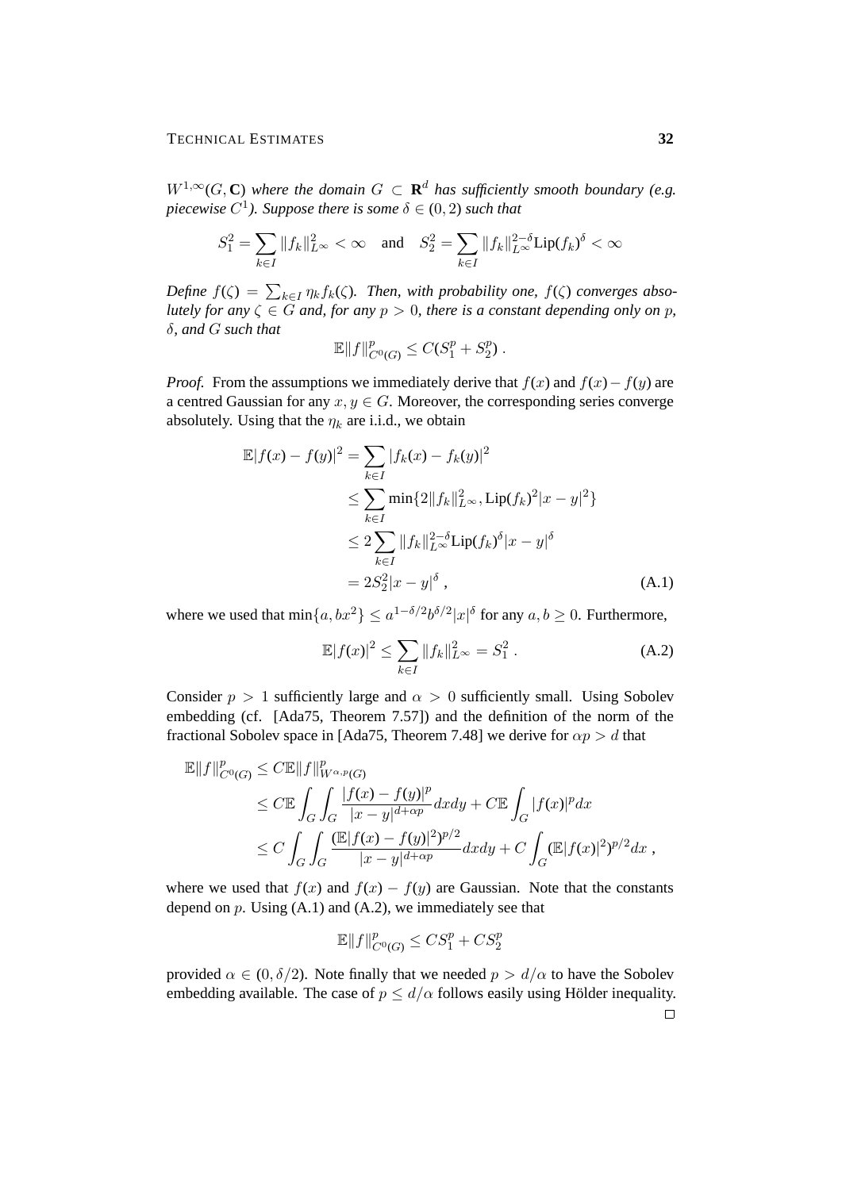*$W^{1,\infty}(G,\mathbf{C})$ where the domain $G \subset \mathbf{R}^d$ has sufficiently smooth boundary (e.g. piecewise $C^1$). Suppose there is some $\delta \in (0,2)$ such that*

$$S_1^2 = \sum_{k\in I} \|f_k\|_{L^\infty}^2 < \infty \quad \text{and} \quad S_2^2 = \sum_{k\in I} \|f_k\|_{L^\infty}^{2-\delta} \mathrm{Lip}(f_k)^\delta < \infty$$

*Define $f(\zeta) = \sum_{k\in I} \eta_k f_k(\zeta)$. Then, with probability one, $f(\zeta)$ converges absolutely for any $\zeta \in G$ and, for any $p > 0$, there is a constant depending only on $p$, $\delta$, and $G$ such that*

$$\mathbb{E}\|f\|_{C^0(G)}^p \leq C(S_1^p + S_2^p)\ .$$

*Proof.* From the assumptions we immediately derive that $f(x)$ and $f(x) - f(y)$ are a centred Gaussian for any $x, y \in G$. Moreover, the corresponding series converge absolutely. Using that the $\eta_k$ are i.i.d., we obtain

$$\begin{aligned}
\mathbb{E}|f(x) - f(y)|^2 &= \sum_{k\in I} |f_k(x) - f_k(y)|^2 \\
&\leq \sum_{k\in I} \min\{2\|f_k\|_{L^\infty}^2, \mathrm{Lip}(f_k)^2|x-y|^2\} \\
&\leq 2\sum_{k\in I} \|f_k\|_{L^\infty}^{2-\delta}\mathrm{Lip}(f_k)^\delta |x-y|^\delta \\
&= 2S_2^2|x-y|^\delta\ ,
\end{aligned} \tag{A.1}$$

where we used that $\min\{a, bx^2\} \leq a^{1-\delta/2}b^{\delta/2}|x|^\delta$ for any $a, b \geq 0$. Furthermore,

$$\mathbb{E}|f(x)|^2 \leq \sum_{k\in I} \|f_k\|_{L^\infty}^2 = S_1^2\ . \tag{A.2}$$

Consider $p > 1$ sufficiently large and $\alpha > 0$ sufficiently small. Using Sobolev embedding (cf. [Ada75, Theorem 7.57]) and the definition of the norm of the fractional Sobolev space in [Ada75, Theorem 7.48] we derive for $\alpha p > d$ that

$$\begin{aligned}
\mathbb{E}\|f\|_{C^0(G)}^p &\leq C\mathbb{E}\|f\|_{W^{\alpha,p}(G)}^p \\
&\leq C\mathbb{E}\int_G\int_G \frac{|f(x) - f(y)|^p}{|x-y|^{d+\alpha p}}dxdy + C\mathbb{E}\int_G |f(x)|^p dx \\
&\leq C\int_G\int_G \frac{(\mathbb{E}|f(x) - f(y)|^2)^{p/2}}{|x-y|^{d+\alpha p}}dxdy + C\int_G (\mathbb{E}|f(x)|^2)^{p/2}dx\ ,
\end{aligned}$$

where we used that $f(x)$ and $f(x) - f(y)$ are Gaussian. Note that the constants depend on $p$. Using (A.1) and (A.2), we immediately see that

$$\mathbb{E}\|f\|_{C^0(G)}^p \leq CS_1^p + CS_2^p$$

provided $\alpha \in (0, \delta/2)$. Note finally that we needed $p > d/\alpha$ to have the Sobolev embedding available. The case of $p \leq d/\alpha$ follows easily using Hölder inequality.

□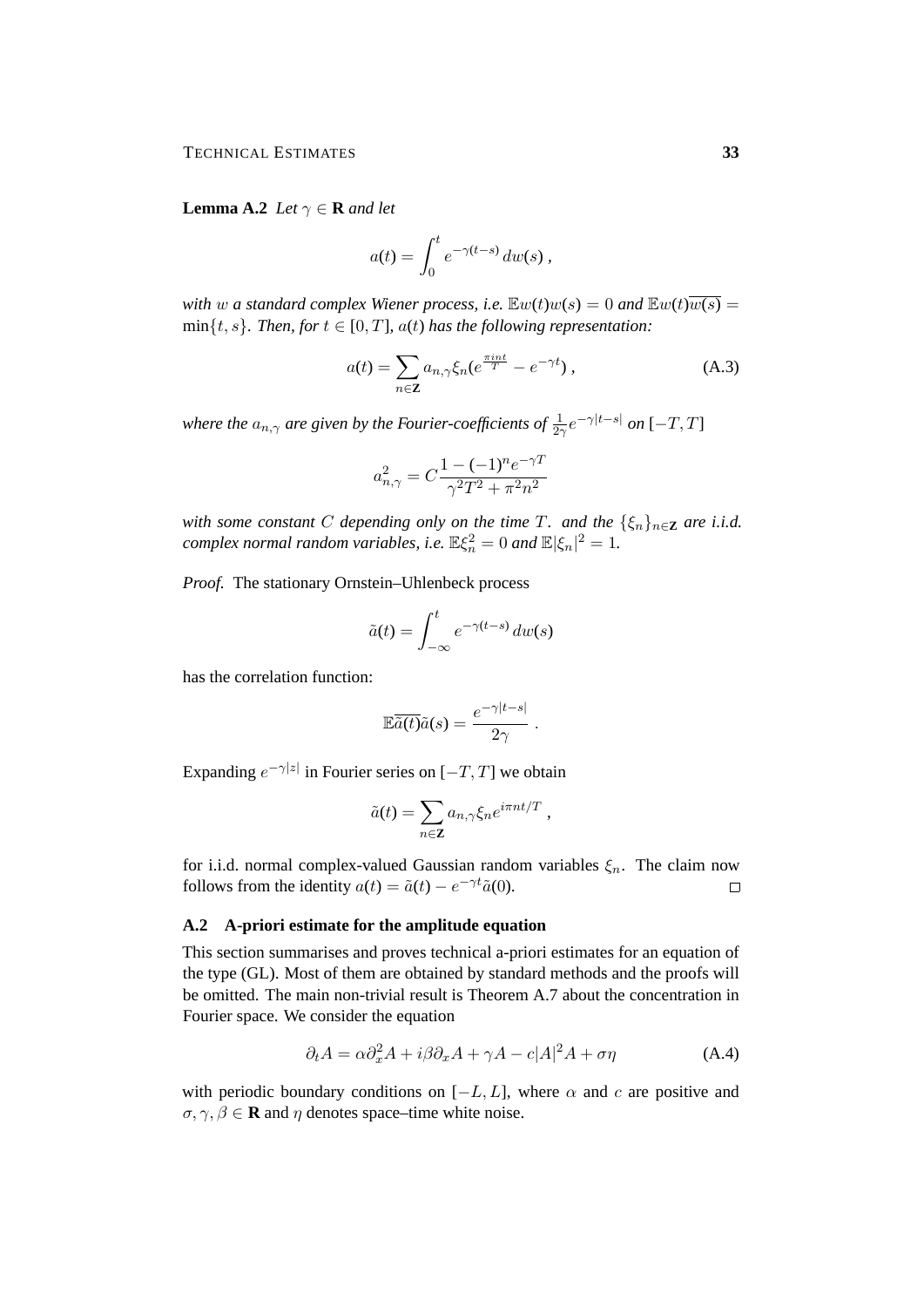**Lemma A.2** *Let $\gamma \in \mathbf{R}$ and let*

$$a(t) = \int_0^t e^{-\gamma(t-s)}\, dw(s)\;,$$

*with $w$ a standard complex Wiener process, i.e. $\mathbb{E}w(t)w(s) = 0$ and $\mathbb{E}w(t)\overline{w(s)} = \min\{t,s\}$. Then, for $t \in [0,T]$, $a(t)$ has the following representation:*

$$a(t) = \sum_{n\in\mathbf{Z}} a_{n,\gamma}\xi_n\big(e^{\frac{\pi i n t}{T}} - e^{-\gamma t}\big)\;, \tag{A.3}$$

*where the $a_{n,\gamma}$ are given by the Fourier-coefficients of $\frac{1}{2\gamma}e^{-\gamma|t-s|}$ on $[-T,T]$*

$$a_{n,\gamma}^2 = C\frac{1-(-1)^n e^{-\gamma T}}{\gamma^2T^2 + \pi^2 n^2}$$

*with some constant $C$ depending only on the time $T$. and the $\{\xi_n\}_{n\in\mathbf{Z}}$ are i.i.d. complex normal random variables, i.e. $\mathbb{E}\xi_n^2 = 0$ and $\mathbb{E}|\xi_n|^2 = 1$.*

*Proof.* The stationary Ornstein–Uhlenbeck process

$$\tilde a(t) = \int_{-\infty}^t e^{-\gamma(t-s)}\, dw(s)$$

has the correlation function:

$$\mathbb{E}\overline{\tilde a(t)}\tilde a(s) = \frac{e^{-\gamma|t-s|}}{2\gamma}\;.$$

Expanding $e^{-\gamma|z|}$ in Fourier series on $[-T,T]$ we obtain

$$\tilde a(t) = \sum_{n\in\mathbf{Z}} a_{n,\gamma}\xi_n e^{i\pi n t/T}\;,$$

for i.i.d. normal complex-valued Gaussian random variables $\xi_n$. The claim now follows from the identity $a(t) = \tilde a(t) - e^{-\gamma t}\tilde a(0)$. □

## A.2 A-priori estimate for the amplitude equation

This section summarises and proves technical a-priori estimates for an equation of the type (GL). Most of them are obtained by standard methods and the proofs will be omitted. The main non-trivial result is Theorem A.7 about the concentration in Fourier space. We consider the equation

$$\partial_t A = \alpha\partial_x^2 A + i\beta\partial_x A + \gamma A - c|A|^2 A + \sigma\eta \tag{A.4}$$

with periodic boundary conditions on $[-L,L]$, where $\alpha$ and $c$ are positive and $\sigma,\gamma,\beta \in \mathbf{R}$ and $\eta$ denotes space–time white noise.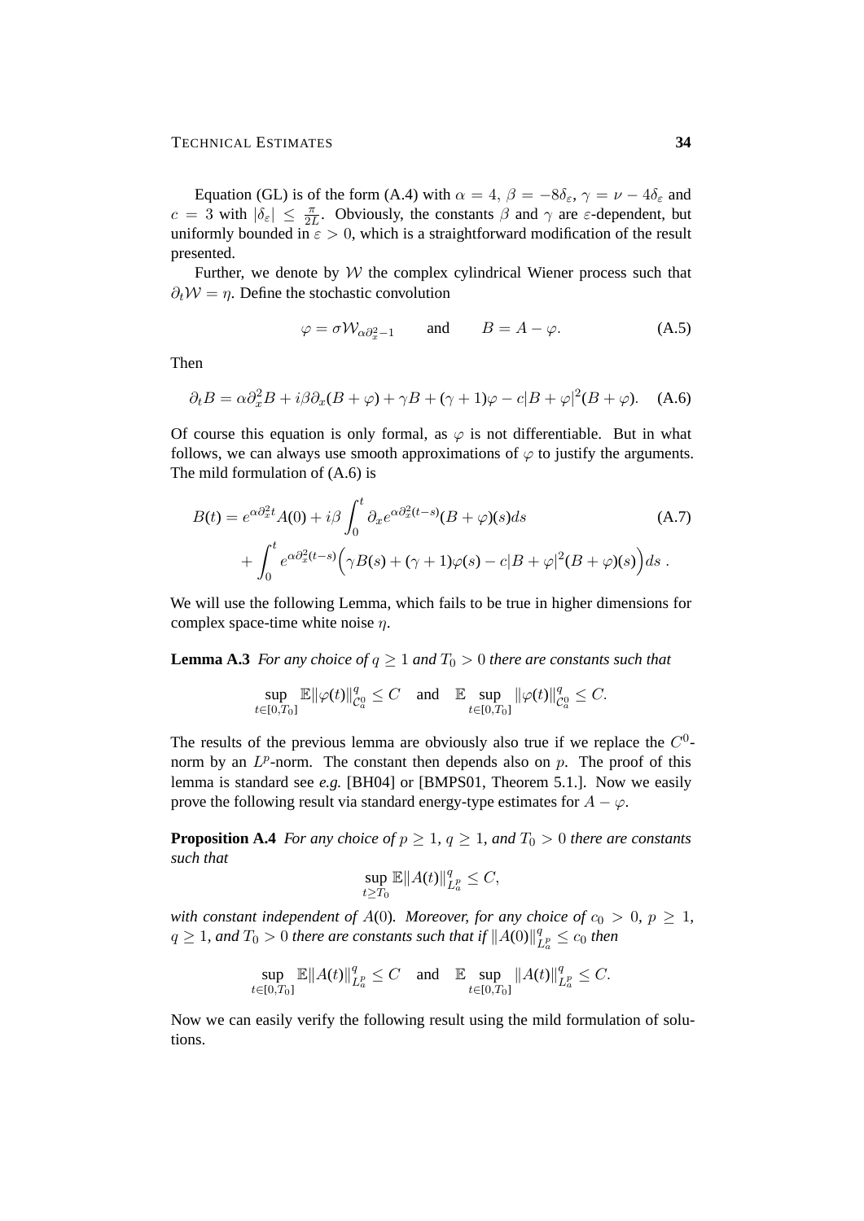Equation (GL) is of the form (A.4) with $\alpha = 4$, $\beta = -8\delta_\varepsilon$, $\gamma = \nu - 4\delta_\varepsilon$ and $c = 3$ with $|\delta_\varepsilon| \leq \frac{\pi}{2L}$. Obviously, the constants $\beta$ and $\gamma$ are $\varepsilon$-dependent, but uniformly bounded in $\varepsilon > 0$, which is a straightforward modification of the result presented.

Further, we denote by $\mathcal{W}$ the complex cylindrical Wiener process such that $\partial_t \mathcal{W} = \eta$. Define the stochastic convolution

$$\varphi = \sigma \mathcal{W}_{\alpha\partial_x^2 - 1} \qquad \text{and} \qquad B = A - \varphi. \tag{A.5}$$

Then

$$\partial_t B = \alpha \partial_x^2 B + i\beta \partial_x (B + \varphi) + \gamma B + (\gamma + 1)\varphi - c|B + \varphi|^2 (B + \varphi). \tag{A.6}$$

Of course this equation is only formal, as $\varphi$ is not differentiable. But in what follows, we can always use smooth approximations of $\varphi$ to justify the arguments. The mild formulation of (A.6) is

$$\begin{aligned} B(t) &= e^{\alpha\partial_x^2 t} A(0) + i\beta \int_0^t \partial_x e^{\alpha\partial_x^2 (t-s)} (B + \varphi)(s) ds \\ &\quad + \int_0^t e^{\alpha\partial_x^2 (t-s)} \Big( \gamma B(s) + (\gamma + 1)\varphi(s) - c|B + \varphi|^2 (B + \varphi)(s) \Big) ds \; . \end{aligned} \tag{A.7}$$

We will use the following Lemma, which fails to be true in higher dimensions for complex space-time white noise $\eta$.

**Lemma A.3** *For any choice of $q \geq 1$ and $T_0 > 0$ there are constants such that*

$$\sup_{t \in [0, T_0]} \mathbb{E} \|\varphi(t)\|^q_{\mathcal{C}^0_a} \leq C \quad \text{and} \quad \mathbb{E} \sup_{t \in [0, T_0]} \|\varphi(t)\|^q_{\mathcal{C}^0_a} \leq C.$$

The results of the previous lemma are obviously also true if we replace the $C^0$-norm by an $L^p$-norm. The constant then depends also on $p$. The proof of this lemma is standard see *e.g.* [BH04] or [BMPS01, Theorem 5.1.]. Now we easily prove the following result via standard energy-type estimates for $A - \varphi$.

**Proposition A.4** *For any choice of $p \geq 1$, $q \geq 1$, and $T_0 > 0$ there are constants such that*

$$\sup_{t \geq T_0} \mathbb{E} \|A(t)\|^q_{L^p_a} \leq C,$$

*with constant independent of $A(0)$. Moreover, for any choice of $c_0 > 0$, $p \geq 1$, $q \geq 1$, and $T_0 > 0$ there are constants such that if $\|A(0)\|^q_{L^p_a} \leq c_0$ then*

$$\sup_{t \in [0, T_0]} \mathbb{E} \|A(t)\|^q_{L^p_a} \leq C \quad \text{and} \quad \mathbb{E} \sup_{t \in [0, T_0]} \|A(t)\|^q_{L^p_a} \leq C.$$

Now we can easily verify the following result using the mild formulation of solutions.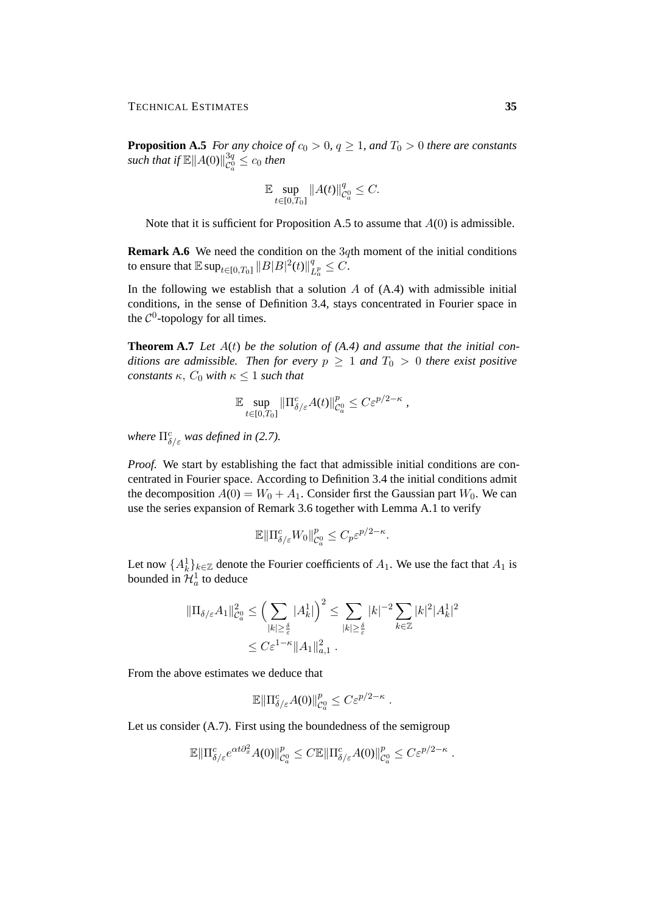**Proposition A.5** *For any choice of $c_0 > 0$, $q \geq 1$, and $T_0 > 0$ there are constants such that if $\mathbb{E}\|A(0)\|_{\mathcal{C}_a^0}^{3q} \leq c_0$ then*

$$\mathbb{E} \sup_{t\in[0,T_0]} \|A(t)\|_{\mathcal{C}_a^0}^q \leq C.$$

Note that it is sufficient for Proposition A.5 to assume that $A(0)$ is admissible.

**Remark A.6** We need the condition on the $3q$th moment of the initial conditions to ensure that $\mathbb{E}\sup_{t\in[0,T_0]} \|B|B|^2(t)\|_{L_a^p}^q \leq C$.

In the following we establish that a solution $A$ of (A.4) with admissible initial conditions, in the sense of Definition 3.4, stays concentrated in Fourier space in the $\mathcal{C}^0$-topology for all times.

**Theorem A.7** *Let $A(t)$ be the solution of (A.4) and assume that the initial conditions are admissible. Then for every $p \geq 1$ and $T_0 > 0$ there exist positive constants $\kappa$, $C_0$ with $\kappa \leq 1$ such that*

$$\mathbb{E} \sup_{t\in[0,T_0]} \|\Pi_{\delta/\varepsilon}^c A(t)\|_{\mathcal{C}_a^0}^p \leq C\varepsilon^{p/2-\kappa} ,$$

*where $\Pi_{\delta/\varepsilon}^c$ was defined in (2.7).*

*Proof.* We start by establishing the fact that admissible initial conditions are concentrated in Fourier space. According to Definition 3.4 the initial conditions admit the decomposition $A(0) = W_0 + A_1$. Consider first the Gaussian part $W_0$. We can use the series expansion of Remark 3.6 together with Lemma A.1 to verify

$$\mathbb{E}\|\Pi_{\delta/\varepsilon}^c W_0\|_{\mathcal{C}_a^0}^p \leq C_p\varepsilon^{p/2-\kappa}.$$

Let now $\{A_k^1\}_{k\in\mathbb{Z}}$ denote the Fourier coefficients of $A_1$. We use the fact that $A_1$ is bounded in $\mathcal{H}_a^1$ to deduce

$$\begin{aligned}\|\Pi_{\delta/\varepsilon} A_1\|_{\mathcal{C}_a^0}^2 &\leq \Big(\sum_{|k|\geq\frac{\delta}{\varepsilon}} |A_k^1|\Big)^2 \leq \sum_{|k|\geq\frac{\delta}{\varepsilon}} |k|^{-2} \sum_{k\in\mathbb{Z}} |k|^2 |A_k^1|^2 \\ &\leq C\varepsilon^{1-\kappa}\|A_1\|_{a,1}^2 .\end{aligned}$$

From the above estimates we deduce that

$$\mathbb{E}\|\Pi_{\delta/\varepsilon}^c A(0)\|_{\mathcal{C}_a^0}^p \leq C\varepsilon^{p/2-\kappa} .$$

Let us consider (A.7). First using the boundedness of the semigroup

$$\mathbb{E}\|\Pi_{\delta/\varepsilon}^c e^{\alpha t\partial_x^2} A(0)\|_{\mathcal{C}_a^0}^p \leq C\mathbb{E}\|\Pi_{\delta/\varepsilon}^c A(0)\|_{\mathcal{C}_a^0}^p \leq C\varepsilon^{p/2-\kappa} .$$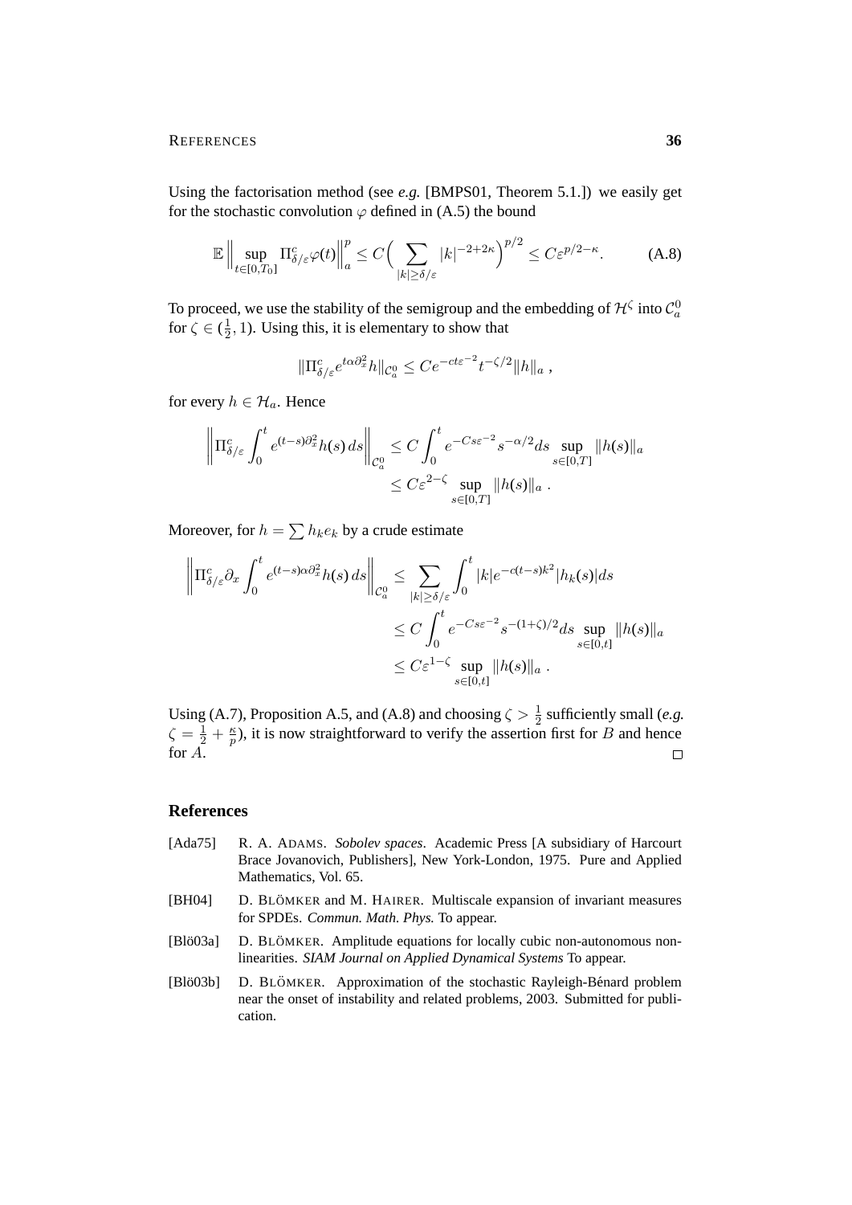Using the factorisation method (see *e.g.* [BMPS01, Theorem 5.1.]) we easily get for the stochastic convolution $\varphi$ defined in (A.5) the bound

$$\mathbb{E}\Big\|\sup_{t\in[0,T_0]}\Pi^c_{\delta/\varepsilon}\varphi(t)\Big\|^p_a \le C\Big(\sum_{|k|\ge\delta/\varepsilon}|k|^{-2+2\kappa}\Big)^{p/2} \le C\varepsilon^{p/2-\kappa}. \tag{A.8}$$

To proceed, we use the stability of the semigroup and the embedding of $\mathcal{H}^\zeta$ into $\mathcal{C}^0_a$ for $\zeta\in(\frac{1}{2},1)$. Using this, it is elementary to show that

$$\|\Pi^c_{\delta/\varepsilon}e^{t\alpha\partial_x^2}h\|_{\mathcal{C}^0_a} \le Ce^{-ct\varepsilon^{-2}}t^{-\zeta/2}\|h\|_a\;,$$

for every $h\in\mathcal{H}_a$. Hence

$$\begin{aligned}\Big\|\Pi^c_{\delta/\varepsilon}\int_0^t e^{(t-s)\partial_x^2}h(s)\,ds\Big\|_{\mathcal{C}^0_a} &\le C\int_0^t e^{-Cs\varepsilon^{-2}}s^{-\alpha/2}ds\sup_{s\in[0,T]}\|h(s)\|_a\\ &\le C\varepsilon^{2-\zeta}\sup_{s\in[0,T]}\|h(s)\|_a\;.\end{aligned}$$

Moreover, for $h=\sum h_ke_k$ by a crude estimate

$$\begin{aligned}\Big\|\Pi^c_{\delta/\varepsilon}\partial_x\int_0^t e^{(t-s)\alpha\partial_x^2}h(s)\,ds\Big\|_{\mathcal{C}^0_a} &\le \sum_{|k|\ge\delta/\varepsilon}\int_0^t|k|e^{-c(t-s)k^2}|h_k(s)|ds\\ &\le C\int_0^t e^{-Cs\varepsilon^{-2}}s^{-(1+\zeta)/2}ds\sup_{s\in[0,t]}\|h(s)\|_a\\ &\le C\varepsilon^{1-\zeta}\sup_{s\in[0,t]}\|h(s)\|_a\;.\end{aligned}$$

Using (A.7), Proposition A.5, and (A.8) and choosing $\zeta>\frac{1}{2}$ sufficiently small (*e.g.* $\zeta=\frac{1}{2}+\frac{\kappa}{p}$), it is now straightforward to verify the assertion first for $B$ and hence for $A$. □

## References

[Ada75] R. A. ADAMS. *Sobolev spaces*. Academic Press [A subsidiary of Harcourt Brace Jovanovich, Publishers], New York-London, 1975. Pure and Applied Mathematics, Vol. 65.

[BH04] D. BLÖMKER and M. HAIRER. Multiscale expansion of invariant measures for SPDEs. *Commun. Math. Phys.* To appear.

[Blö03a] D. BLÖMKER. Amplitude equations for locally cubic non-autonomous nonlinearities. *SIAM Journal on Applied Dynamical Systems* To appear.

[Blö03b] D. BLÖMKER. Approximation of the stochastic Rayleigh-Bénard problem near the onset of instability and related problems, 2003. Submitted for publication.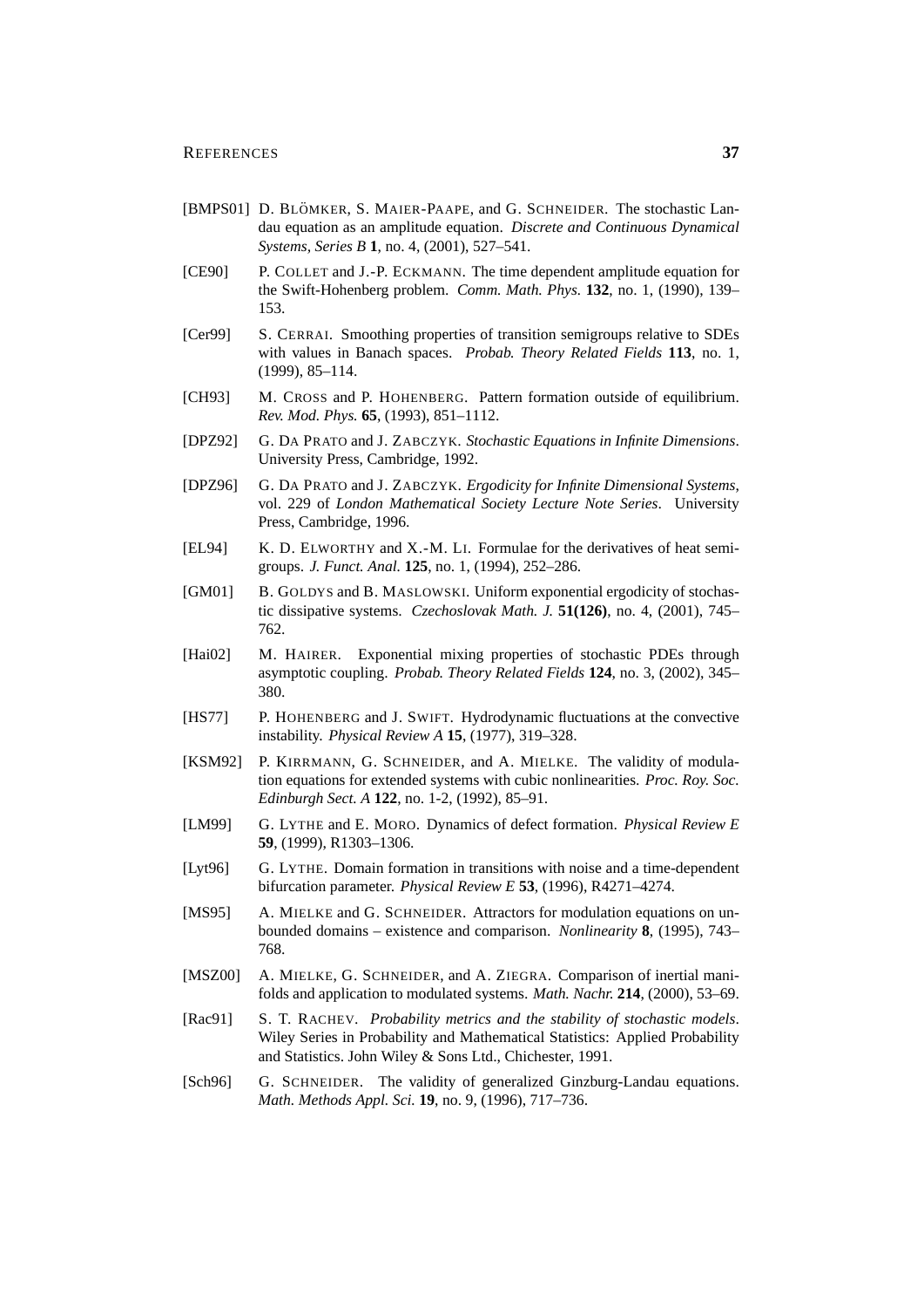[BMPS01] D. BLÖMKER, S. MAIER-PAAPE, and G. SCHNEIDER. The stochastic Landau equation as an amplitude equation. *Discrete and Continuous Dynamical Systems, Series B* **1**, no. 4, (2001), 527–541.

[CE90] P. COLLET and J.-P. ECKMANN. The time dependent amplitude equation for the Swift-Hohenberg problem. *Comm. Math. Phys.* **132**, no. 1, (1990), 139–153.

[Cer99] S. CERRAI. Smoothing properties of transition semigroups relative to SDEs with values in Banach spaces. *Probab. Theory Related Fields* **113**, no. 1, (1999), 85–114.

[CH93] M. CROSS and P. HOHENBERG. Pattern formation outside of equilibrium. *Rev. Mod. Phys.* **65**, (1993), 851–1112.

[DPZ92] G. DA PRATO and J. ZABCZYK. *Stochastic Equations in Infinite Dimensions*. University Press, Cambridge, 1992.

[DPZ96] G. DA PRATO and J. ZABCZYK. *Ergodicity for Infinite Dimensional Systems*, vol. 229 of *London Mathematical Society Lecture Note Series*. University Press, Cambridge, 1996.

[EL94] K. D. ELWORTHY and X.-M. LI. Formulae for the derivatives of heat semigroups. *J. Funct. Anal.* **125**, no. 1, (1994), 252–286.

[GM01] B. GOLDYS and B. MASLOWSKI. Uniform exponential ergodicity of stochastic dissipative systems. *Czechoslovak Math. J.* **51(126)**, no. 4, (2001), 745–762.

[Hai02] M. HAIRER. Exponential mixing properties of stochastic PDEs through asymptotic coupling. *Probab. Theory Related Fields* **124**, no. 3, (2002), 345–380.

[HS77] P. HOHENBERG and J. SWIFT. Hydrodynamic fluctuations at the convective instability. *Physical Review A* **15**, (1977), 319–328.

[KSM92] P. KIRRMANN, G. SCHNEIDER, and A. MIELKE. The validity of modulation equations for extended systems with cubic nonlinearities. *Proc. Roy. Soc. Edinburgh Sect. A* **122**, no. 1-2, (1992), 85–91.

[LM99] G. LYTHE and E. MORO. Dynamics of defect formation. *Physical Review E* **59**, (1999), R1303–1306.

[Lyt96] G. LYTHE. Domain formation in transitions with noise and a time-dependent bifurcation parameter. *Physical Review E* **53**, (1996), R4271–4274.

[MS95] A. MIELKE and G. SCHNEIDER. Attractors for modulation equations on unbounded domains – existence and comparison. *Nonlinearity* **8**, (1995), 743–768.

[MSZ00] A. MIELKE, G. SCHNEIDER, and A. ZIEGRA. Comparison of inertial manifolds and application to modulated systems. *Math. Nachr.* **214**, (2000), 53–69.

[Rac91] S. T. RACHEV. *Probability metrics and the stability of stochastic models*. Wiley Series in Probability and Mathematical Statistics: Applied Probability and Statistics. John Wiley & Sons Ltd., Chichester, 1991.

[Sch96] G. SCHNEIDER. The validity of generalized Ginzburg-Landau equations. *Math. Methods Appl. Sci.* **19**, no. 9, (1996), 717–736.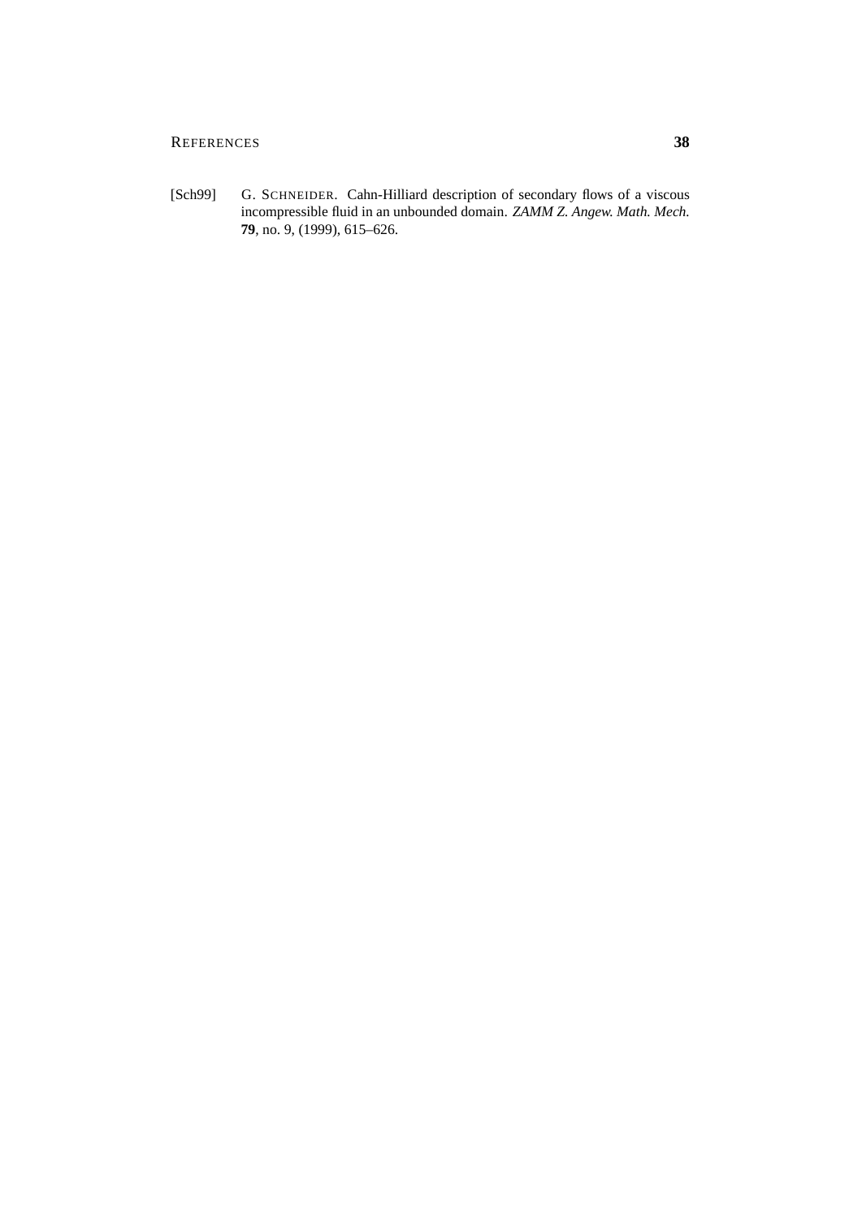[Sch99] G. SCHNEIDER. Cahn-Hilliard description of secondary flows of a viscous incompressible fluid in an unbounded domain. *ZAMM Z. Angew. Math. Mech.* **79**, no. 9, (1999), 615–626.